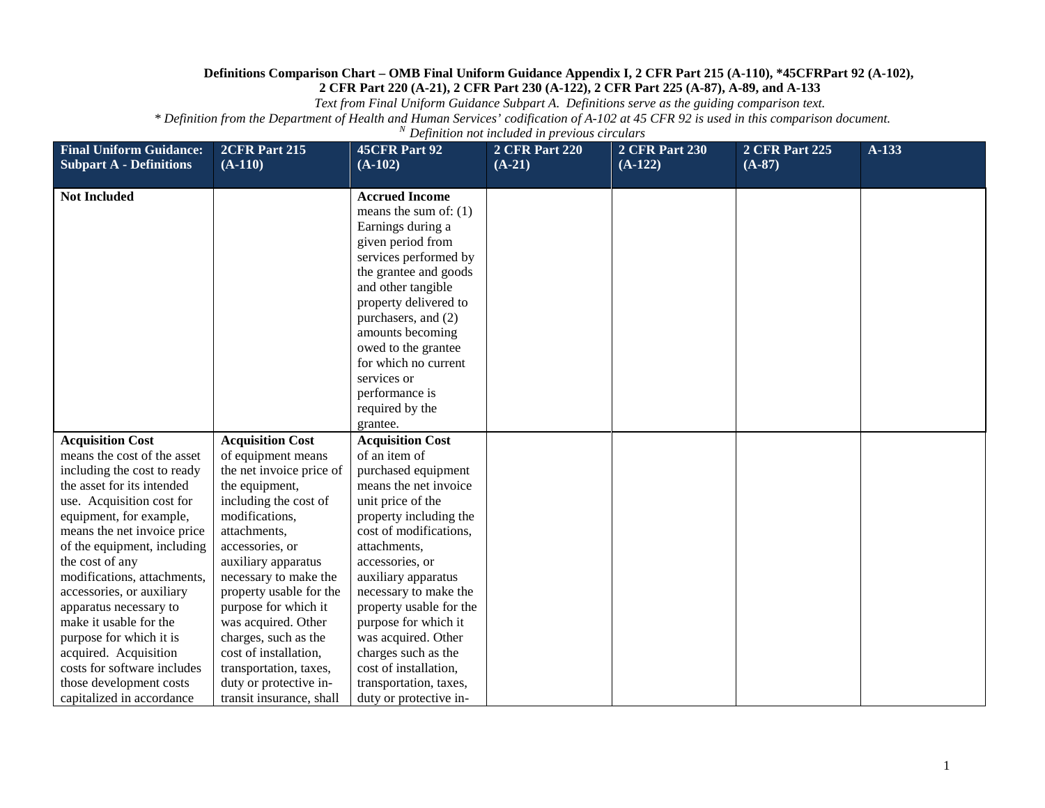**Definitions Comparison Chart – OMB Final Uniform Guidance Appendix I, 2 CFR Part 215 (A-110), *45CFRPart 92 (A-102), 2 CFR Part 220 (A-21), 2 CFR Part 230 (A-122), 2 CFR Part 225 (A-87), A-89, and A-133**

*Text from Final Uniform Guidance Subpart A. Definitions serve as the guiding comparison text.*

*\* Definition from the Department of Health and Human Services' codification of A-102 at 45 CFR 92 is used in this comparison document.*

*[N] Definition not included in previous circulars*

| Final Uniform Guidance: Subpart A - Definitions | 2CFR Part 215 (A-110) | 45CFR Part 92 (A-102) | 2 CFR Part 220 (A-21) | 2 CFR Part 230 (A-122) | 2 CFR Part 225 (A-87) | A-133 |
|---|---|---|---|---|---|---|
| **Not Included** | | **Accrued Income** means the sum of: (1) Earnings during a given period from services performed by the grantee and goods and other tangible property delivered to purchasers, and (2) amounts becoming owed to the grantee for which no current services or performance is required by the grantee. | | | | |
| **Acquisition Cost** means the cost of the asset including the cost to ready the asset for its intended use. Acquisition cost for equipment, for example, means the net invoice price of the equipment, including the cost of any modifications, attachments, accessories, or auxiliary apparatus necessary to make it usable for the purpose for which it is acquired. Acquisition costs for software includes those development costs capitalized in accordance | **Acquisition Cost** of equipment means the net invoice price of the equipment, including the cost of modifications, attachments, accessories, or auxiliary apparatus necessary to make the property usable for the purpose for which it was acquired. Other charges, such as the cost of installation, transportation, taxes, duty or protective in-transit insurance, shall | **Acquisition Cost** of an item of purchased equipment means the net invoice unit price of the property including the cost of modifications, attachments, accessories, or auxiliary apparatus necessary to make the property usable for the purpose for which it was acquired. Other charges such as the cost of installation, transportation, taxes, duty or protective in- | | | | |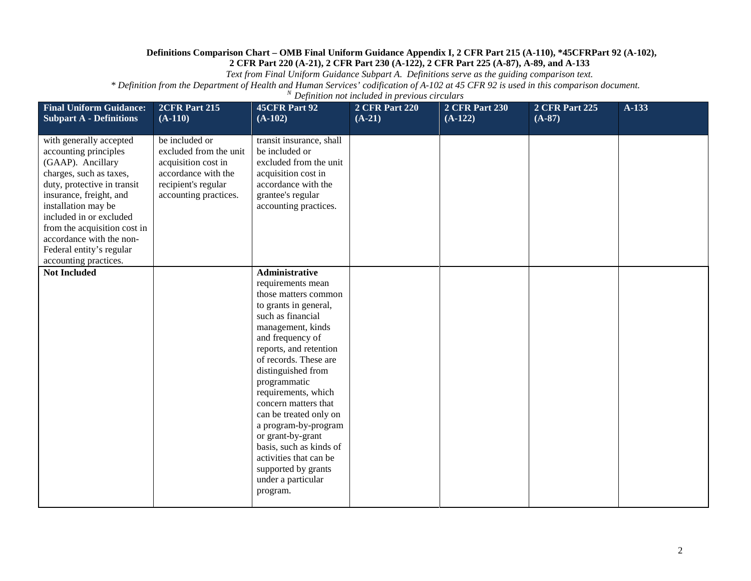**Definitions Comparison Chart – OMB Final Uniform Guidance Appendix I, 2 CFR Part 215 (A-110), *45CFRPart 92 (A-102), 2 CFR Part 220 (A-21), 2 CFR Part 230 (A-122), 2 CFR Part 225 (A-87), A-89, and A-133**

*Text from Final Uniform Guidance Subpart A. Definitions serve as the guiding comparison text.*

** Definition from the Department of Health and Human Services' codification of A-102 at 45 CFR 92 is used in this comparison document.*

*[N] Definition not included in previous circulars*

| Final Uniform Guidance: Subpart A - Definitions | 2CFR Part 215 (A-110) | 45CFR Part 92 (A-102) | 2 CFR Part 220 (A-21) | 2 CFR Part 230 (A-122) | 2 CFR Part 225 (A-87) | A-133 |
|---|---|---|---|---|---|---|
| with generally accepted accounting principles (GAAP). Ancillary charges, such as taxes, duty, protective in transit insurance, freight, and installation may be included in or excluded from the acquisition cost in accordance with the non-Federal entity's regular accounting practices. | be included or excluded from the unit acquisition cost in accordance with the recipient's regular accounting practices. | transit insurance, shall be included or excluded from the unit acquisition cost in accordance with the grantee's regular accounting practices. | | | | |
| **Not Included** | | **Administrative** requirements mean those matters common to grants in general, such as financial management, kinds and frequency of reports, and retention of records. These are distinguished from programmatic requirements, which concern matters that can be treated only on a program-by-program or grant-by-grant basis, such as kinds of activities that can be supported by grants under a particular program. | | | | |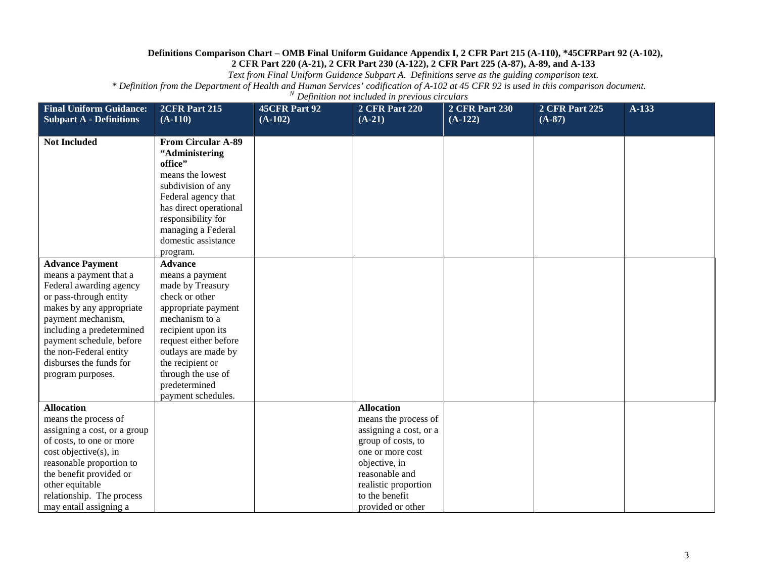**Definitions Comparison Chart – OMB Final Uniform Guidance Appendix I, 2 CFR Part 215 (A-110), *45CFRPart 92 (A-102), 2 CFR Part 220 (A-21), 2 CFR Part 230 (A-122), 2 CFR Part 225 (A-87), A-89, and A-133**

*Text from Final Uniform Guidance Subpart A. Definitions serve as the guiding comparison text.*

** Definition from the Department of Health and Human Services' codification of A-102 at 45 CFR 92 is used in this comparison document.*

*[N] Definition not included in previous circulars*

| Final Uniform Guidance: Subpart A - Definitions | 2CFR Part 215 (A-110) | 45CFR Part 92 (A-102) | 2 CFR Part 220 (A-21) | 2 CFR Part 230 (A-122) | 2 CFR Part 225 (A-87) | A-133 |
|---|---|---|---|---|---|---|
| **Not Included** | **From Circular A-89 "Administering office"** means the lowest subdivision of any Federal agency that has direct operational responsibility for managing a Federal domestic assistance program. | | | | | |
| **Advance Payment** means a payment that a Federal awarding agency or pass-through entity makes by any appropriate payment mechanism, including a predetermined payment schedule, before the non-Federal entity disburses the funds for program purposes. | **Advance** means a payment made by Treasury check or other appropriate payment mechanism to a recipient upon its request either before outlays are made by the recipient or through the use of predetermined payment schedules. | | | | | |
| **Allocation** means the process of assigning a cost, or a group of costs, to one or more cost objective(s), in reasonable proportion to the benefit provided or other equitable relationship. The process may entail assigning a | | | **Allocation** means the process of assigning a cost, or a group of costs, to one or more cost objective, in reasonable and realistic proportion to the benefit provided or other | | | |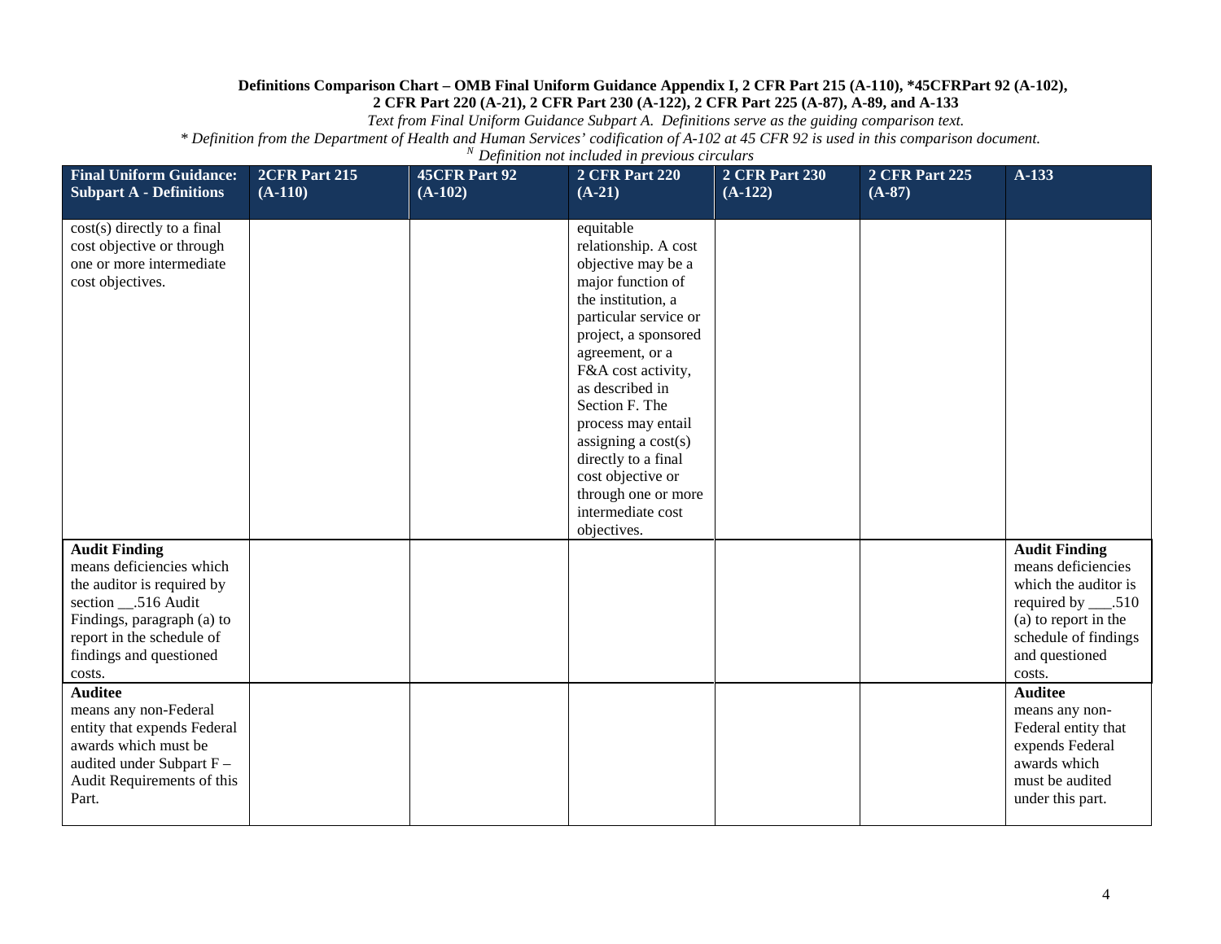**Definitions Comparison Chart – OMB Final Uniform Guidance Appendix I, 2 CFR Part 215 (A-110), *45CFRPart 92 (A-102), 2 CFR Part 220 (A-21), 2 CFR Part 230 (A-122), 2 CFR Part 225 (A-87), A-89, and A-133**

*Text from Final Uniform Guidance Subpart A. Definitions serve as the guiding comparison text.*

*\* Definition from the Department of Health and Human Services' codification of A-102 at 45 CFR 92 is used in this comparison document.*

*[N] Definition not included in previous circulars*

| Final Uniform Guidance: Subpart A - Definitions | 2CFR Part 215 (A-110) | 45CFR Part 92 (A-102) | 2 CFR Part 220 (A-21) | 2 CFR Part 230 (A-122) | 2 CFR Part 225 (A-87) | A-133 |
|---|---|---|---|---|---|---|
| cost(s) directly to a final cost objective or through one or more intermediate cost objectives. | | | equitable relationship. A cost objective may be a major function of the institution, a particular service or project, a sponsored agreement, or a F&A cost activity, as described in Section F. The process may entail assigning a cost(s) directly to a final cost objective or through one or more intermediate cost objectives. | | | |
| **Audit Finding** means deficiencies which the auditor is required by section __.516 Audit Findings, paragraph (a) to report in the schedule of findings and questioned costs. | | | | | | **Audit Finding** means deficiencies which the auditor is required by ___.510 (a) to report in the schedule of findings and questioned costs. |
| **Auditee** means any non-Federal entity that expends Federal awards which must be audited under Subpart F – Audit Requirements of this Part. | | | | | | **Auditee** means any non-Federal entity that expends Federal awards which must be audited under this part. |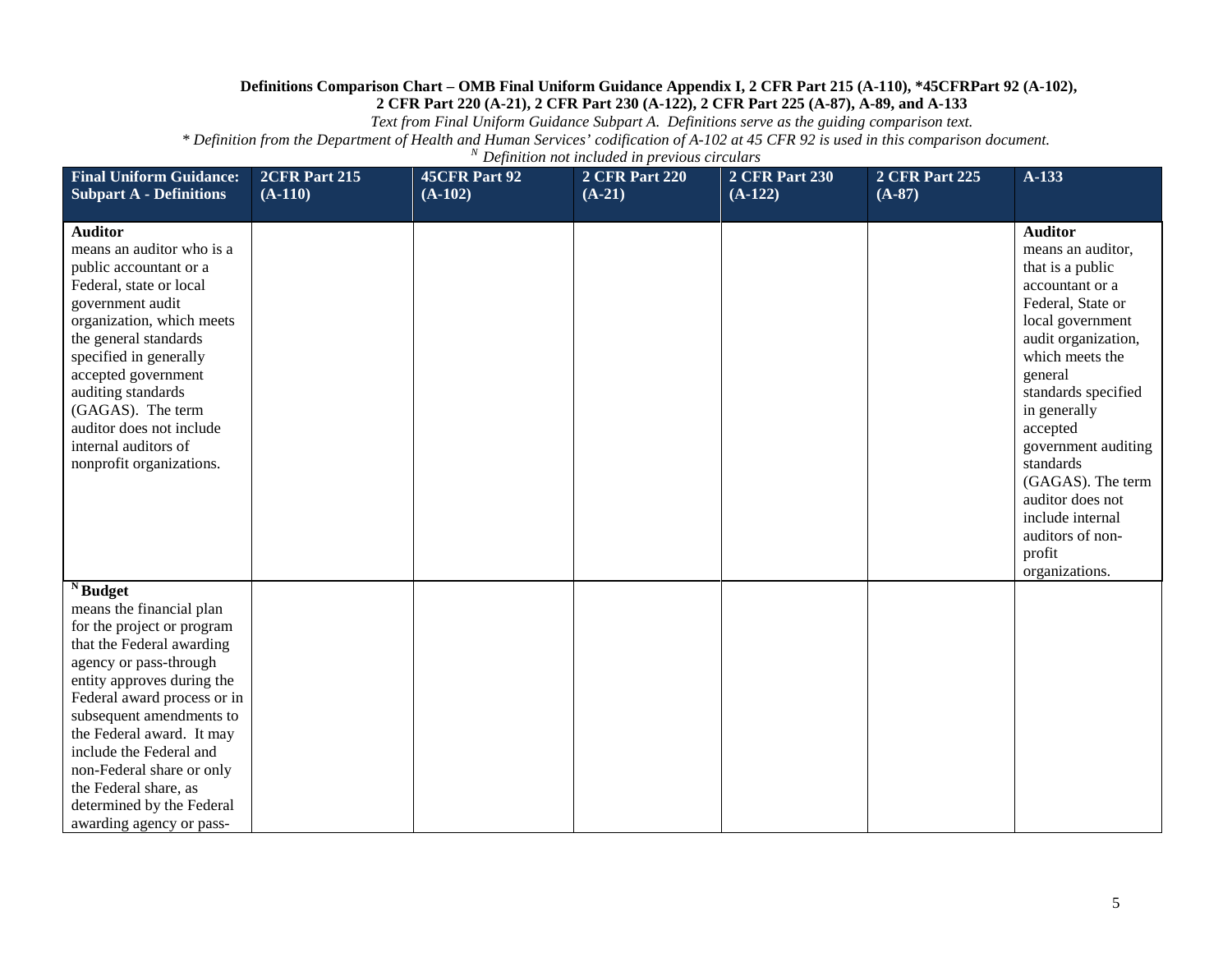**Definitions Comparison Chart – OMB Final Uniform Guidance Appendix I, 2 CFR Part 215 (A-110), *45CFRPart 92 (A-102), 2 CFR Part 220 (A-21), 2 CFR Part 230 (A-122), 2 CFR Part 225 (A-87), A-89, and A-133**

*Text from Final Uniform Guidance Subpart A. Definitions serve as the guiding comparison text.*

*\* Definition from the Department of Health and Human Services' codification of A-102 at 45 CFR 92 is used in this comparison document.*

*[N] Definition not included in previous circulars*

| Final Uniform Guidance: Subpart A - Definitions | 2CFR Part 215 (A-110) | 45CFR Part 92 (A-102) | 2 CFR Part 220 (A-21) | 2 CFR Part 230 (A-122) | 2 CFR Part 225 (A-87) | A-133 |
|---|---|---|---|---|---|---|
| **Auditor** means an auditor who is a public accountant or a Federal, state or local government audit organization, which meets the general standards specified in generally accepted government auditing standards (GAGAS). The term auditor does not include internal auditors of nonprofit organizations. | | | | | | **Auditor** means an auditor, that is a public accountant or a Federal, State or local government audit organization, which meets the general standards specified in generally accepted government auditing standards (GAGAS). The term auditor does not include internal auditors of non-profit organizations. |
| [N] **Budget** means the financial plan for the project or program that the Federal awarding agency or pass-through entity approves during the Federal award process or in subsequent amendments to the Federal award. It may include the Federal and non-Federal share or only the Federal share, as determined by the Federal awarding agency or pass- | | | | | | |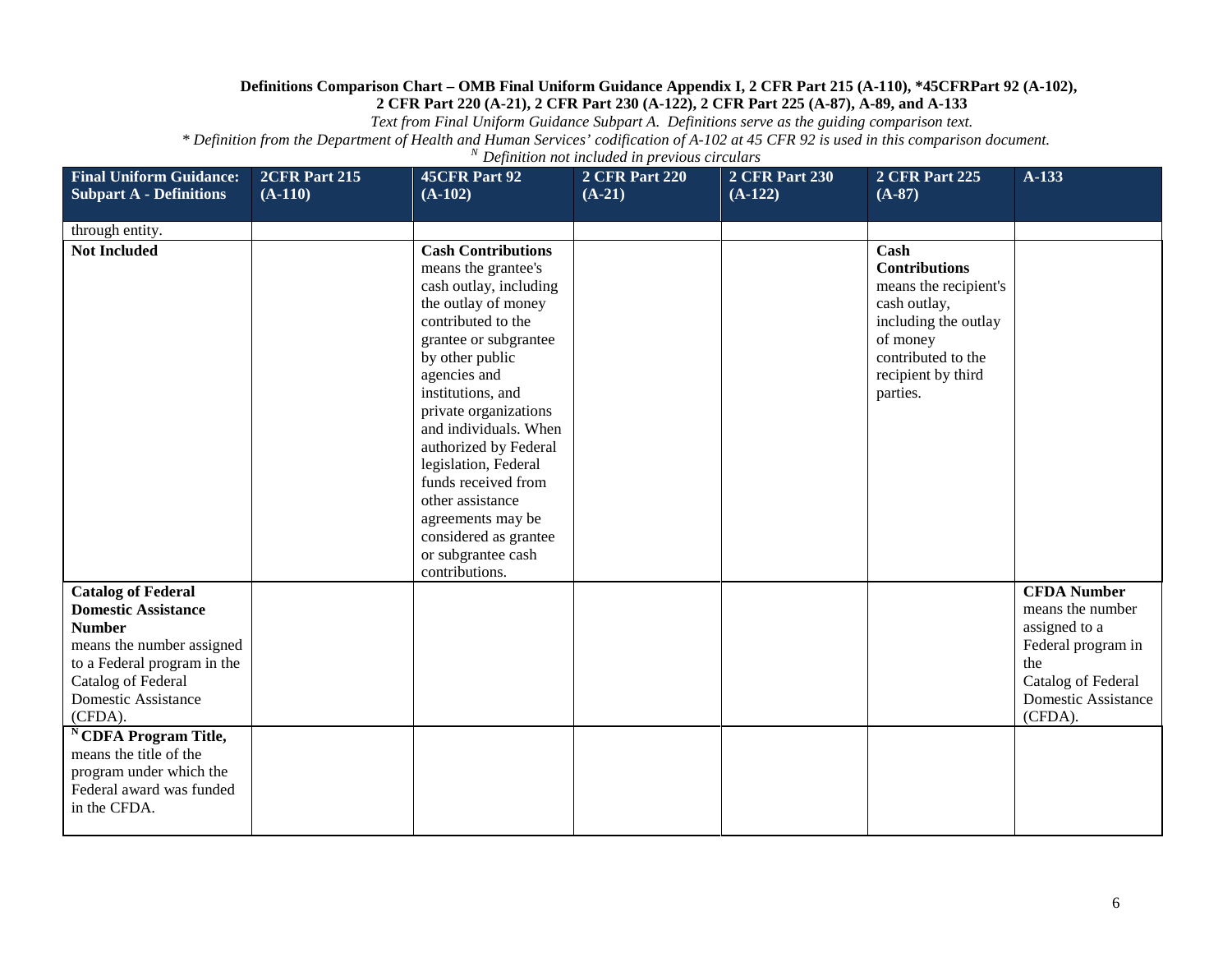**Definitions Comparison Chart – OMB Final Uniform Guidance Appendix I, 2 CFR Part 215 (A-110), *45CFRPart 92 (A-102), 2 CFR Part 220 (A-21), 2 CFR Part 230 (A-122), 2 CFR Part 225 (A-87), A-89, and A-133**

*Text from Final Uniform Guidance Subpart A. Definitions serve as the guiding comparison text.*

*\* Definition from the Department of Health and Human Services' codification of A-102 at 45 CFR 92 is used in this comparison document.*

*[N] Definition not included in previous circulars*

| Final Uniform Guidance: Subpart A - Definitions | 2CFR Part 215 (A-110) | 45CFR Part 92 (A-102) | 2 CFR Part 220 (A-21) | 2 CFR Part 230 (A-122) | 2 CFR Part 225 (A-87) | A-133 |
|---|---|---|---|---|---|---|
| through entity. | | | | | | |
| **Not Included** | | **Cash Contributions** means the grantee's cash outlay, including the outlay of money contributed to the grantee or subgrantee by other public agencies and institutions, and private organizations and individuals. When authorized by Federal legislation, Federal funds received from other assistance agreements may be considered as grantee or subgrantee cash contributions. | | | **Cash Contributions** means the recipient's cash outlay, including the outlay of money contributed to the recipient by third parties. | |
| **Catalog of Federal Domestic Assistance Number** means the number assigned to a Federal program in the Catalog of Federal Domestic Assistance (CFDA). | | | | | | **CFDA Number** means the number assigned to a Federal program in the Catalog of Federal Domestic Assistance (CFDA). |
| [N] **CDFA Program Title,** means the title of the program under which the Federal award was funded in the CFDA. | | | | | | |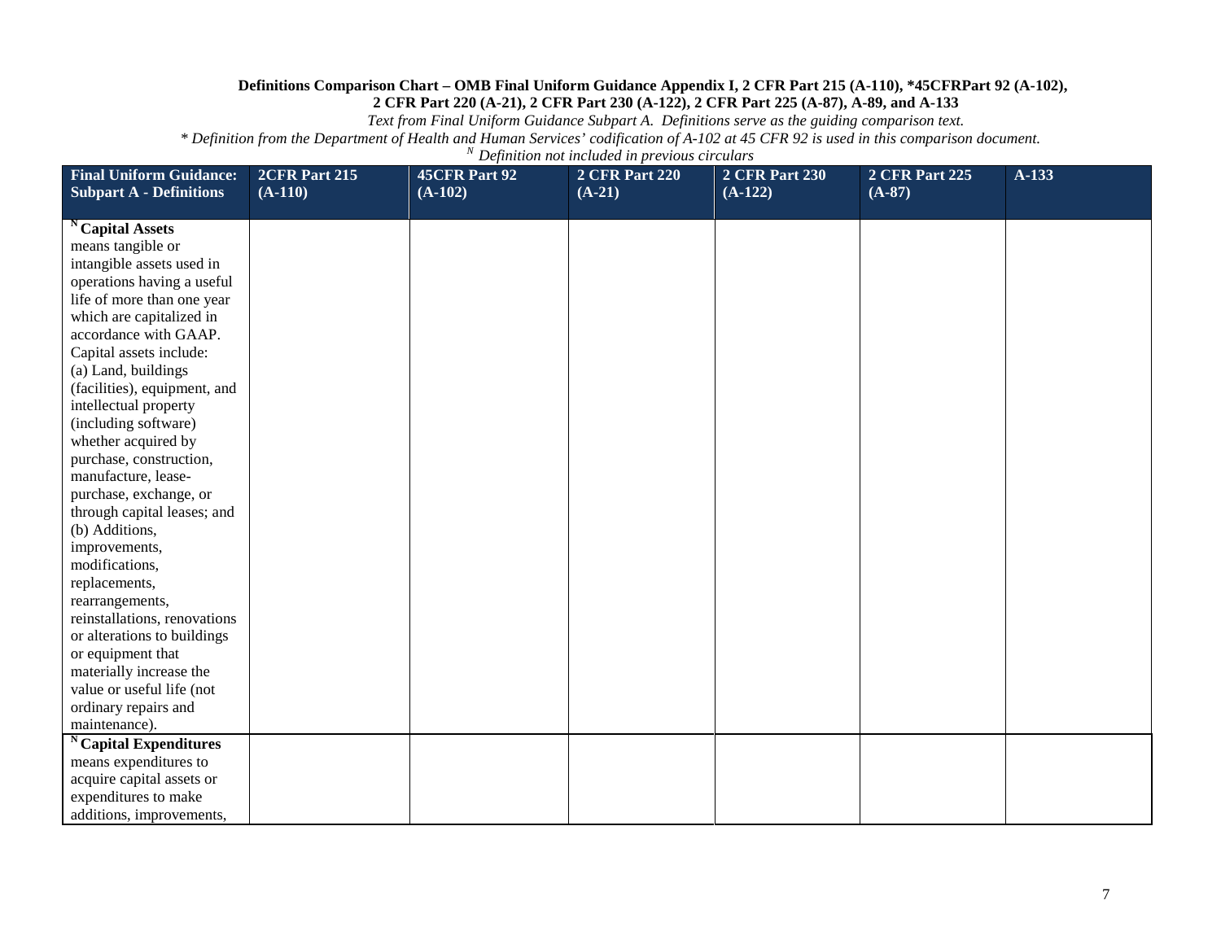**Definitions Comparison Chart – OMB Final Uniform Guidance Appendix I, 2 CFR Part 215 (A-110), *45CFRPart 92 (A-102), 2 CFR Part 220 (A-21), 2 CFR Part 230 (A-122), 2 CFR Part 225 (A-87), A-89, and A-133**

*Text from Final Uniform Guidance Subpart A. Definitions serve as the guiding comparison text.*

*\* Definition from the Department of Health and Human Services' codification of A-102 at 45 CFR 92 is used in this comparison document.*

*[N] Definition not included in previous circulars*

| Final Uniform Guidance: Subpart A - Definitions | 2CFR Part 215 (A-110) | 45CFR Part 92 (A-102) | 2 CFR Part 220 (A-21) | 2 CFR Part 230 (A-122) | 2 CFR Part 225 (A-87) | A-133 |
|---|---|---|---|---|---|---|
| [N] **Capital Assets** means tangible or intangible assets used in operations having a useful life of more than one year which are capitalized in accordance with GAAP. Capital assets include: (a) Land, buildings (facilities), equipment, and intellectual property (including software) whether acquired by purchase, construction, manufacture, lease-purchase, exchange, or through capital leases; and (b) Additions, improvements, modifications, replacements, rearrangements, reinstallations, renovations or alterations to buildings or equipment that materially increase the value or useful life (not ordinary repairs and maintenance). | | | | | | |
| [N] **Capital Expenditures** means expenditures to acquire capital assets or expenditures to make additions, improvements, | | | | | | |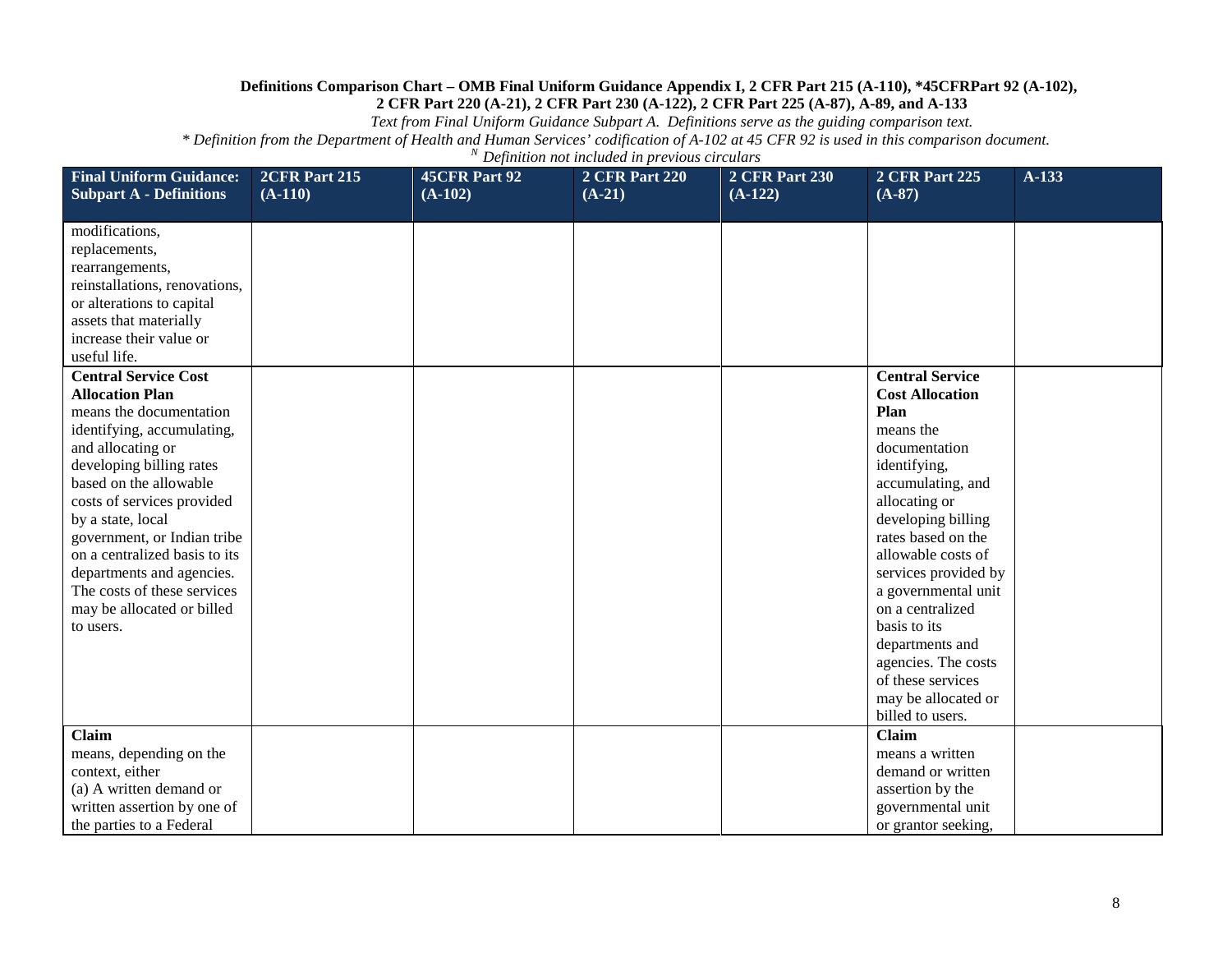**Definitions Comparison Chart – OMB Final Uniform Guidance Appendix I, 2 CFR Part 215 (A-110), *45CFRPart 92 (A-102), 2 CFR Part 220 (A-21), 2 CFR Part 230 (A-122), 2 CFR Part 225 (A-87), A-89, and A-133**

*Text from Final Uniform Guidance Subpart A. Definitions serve as the guiding comparison text.*

** Definition from the Department of Health and Human Services' codification of A-102 at 45 CFR 92 is used in this comparison document.*

*[N] Definition not included in previous circulars*

| Final Uniform Guidance: Subpart A - Definitions | 2CFR Part 215 (A-110) | 45CFR Part 92 (A-102) | 2 CFR Part 220 (A-21) | 2 CFR Part 230 (A-122) | 2 CFR Part 225 (A-87) | A-133 |
|---|---|---|---|---|---|---|
| modifications, replacements, rearrangements, reinstallations, renovations, or alterations to capital assets that materially increase their value or useful life. | | | | | | |
| **Central Service Cost Allocation Plan** means the documentation identifying, accumulating, and allocating or developing billing rates based on the allowable costs of services provided by a state, local government, or Indian tribe on a centralized basis to its departments and agencies. The costs of these services may be allocated or billed to users. | | | | | **Central Service Cost Allocation Plan** means the documentation identifying, accumulating, and allocating or developing billing rates based on the allowable costs of services provided by a governmental unit on a centralized basis to its departments and agencies. The costs of these services may be allocated or billed to users. | |
| **Claim** means, depending on the context, either (a) A written demand or written assertion by one of the parties to a Federal | | | | | **Claim** means a written demand or written assertion by the governmental unit or grantor seeking, | |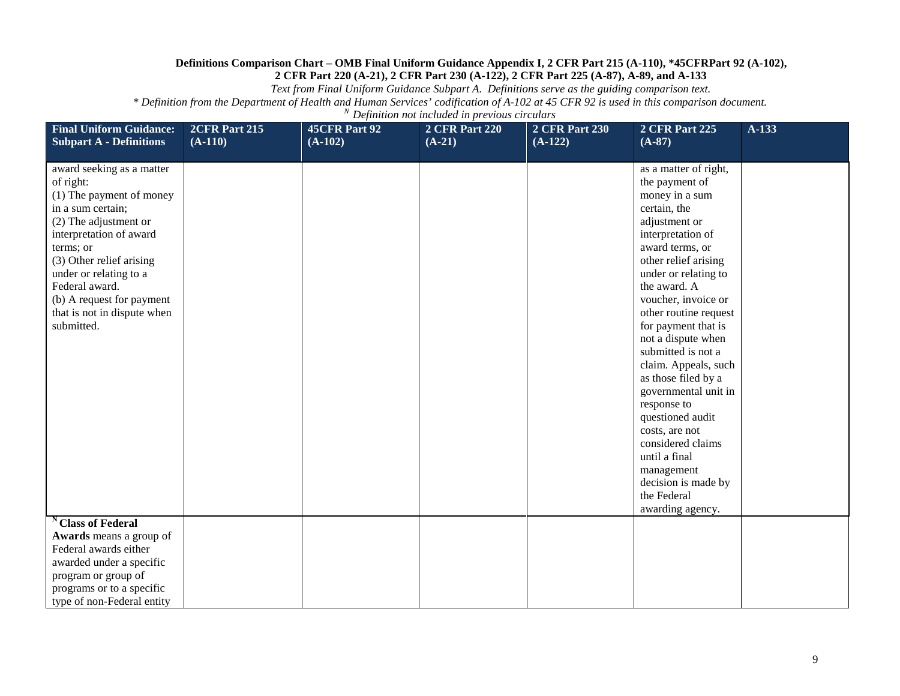**Definitions Comparison Chart – OMB Final Uniform Guidance Appendix I, 2 CFR Part 215 (A-110), *45CFRPart 92 (A-102), 2 CFR Part 220 (A-21), 2 CFR Part 230 (A-122), 2 CFR Part 225 (A-87), A-89, and A-133**

*Text from Final Uniform Guidance Subpart A. Definitions serve as the guiding comparison text.*

*\* Definition from the Department of Health and Human Services' codification of A-102 at 45 CFR 92 is used in this comparison document.*

*[N] Definition not included in previous circulars*

| Final Uniform Guidance: Subpart A - Definitions | 2CFR Part 215 (A-110) | 45CFR Part 92 (A-102) | 2 CFR Part 220 (A-21) | 2 CFR Part 230 (A-122) | 2 CFR Part 225 (A-87) | A-133 |
|---|---|---|---|---|---|---|
| award seeking as a matter of right:<br>(1) The payment of money in a sum certain;<br>(2) The adjustment or interpretation of award terms; or<br>(3) Other relief arising under or relating to a Federal award.<br>(b) A request for payment that is not in dispute when submitted. | | | | | as a matter of right, the payment of money in a sum certain, the adjustment or interpretation of award terms, or other relief arising under or relating to the award. A voucher, invoice or other routine request for payment that is not a dispute when submitted is not a claim. Appeals, such as those filed by a governmental unit in response to questioned audit costs, are not considered claims until a final management decision is made by the Federal awarding agency. | |
| [N] **Class of Federal Awards** means a group of Federal awards either awarded under a specific program or group of programs or to a specific type of non-Federal entity | | | | | | |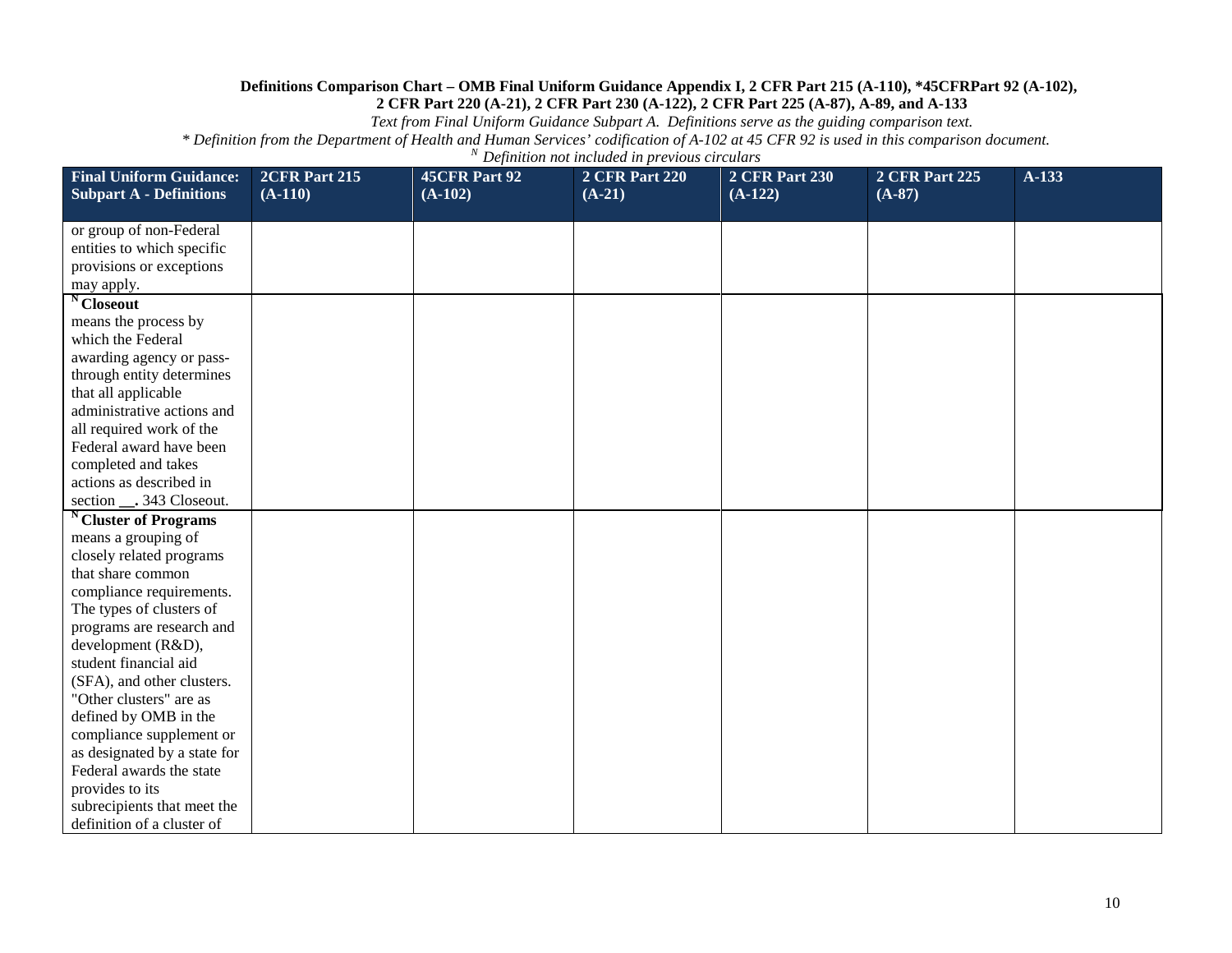**Definitions Comparison Chart – OMB Final Uniform Guidance Appendix I, 2 CFR Part 215 (A-110), *45CFRPart 92 (A-102), 2 CFR Part 220 (A-21), 2 CFR Part 230 (A-122), 2 CFR Part 225 (A-87), A-89, and A-133**

*Text from Final Uniform Guidance Subpart A. Definitions serve as the guiding comparison text.*

*\* Definition from the Department of Health and Human Services' codification of A-102 at 45 CFR 92 is used in this comparison document.*

*[N] Definition not included in previous circulars*

| Final Uniform Guidance: Subpart A - Definitions | 2CFR Part 215 (A-110) | 45CFR Part 92 (A-102) | 2 CFR Part 220 (A-21) | 2 CFR Part 230 (A-122) | 2 CFR Part 225 (A-87) | A-133 |
|---|---|---|---|---|---|---|
| or group of non-Federal entities to which specific provisions or exceptions may apply. | | | | | | |
| [N] **Closeout** means the process by which the Federal awarding agency or pass-through entity determines that all applicable administrative actions and all required work of the Federal award have been completed and takes actions as described in section __. 343 Closeout. | | | | | | |
| [N] **Cluster of Programs** means a grouping of closely related programs that share common compliance requirements. The types of clusters of programs are research and development (R&D), student financial aid (SFA), and other clusters. "Other clusters" are as defined by OMB in the compliance supplement or as designated by a state for Federal awards the state provides to its subrecipients that meet the definition of a cluster of | | | | | | |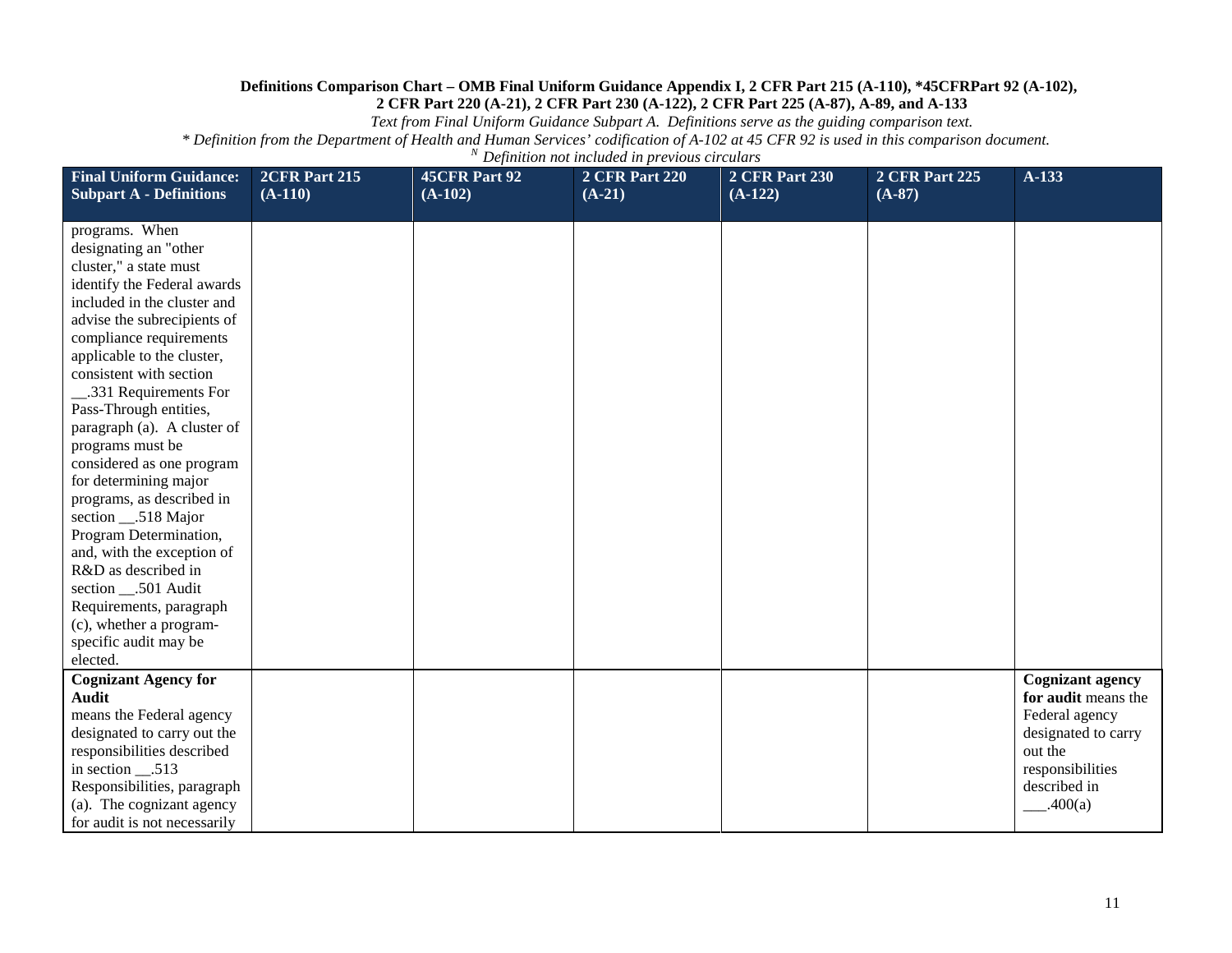**Definitions Comparison Chart – OMB Final Uniform Guidance Appendix I, 2 CFR Part 215 (A-110), *45CFRPart 92 (A-102), 2 CFR Part 220 (A-21), 2 CFR Part 230 (A-122), 2 CFR Part 225 (A-87), A-89, and A-133**

*Text from Final Uniform Guidance Subpart A. Definitions serve as the guiding comparison text.*

*\* Definition from the Department of Health and Human Services' codification of A-102 at 45 CFR 92 is used in this comparison document.*

*[N] Definition not included in previous circulars*

| Final Uniform Guidance: Subpart A - Definitions | 2CFR Part 215 (A-110) | 45CFR Part 92 (A-102) | 2 CFR Part 220 (A-21) | 2 CFR Part 230 (A-122) | 2 CFR Part 225 (A-87) | A-133 |
|---|---|---|---|---|---|---|
| programs. When designating an "other cluster," a state must identify the Federal awards included in the cluster and advise the subrecipients of compliance requirements applicable to the cluster, consistent with section __.331 Requirements For Pass-Through entities, paragraph (a). A cluster of programs must be considered as one program for determining major programs, as described in section __.518 Major Program Determination, and, with the exception of R&D as described in section __.501 Audit Requirements, paragraph (c), whether a program-specific audit may be elected. | | | | | | |
| **Cognizant Agency for Audit** means the Federal agency designated to carry out the responsibilities described in section __.513 Responsibilities, paragraph (a). The cognizant agency for audit is not necessarily | | | | | | **Cognizant agency for audit** means the Federal agency designated to carry out the responsibilities described in ___.400(a) |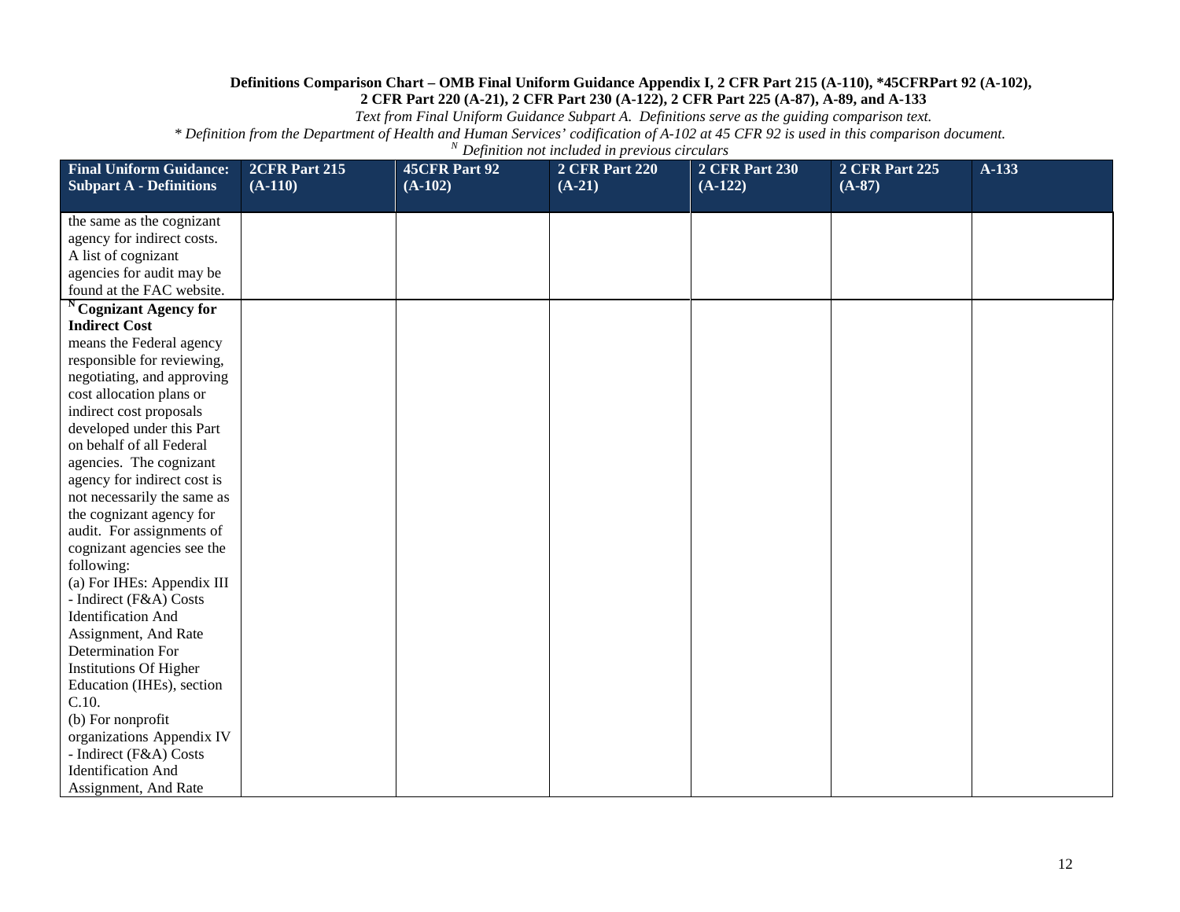**Definitions Comparison Chart – OMB Final Uniform Guidance Appendix I, 2 CFR Part 215 (A-110), *45CFRPart 92 (A-102), 2 CFR Part 220 (A-21), 2 CFR Part 230 (A-122), 2 CFR Part 225 (A-87), A-89, and A-133**

*Text from Final Uniform Guidance Subpart A. Definitions serve as the guiding comparison text.*

** Definition from the Department of Health and Human Services' codification of A-102 at 45 CFR 92 is used in this comparison document.*

*[N] Definition not included in previous circulars*

| Final Uniform Guidance: Subpart A - Definitions | 2CFR Part 215 (A-110) | 45CFR Part 92 (A-102) | 2 CFR Part 220 (A-21) | 2 CFR Part 230 (A-122) | 2 CFR Part 225 (A-87) | A-133 |
|---|---|---|---|---|---|---|
| the same as the cognizant agency for indirect costs. A list of cognizant agencies for audit may be found at the FAC website. | | | | | | |
| [N] **Cognizant Agency for Indirect Cost** means the Federal agency responsible for reviewing, negotiating, and approving cost allocation plans or indirect cost proposals developed under this Part on behalf of all Federal agencies. The cognizant agency for indirect cost is not necessarily the same as the cognizant agency for audit. For assignments of cognizant agencies see the following: (a) For IHEs: Appendix III - Indirect (F&A) Costs Identification And Assignment, And Rate Determination For Institutions Of Higher Education (IHEs), section C.10. (b) For nonprofit organizations Appendix IV - Indirect (F&A) Costs Identification And Assignment, And Rate | | | | | | |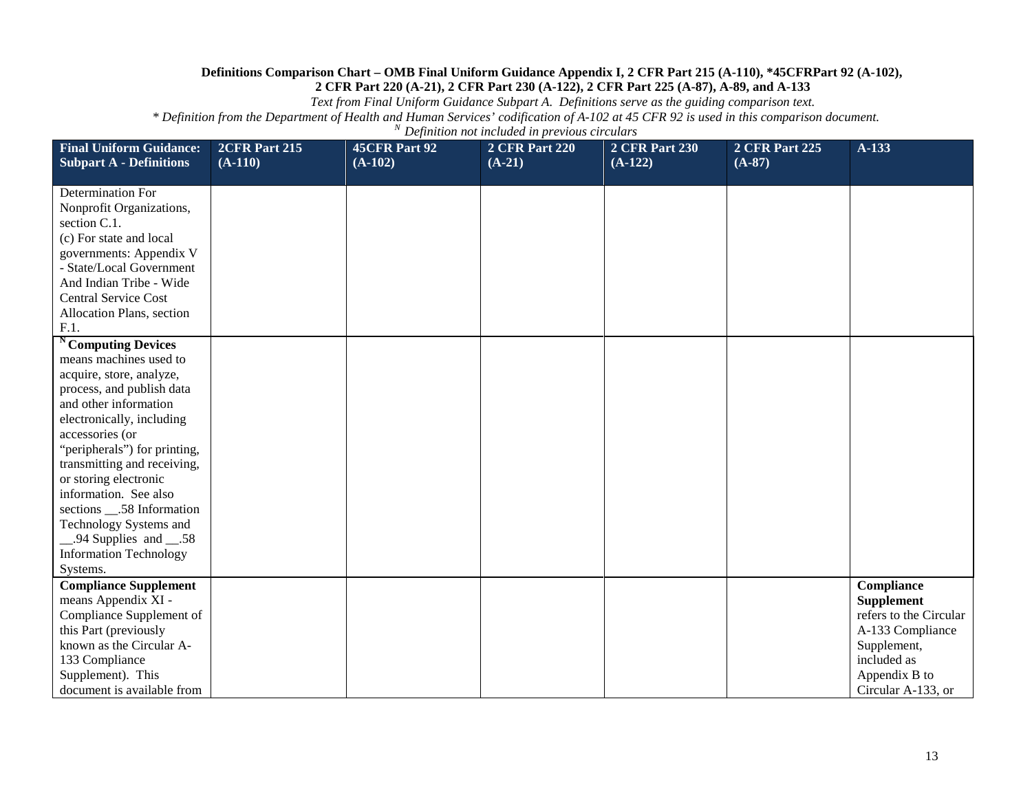**Definitions Comparison Chart – OMB Final Uniform Guidance Appendix I, 2 CFR Part 215 (A-110), *45CFRPart 92 (A-102), 2 CFR Part 220 (A-21), 2 CFR Part 230 (A-122), 2 CFR Part 225 (A-87), A-89, and A-133**

*Text from Final Uniform Guidance Subpart A. Definitions serve as the guiding comparison text.*

*\* Definition from the Department of Health and Human Services' codification of A-102 at 45 CFR 92 is used in this comparison document.*

*[N] Definition not included in previous circulars*

| Final Uniform Guidance: Subpart A - Definitions | 2CFR Part 215 (A-110) | 45CFR Part 92 (A-102) | 2 CFR Part 220 (A-21) | 2 CFR Part 230 (A-122) | 2 CFR Part 225 (A-87) | A-133 |
|---|---|---|---|---|---|---|
| Determination For Nonprofit Organizations, section C.1. (c) For state and local governments: Appendix V - State/Local Government And Indian Tribe - Wide Central Service Cost Allocation Plans, section F.1. | | | | | | |
| [N] **Computing Devices** means machines used to acquire, store, analyze, process, and publish data and other information electronically, including accessories (or "peripherals") for printing, transmitting and receiving, or storing electronic information. See also sections __.58 Information Technology Systems and __.94 Supplies and __.58 Information Technology Systems. | | | | | | |
| **Compliance Supplement** means Appendix XI - Compliance Supplement of this Part (previously known as the Circular A-133 Compliance Supplement). This document is available from | | | | | | **Compliance Supplement** refers to the Circular A-133 Compliance Supplement, included as Appendix B to Circular A-133, or |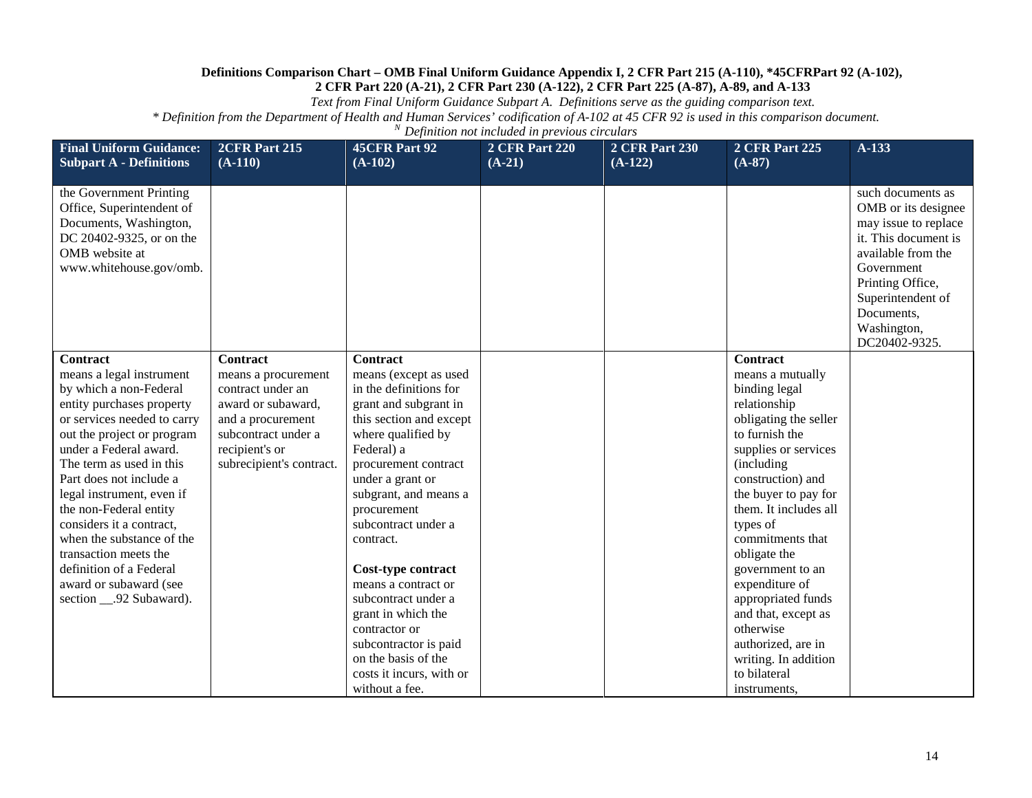**Definitions Comparison Chart – OMB Final Uniform Guidance Appendix I, 2 CFR Part 215 (A-110), *45CFRPart 92 (A-102), 2 CFR Part 220 (A-21), 2 CFR Part 230 (A-122), 2 CFR Part 225 (A-87), A-89, and A-133**

*Text from Final Uniform Guidance Subpart A. Definitions serve as the guiding comparison text.*

*\* Definition from the Department of Health and Human Services' codification of A-102 at 45 CFR 92 is used in this comparison document.*

*[N] Definition not included in previous circulars*

| Final Uniform Guidance: Subpart A - Definitions | 2CFR Part 215 (A-110) | 45CFR Part 92 (A-102) | 2 CFR Part 220 (A-21) | 2 CFR Part 230 (A-122) | 2 CFR Part 225 (A-87) | A-133 |
|---|---|---|---|---|---|---|
| the Government Printing Office, Superintendent of Documents, Washington, DC 20402-9325, or on the OMB website at www.whitehouse.gov/omb. | | | | | | such documents as OMB or its designee may issue to replace it. This document is available from the Government Printing Office, Superintendent of Documents, Washington, DC20402-9325. |
| **Contract** means a legal instrument by which a non-Federal entity purchases property or services needed to carry out the project or program under a Federal award. The term as used in this Part does not include a legal instrument, even if the non-Federal entity considers it a contract, when the substance of the transaction meets the definition of a Federal award or subaward (see section __.92 Subaward). | **Contract** means a procurement contract under an award or subaward, and a procurement subcontract under a recipient's or subrecipient's contract. | **Contract** means (except as used in the definitions for grant and subgrant in this section and except where qualified by Federal) a procurement contract under a grant or subgrant, and means a procurement subcontract under a contract.<br><br>**Cost-type contract** means a contract or subcontract under a grant in which the contractor or subcontractor is paid on the basis of the costs it incurs, with or without a fee. | | | **Contract** means a mutually binding legal relationship obligating the seller to furnish the supplies or services (including construction) and the buyer to pay for them. It includes all types of commitments that obligate the government to an expenditure of appropriated funds and that, except as otherwise authorized, are in writing. In addition to bilateral instruments, | |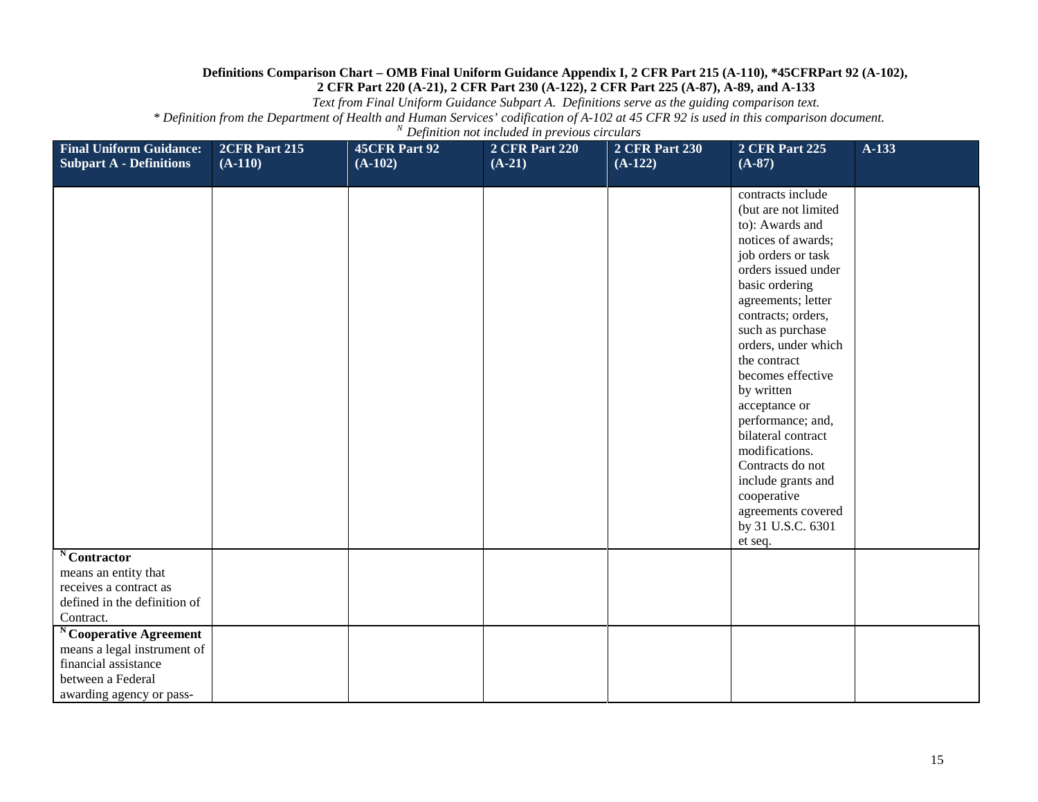**Definitions Comparison Chart – OMB Final Uniform Guidance Appendix I, 2 CFR Part 215 (A-110), *45CFRPart 92 (A-102), 2 CFR Part 220 (A-21), 2 CFR Part 230 (A-122), 2 CFR Part 225 (A-87), A-89, and A-133**

*Text from Final Uniform Guidance Subpart A. Definitions serve as the guiding comparison text.*

** Definition from the Department of Health and Human Services' codification of A-102 at 45 CFR 92 is used in this comparison document.*

*[N] Definition not included in previous circulars*

| Final Uniform Guidance: Subpart A - Definitions | 2CFR Part 215 (A-110) | 45CFR Part 92 (A-102) | 2 CFR Part 220 (A-21) | 2 CFR Part 230 (A-122) | 2 CFR Part 225 (A-87) | A-133 |
|---|---|---|---|---|---|---|
| | | | | | contracts include (but are not limited to): Awards and notices of awards; job orders or task orders issued under basic ordering agreements; letter contracts; orders, such as purchase orders, under which the contract becomes effective by written acceptance or performance; and, bilateral contract modifications. Contracts do not include grants and cooperative agreements covered by 31 U.S.C. 6301 et seq. | |
| [N] **Contractor** means an entity that receives a contract as defined in the definition of Contract. | | | | | | |
| [N] **Cooperative Agreement** means a legal instrument of financial assistance between a Federal awarding agency or pass- | | | | | | |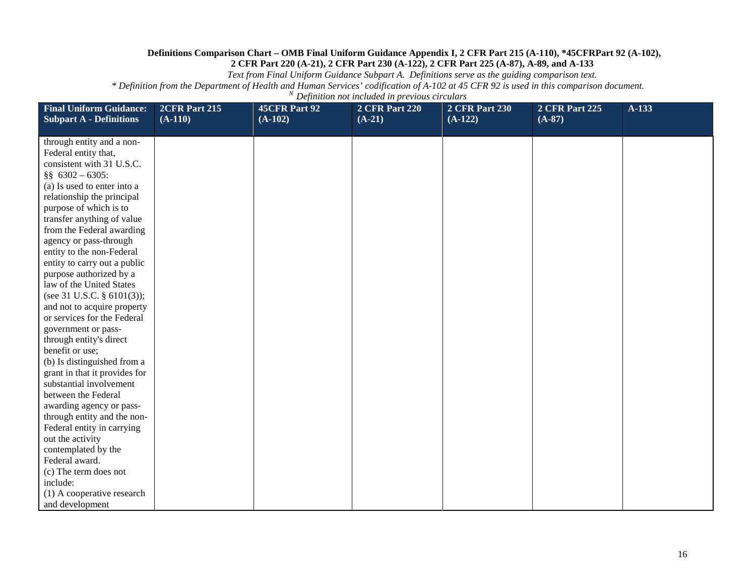**Definitions Comparison Chart – OMB Final Uniform Guidance Appendix I, 2 CFR Part 215 (A-110), \*45CFRPart 92 (A-102), 2 CFR Part 220 (A-21), 2 CFR Part 230 (A-122), 2 CFR Part 225 (A-87), A-89, and A-133**

*Text from Final Uniform Guidance Subpart A. Definitions serve as the guiding comparison text.*

*\* Definition from the Department of Health and Human Services' codification of A-102 at 45 CFR 92 is used in this comparison document.*

*[N] Definition not included in previous circulars*

| Final Uniform Guidance: Subpart A - Definitions | 2CFR Part 215 (A-110) | 45CFR Part 92 (A-102) | 2 CFR Part 220 (A-21) | 2 CFR Part 230 (A-122) | 2 CFR Part 225 (A-87) | A-133 |
|---|---|---|---|---|---|---|
| through entity and a non-Federal entity that, consistent with 31 U.S.C. §§ 6302 – 6305:<br>(a) Is used to enter into a relationship the principal purpose of which is to transfer anything of value from the Federal awarding agency or pass-through entity to the non-Federal entity to carry out a public purpose authorized by a law of the United States (see 31 U.S.C. § 6101(3)); and not to acquire property or services for the Federal government or pass-through entity's direct benefit or use;<br>(b) Is distinguished from a grant in that it provides for substantial involvement between the Federal awarding agency or pass-through entity and the non-Federal entity in carrying out the activity contemplated by the Federal award.<br>(c) The term does not include:<br>(1) A cooperative research and development | | | | | | |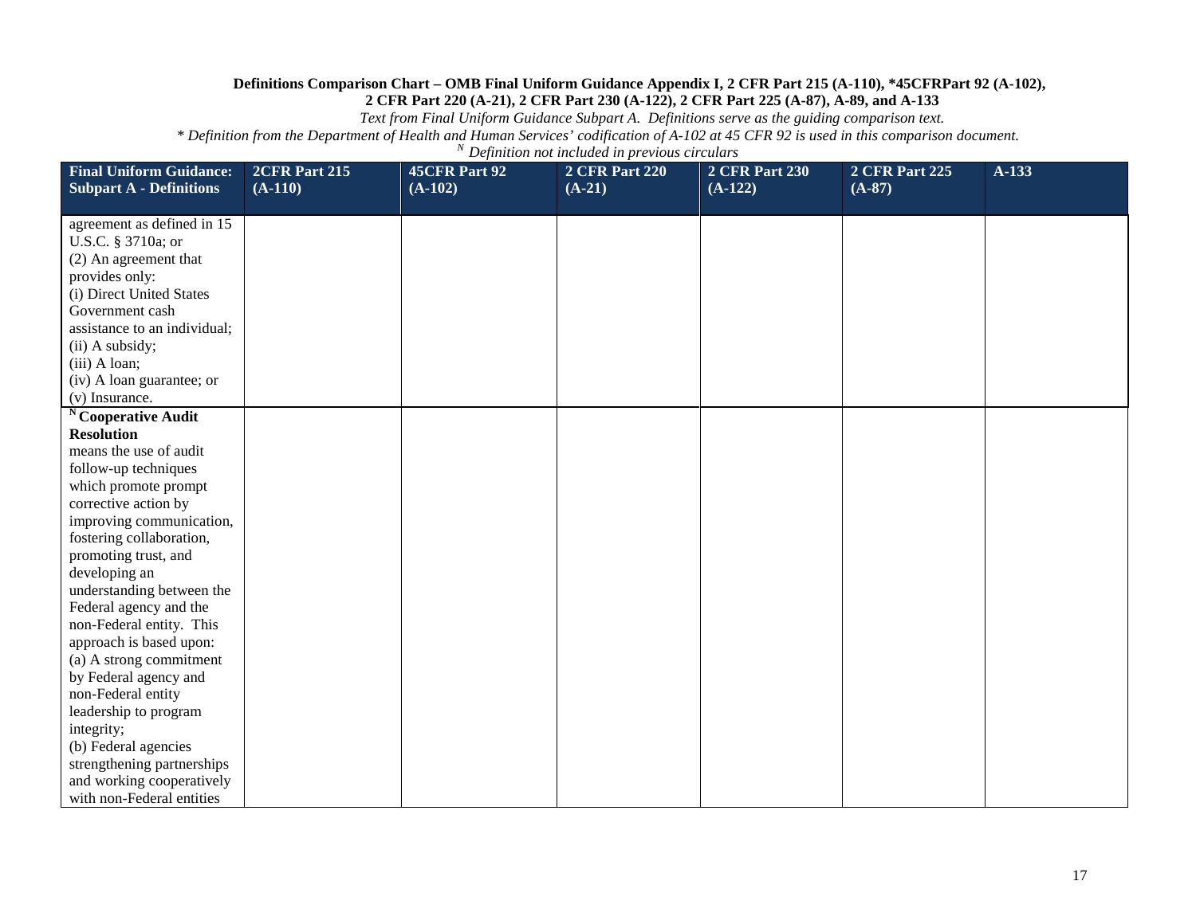**Definitions Comparison Chart – OMB Final Uniform Guidance Appendix I, 2 CFR Part 215 (A-110), *45CFRPart 92 (A-102), 2 CFR Part 220 (A-21), 2 CFR Part 230 (A-122), 2 CFR Part 225 (A-87), A-89, and A-133**

*Text from Final Uniform Guidance Subpart A. Definitions serve as the guiding comparison text.*

** Definition from the Department of Health and Human Services' codification of A-102 at 45 CFR 92 is used in this comparison document.*

*[N] Definition not included in previous circulars*

| Final Uniform Guidance: Subpart A - Definitions | 2CFR Part 215 (A-110) | 45CFR Part 92 (A-102) | 2 CFR Part 220 (A-21) | 2 CFR Part 230 (A-122) | 2 CFR Part 225 (A-87) | A-133 |
|---|---|---|---|---|---|---|
| agreement as defined in 15 U.S.C. § 3710a; or<br>(2) An agreement that provides only:<br>(i) Direct United States Government cash assistance to an individual;<br>(ii) A subsidy;<br>(iii) A loan;<br>(iv) A loan guarantee; or<br>(v) Insurance. | | | | | | |
| [N] **Cooperative Audit Resolution** means the use of audit follow-up techniques which promote prompt corrective action by improving communication, fostering collaboration, promoting trust, and developing an understanding between the Federal agency and the non-Federal entity. This approach is based upon:<br>(a) A strong commitment by Federal agency and non-Federal entity leadership to program integrity;<br>(b) Federal agencies strengthening partnerships and working cooperatively with non-Federal entities | | | | | | |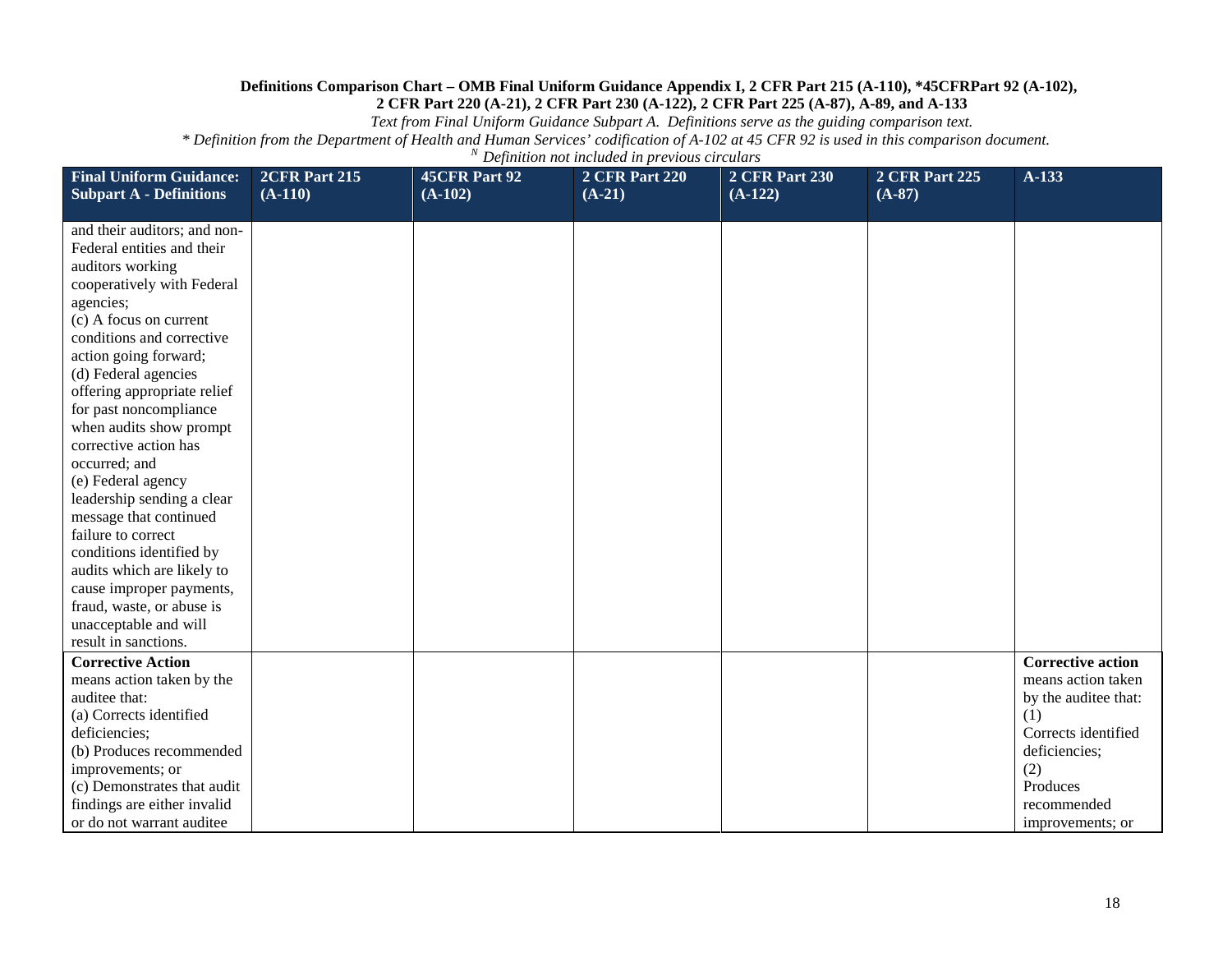**Definitions Comparison Chart – OMB Final Uniform Guidance Appendix I, 2 CFR Part 215 (A-110), *45CFRPart 92 (A-102), 2 CFR Part 220 (A-21), 2 CFR Part 230 (A-122), 2 CFR Part 225 (A-87), A-89, and A-133**

*Text from Final Uniform Guidance Subpart A. Definitions serve as the guiding comparison text.*

*\* Definition from the Department of Health and Human Services' codification of A-102 at 45 CFR 92 is used in this comparison document.*

*[N] Definition not included in previous circulars*

| Final Uniform Guidance: Subpart A - Definitions | 2CFR Part 215 (A-110) | 45CFR Part 92 (A-102) | 2 CFR Part 220 (A-21) | 2 CFR Part 230 (A-122) | 2 CFR Part 225 (A-87) | A-133 |
|---|---|---|---|---|---|---|
| and their auditors; and non-Federal entities and their auditors working cooperatively with Federal agencies;<br>(c) A focus on current conditions and corrective action going forward;<br>(d) Federal agencies offering appropriate relief for past noncompliance when audits show prompt corrective action has occurred; and<br>(e) Federal agency leadership sending a clear message that continued failure to correct conditions identified by audits which are likely to cause improper payments, fraud, waste, or abuse is unacceptable and will result in sanctions. | | | | | | |
| **Corrective Action** means action taken by the auditee that:<br>(a) Corrects identified deficiencies;<br>(b) Produces recommended improvements; or<br>(c) Demonstrates that audit findings are either invalid or do not warrant auditee | | | | | | **Corrective action** means action taken by the auditee that:<br>(1) Corrects identified deficiencies;<br>(2) Produces recommended improvements; or |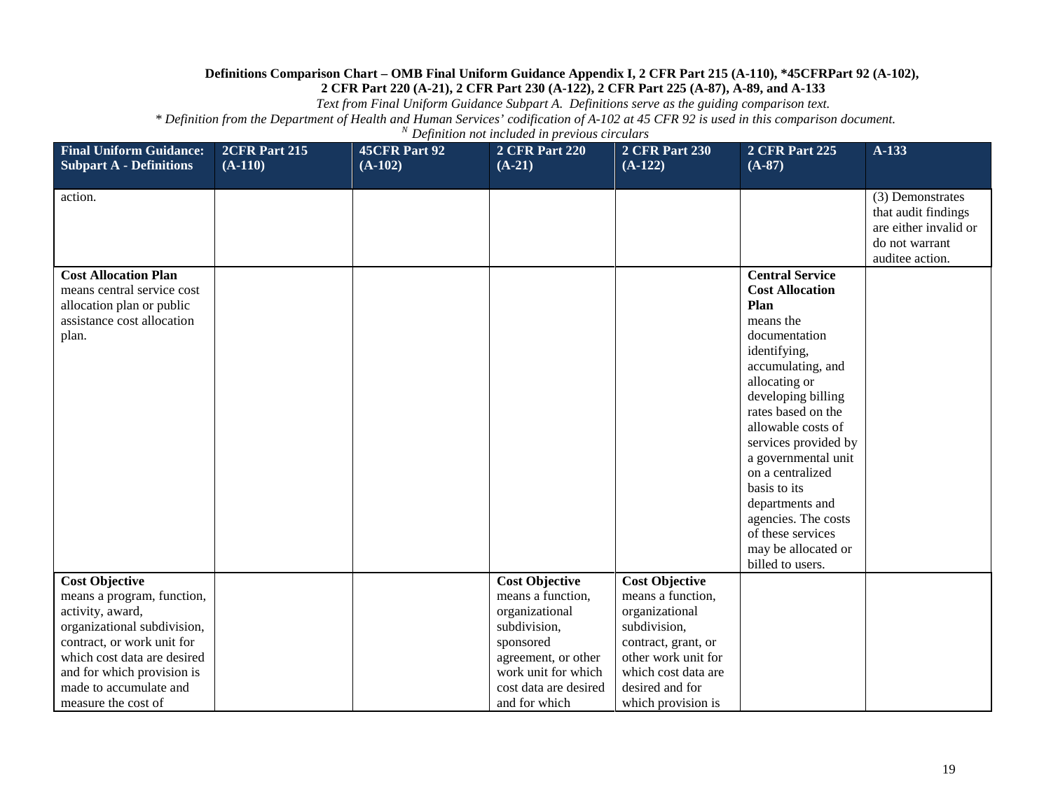**Definitions Comparison Chart – OMB Final Uniform Guidance Appendix I, 2 CFR Part 215 (A-110), *45CFRPart 92 (A-102), 2 CFR Part 220 (A-21), 2 CFR Part 230 (A-122), 2 CFR Part 225 (A-87), A-89, and A-133**

*Text from Final Uniform Guidance Subpart A. Definitions serve as the guiding comparison text.*

** Definition from the Department of Health and Human Services' codification of A-102 at 45 CFR 92 is used in this comparison document.*

*[N] Definition not included in previous circulars*

| Final Uniform Guidance: Subpart A - Definitions | 2CFR Part 215 (A-110) | 45CFR Part 92 (A-102) | 2 CFR Part 220 (A-21) | 2 CFR Part 230 (A-122) | 2 CFR Part 225 (A-87) | A-133 |
|---|---|---|---|---|---|---|
| action. | | | | | | (3) Demonstrates that audit findings are either invalid or do not warrant auditee action. |
| **Cost Allocation Plan** means central service cost allocation plan or public assistance cost allocation plan. | | | | | **Central Service Cost Allocation Plan** means the documentation identifying, accumulating, and allocating or developing billing rates based on the allowable costs of services provided by a governmental unit on a centralized basis to its departments and agencies. The costs of these services may be allocated or billed to users. | |
| **Cost Objective** means a program, function, activity, award, organizational subdivision, contract, or work unit for which cost data are desired and for which provision is made to accumulate and measure the cost of | | | **Cost Objective** means a function, organizational subdivision, sponsored agreement, or other work unit for which cost data are desired and for which | **Cost Objective** means a function, organizational subdivision, contract, grant, or other work unit for which cost data are desired and for which provision is | | |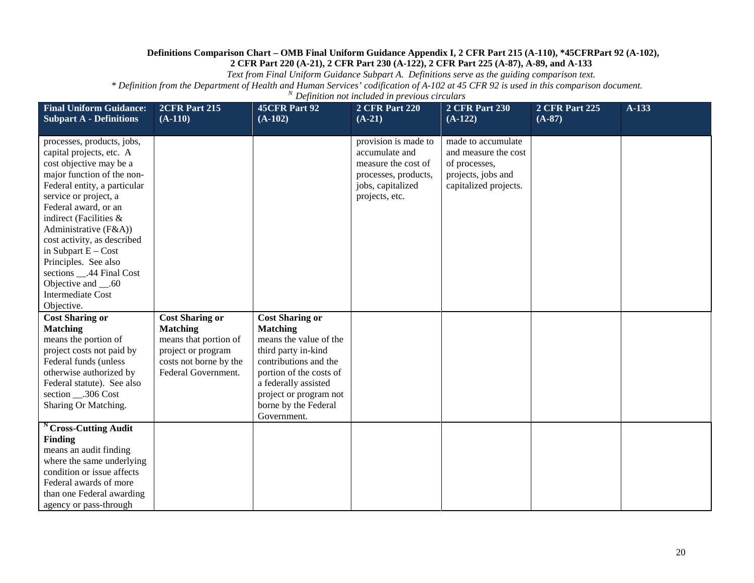**Definitions Comparison Chart – OMB Final Uniform Guidance Appendix I, 2 CFR Part 215 (A-110), *45CFRPart 92 (A-102), 2 CFR Part 220 (A-21), 2 CFR Part 230 (A-122), 2 CFR Part 225 (A-87), A-89, and A-133**

*Text from Final Uniform Guidance Subpart A. Definitions serve as the guiding comparison text.*

*\* Definition from the Department of Health and Human Services' codification of A-102 at 45 CFR 92 is used in this comparison document.*

*[N] Definition not included in previous circulars*

| Final Uniform Guidance: Subpart A - Definitions | 2CFR Part 215 (A-110) | 45CFR Part 92 (A-102) | 2 CFR Part 220 (A-21) | 2 CFR Part 230 (A-122) | 2 CFR Part 225 (A-87) | A-133 |
|---|---|---|---|---|---|---|
| processes, products, jobs, capital projects, etc. A cost objective may be a major function of the non-Federal entity, a particular service or project, a Federal award, or an indirect (Facilities & Administrative (F&A)) cost activity, as described in Subpart E – Cost Principles. See also sections __.44 Final Cost Objective and __.60 Intermediate Cost Objective. | | | provision is made to accumulate and measure the cost of processes, products, jobs, capitalized projects, etc. | made to accumulate and measure the cost of processes, projects, jobs and capitalized projects. | | |
| **Cost Sharing or Matching** means the portion of project costs not paid by Federal funds (unless otherwise authorized by Federal statute). See also section __.306 Cost Sharing Or Matching. | **Cost Sharing or Matching** means that portion of project or program costs not borne by the Federal Government. | **Cost Sharing or Matching** means the value of the third party in-kind contributions and the portion of the costs of a federally assisted project or program not borne by the Federal Government. | | | | |
| [N] **Cross-Cutting Audit Finding** means an audit finding where the same underlying condition or issue affects Federal awards of more than one Federal awarding agency or pass-through | | | | | | |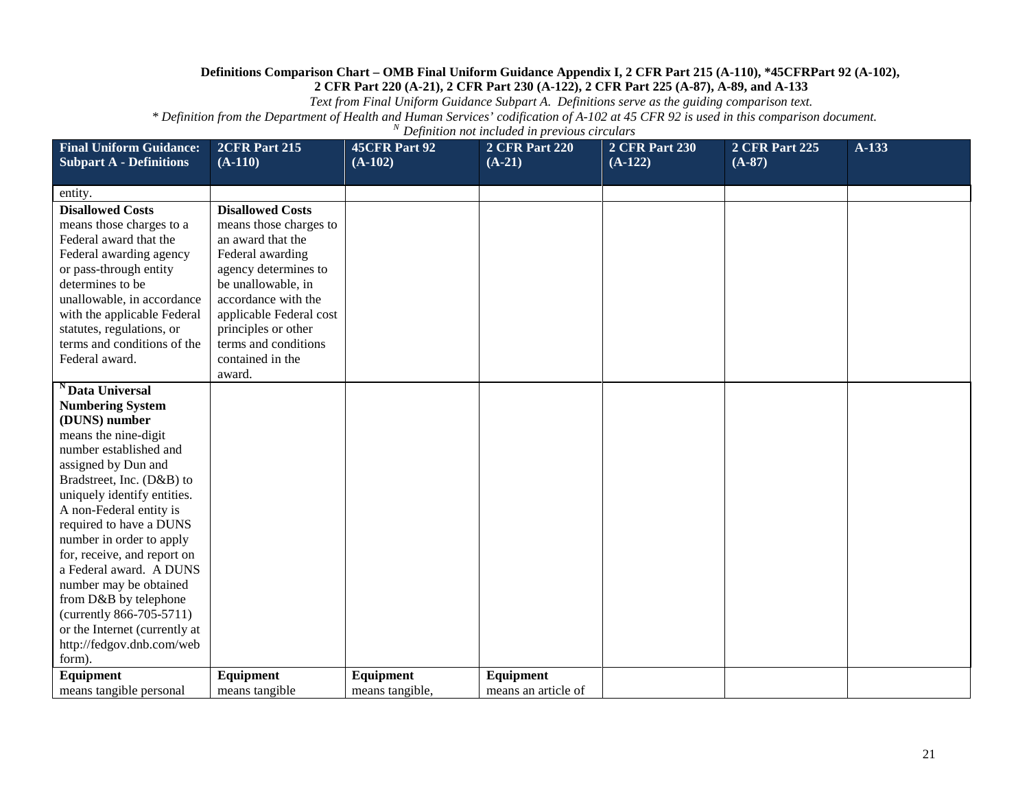**Definitions Comparison Chart – OMB Final Uniform Guidance Appendix I, 2 CFR Part 215 (A-110), *45CFRPart 92 (A-102), 2 CFR Part 220 (A-21), 2 CFR Part 230 (A-122), 2 CFR Part 225 (A-87), A-89, and A-133**

*Text from Final Uniform Guidance Subpart A. Definitions serve as the guiding comparison text.*

*\* Definition from the Department of Health and Human Services' codification of A-102 at 45 CFR 92 is used in this comparison document.*

*[N] Definition not included in previous circulars*

| Final Uniform Guidance: Subpart A - Definitions | 2CFR Part 215 (A-110) | 45CFR Part 92 (A-102) | 2 CFR Part 220 (A-21) | 2 CFR Part 230 (A-122) | 2 CFR Part 225 (A-87) | A-133 |
|---|---|---|---|---|---|---|
| entity. | | | | | | |
| **Disallowed Costs** means those charges to a Federal award that the Federal awarding agency or pass-through entity determines to be unallowable, in accordance with the applicable Federal statutes, regulations, or terms and conditions of the Federal award. | **Disallowed Costs** means those charges to an award that the Federal awarding agency determines to be unallowable, in accordance with the applicable Federal cost principles or other terms and conditions contained in the award. | | | | | |
| [N] **Data Universal Numbering System (DUNS) number** means the nine-digit number established and assigned by Dun and Bradstreet, Inc. (D&B) to uniquely identify entities. A non-Federal entity is required to have a DUNS number in order to apply for, receive, and report on a Federal award. A DUNS number may be obtained from D&B by telephone (currently 866-705-5711) or the Internet (currently at http://fedgov.dnb.com/webform). | | | | | | |
| **Equipment** means tangible personal | **Equipment** means tangible | **Equipment** means tangible, | **Equipment** means an article of | | | |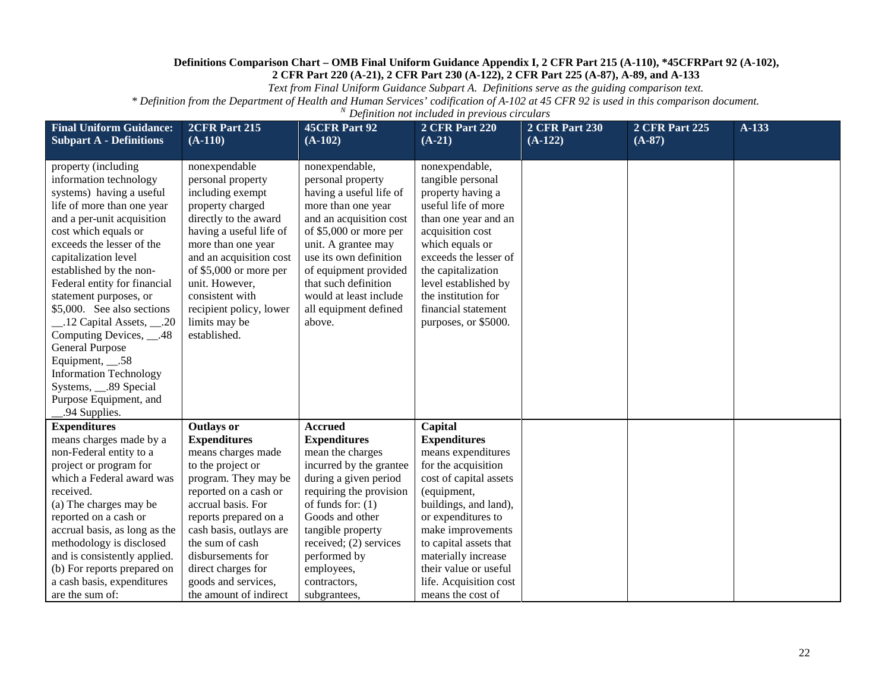**Definitions Comparison Chart – OMB Final Uniform Guidance Appendix I, 2 CFR Part 215 (A-110), *45CFRPart 92 (A-102), 2 CFR Part 220 (A-21), 2 CFR Part 230 (A-122), 2 CFR Part 225 (A-87), A-89, and A-133**

*Text from Final Uniform Guidance Subpart A. Definitions serve as the guiding comparison text.*

*\* Definition from the Department of Health and Human Services' codification of A-102 at 45 CFR 92 is used in this comparison document.*

*[N] Definition not included in previous circulars*

| Final Uniform Guidance: Subpart A - Definitions | 2CFR Part 215 (A-110) | 45CFR Part 92 (A-102) | 2 CFR Part 220 (A-21) | 2 CFR Part 230 (A-122) | 2 CFR Part 225 (A-87) | A-133 |
|---|---|---|---|---|---|---|
| property (including information technology systems) having a useful life of more than one year and a per-unit acquisition cost which equals or exceeds the lesser of the capitalization level established by the non-Federal entity for financial statement purposes, or $5,000. See also sections __.12 Capital Assets, __.20 Computing Devices, __.48 General Purpose Equipment, __.58 Information Technology Systems, __.89 Special Purpose Equipment, and __.94 Supplies. | nonexpendable personal property including exempt property charged directly to the award having a useful life of more than one year and an acquisition cost of $5,000 or more per unit. However, consistent with recipient policy, lower limits may be established. | nonexpendable, personal property having a useful life of more than one year and an acquisition cost of $5,000 or more per unit. A grantee may use its own definition of equipment provided that such definition would at least include all equipment defined above. | nonexpendable, tangible personal property having a useful life of more than one year and an acquisition cost which equals or exceeds the lesser of the capitalization level established by the institution for financial statement purposes, or $5000. | | | |
| **Expenditures** means charges made by a non-Federal entity to a project or program for which a Federal award was received. (a) The charges may be reported on a cash or accrual basis, as long as the methodology is disclosed and is consistently applied. (b) For reports prepared on a cash basis, expenditures are the sum of: | **Outlays or Expenditures** means charges made to the project or program. They may be reported on a cash or accrual basis. For reports prepared on a cash basis, outlays are the sum of cash disbursements for direct charges for goods and services, the amount of indirect | **Accrued Expenditures** mean the charges incurred by the grantee during a given period requiring the provision of funds for: (1) Goods and other tangible property received; (2) services performed by employees, contractors, subgrantees, | **Capital Expenditures** means expenditures for the acquisition cost of capital assets (equipment, buildings, and land), or expenditures to make improvements to capital assets that materially increase their value or useful life. Acquisition cost means the cost of | | | |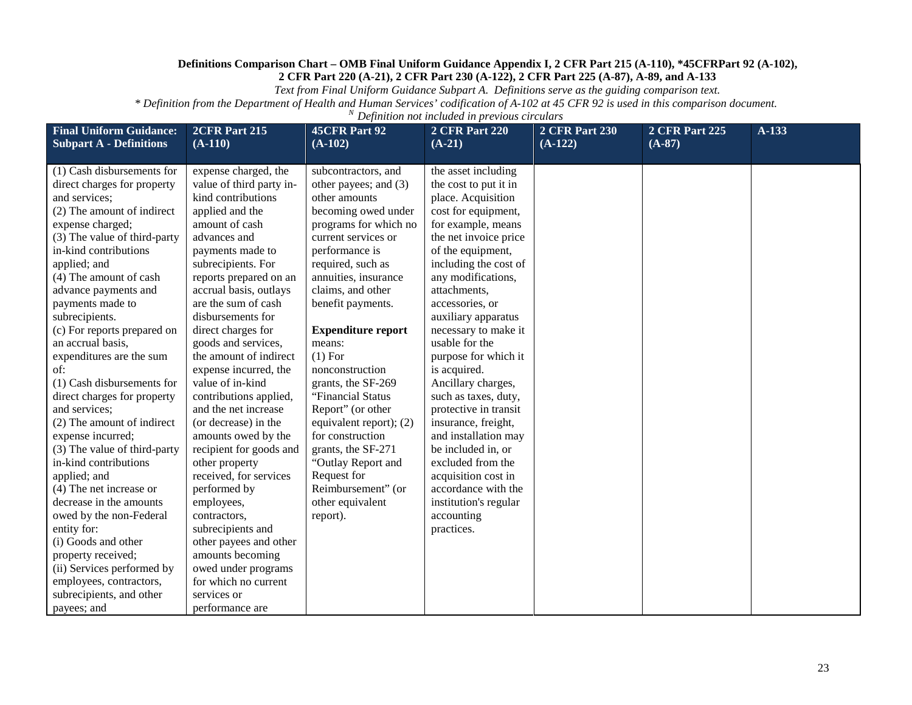**Definitions Comparison Chart – OMB Final Uniform Guidance Appendix I, 2 CFR Part 215 (A-110), *45CFRPart 92 (A-102), 2 CFR Part 220 (A-21), 2 CFR Part 230 (A-122), 2 CFR Part 225 (A-87), A-89, and A-133**

*Text from Final Uniform Guidance Subpart A. Definitions serve as the guiding comparison text.*

*\* Definition from the Department of Health and Human Services' codification of A-102 at 45 CFR 92 is used in this comparison document.*

*[N] Definition not included in previous circulars*

| Final Uniform Guidance: Subpart A - Definitions | 2CFR Part 215 (A-110) | 45CFR Part 92 (A-102) | 2 CFR Part 220 (A-21) | 2 CFR Part 230 (A-122) | 2 CFR Part 225 (A-87) | A-133 |
|---|---|---|---|---|---|---|
| (1) Cash disbursements for direct charges for property and services;<br>(2) The amount of indirect expense charged;<br>(3) The value of third-party in-kind contributions applied; and<br>(4) The amount of cash advance payments and payments made to subrecipients.<br>(c) For reports prepared on an accrual basis, expenditures are the sum of:<br>(1) Cash disbursements for direct charges for property and services;<br>(2) The amount of indirect expense incurred;<br>(3) The value of third-party in-kind contributions applied; and<br>(4) The net increase or decrease in the amounts owed by the non-Federal entity for:<br>(i) Goods and other property received;<br>(ii) Services performed by employees, contractors, subrecipients, and other payees; and | expense charged, the value of third party in-kind contributions applied and the amount of cash advances and payments made to subrecipients. For reports prepared on an accrual basis, outlays are the sum of cash disbursements for direct charges for goods and services, the amount of indirect expense incurred, the value of in-kind contributions applied, and the net increase (or decrease) in the amounts owed by the recipient for goods and other property received, for services performed by employees, contractors, subrecipients and other payees and other amounts becoming owed under programs for which no current services or performance are | subcontractors, and other payees; and (3) other amounts becoming owed under programs for which no current services or performance is required, such as annuities, insurance claims, and other benefit payments.<br><br>**Expenditure report** means:<br>(1) For nonconstruction grants, the SF-269 "Financial Status Report" (or other equivalent report); (2) for construction grants, the SF-271 "Outlay Report and Request for Reimbursement" (or other equivalent report). | the asset including the cost to put it in place. Acquisition cost for equipment, for example, means the net invoice price of the equipment, including the cost of any modifications, attachments, accessories, or auxiliary apparatus necessary to make it usable for the purpose for which it is acquired. Ancillary charges, such as taxes, duty, protective in transit insurance, freight, and installation may be included in, or excluded from the acquisition cost in accordance with the institution's regular accounting practices. | | | |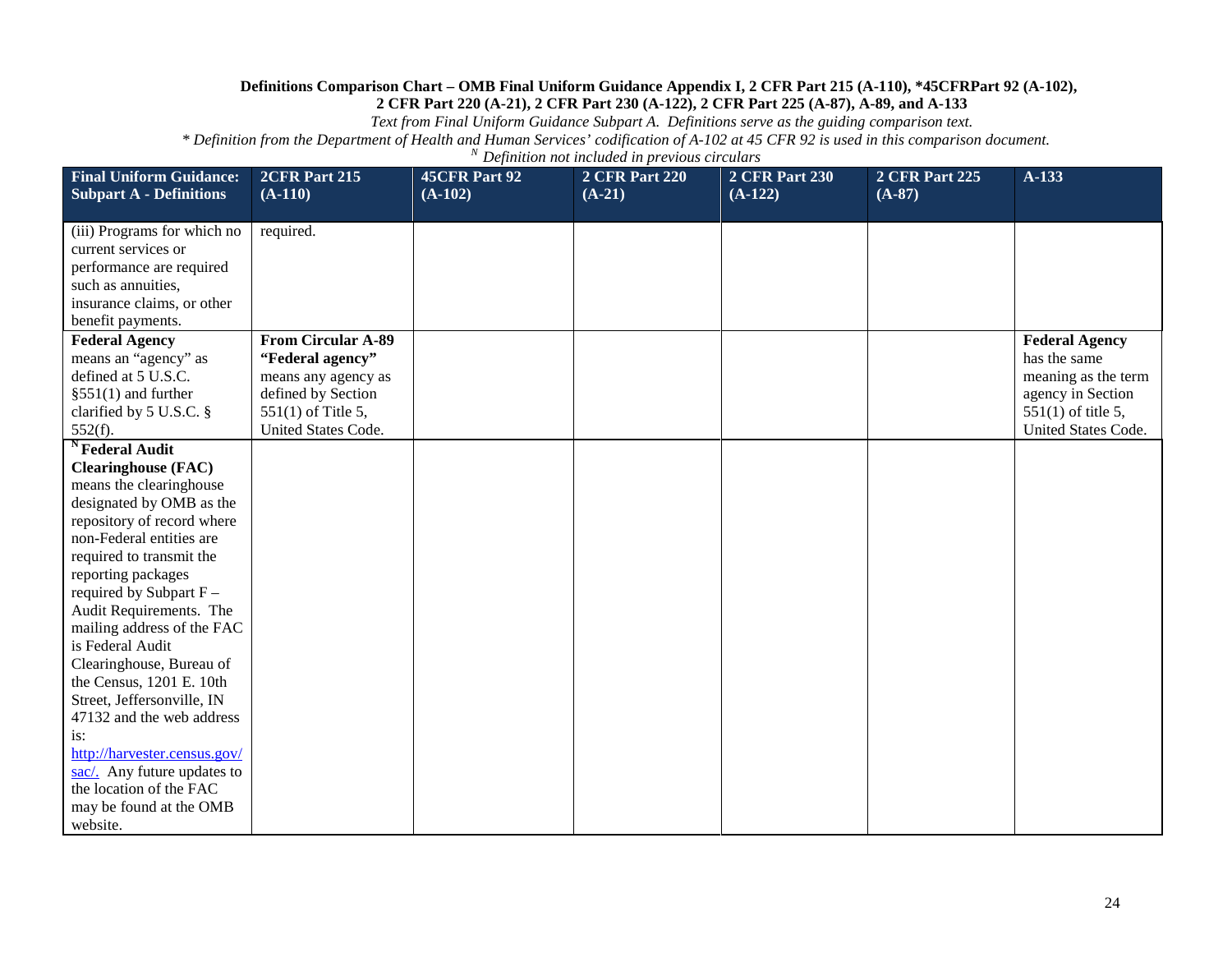**Definitions Comparison Chart – OMB Final Uniform Guidance Appendix I, 2 CFR Part 215 (A-110), *45CFRPart 92 (A-102), 2 CFR Part 220 (A-21), 2 CFR Part 230 (A-122), 2 CFR Part 225 (A-87), A-89, and A-133**

*Text from Final Uniform Guidance Subpart A. Definitions serve as the guiding comparison text.*

*\* Definition from the Department of Health and Human Services' codification of A-102 at 45 CFR 92 is used in this comparison document.*

*[N] Definition not included in previous circulars*

| Final Uniform Guidance: Subpart A - Definitions | 2CFR Part 215 (A-110) | 45CFR Part 92 (A-102) | 2 CFR Part 220 (A-21) | 2 CFR Part 230 (A-122) | 2 CFR Part 225 (A-87) | A-133 |
|---|---|---|---|---|---|---|
| (iii) Programs for which no current services or performance are required such as annuities, insurance claims, or other benefit payments. | required. | | | | | |
| **Federal Agency** means an "agency" as defined at 5 U.S.C. §551(1) and further clarified by 5 U.S.C. § 552(f). | **From Circular A-89** **"Federal agency"** means any agency as defined by Section 551(1) of Title 5, United States Code. | | | | | **Federal Agency** has the same meaning as the term agency in Section 551(1) of title 5, United States Code. |
| [N] **Federal Audit Clearinghouse (FAC)** means the clearinghouse designated by OMB as the repository of record where non-Federal entities are required to transmit the reporting packages required by Subpart F – Audit Requirements. The mailing address of the FAC is Federal Audit Clearinghouse, Bureau of the Census, 1201 E. 10th Street, Jeffersonville, IN 47132 and the web address is: [http://harvester.census.gov/sac/](http://harvester.census.gov/sac/). Any future updates to the location of the FAC may be found at the OMB website. | | | | | | |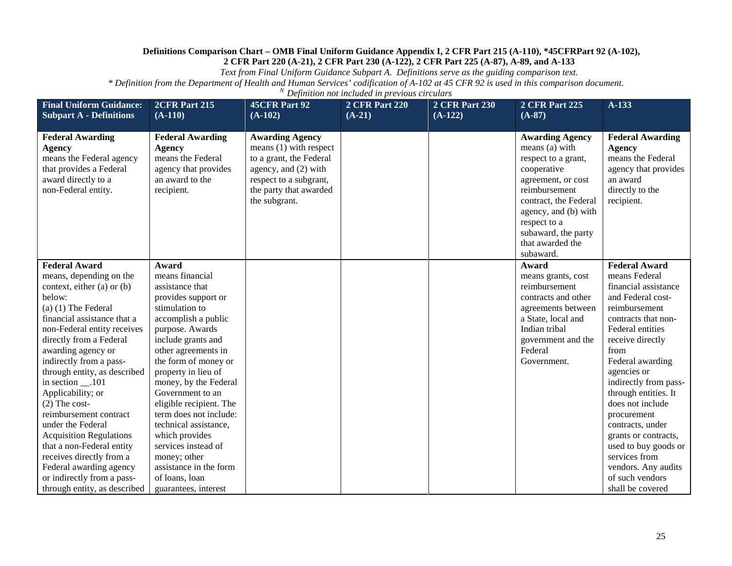**Definitions Comparison Chart – OMB Final Uniform Guidance Appendix I, 2 CFR Part 215 (A-110), *45CFRPart 92 (A-102), 2 CFR Part 220 (A-21), 2 CFR Part 230 (A-122), 2 CFR Part 225 (A-87), A-89, and A-133**

*Text from Final Uniform Guidance Subpart A. Definitions serve as the guiding comparison text.*

*\* Definition from the Department of Health and Human Services' codification of A-102 at 45 CFR 92 is used in this comparison document.*

*[N] Definition not included in previous circulars*

| Final Uniform Guidance: Subpart A - Definitions | 2CFR Part 215 (A-110) | 45CFR Part 92 (A-102) | 2 CFR Part 220 (A-21) | 2 CFR Part 230 (A-122) | 2 CFR Part 225 (A-87) | A-133 |
|---|---|---|---|---|---|---|
| **Federal Awarding Agency** means the Federal agency that provides a Federal award directly to a non-Federal entity. | **Federal Awarding Agency** means the Federal agency that provides an award to the recipient. | **Awarding Agency** means (1) with respect to a grant, the Federal agency, and (2) with respect to a subgrant, the party that awarded the subgrant. | | | **Awarding Agency** means (a) with respect to a grant, cooperative agreement, or cost reimbursement contract, the Federal agency, and (b) with respect to a subaward, the party that awarded the subaward. | **Federal Awarding Agency** means the Federal agency that provides an award directly to the recipient. |
| **Federal Award** means, depending on the context, either (a) or (b) below: (a) (1) The Federal financial assistance that a non-Federal entity receives directly from a Federal awarding agency or indirectly from a pass-through entity, as described in section __.101 Applicability; or (2) The cost-reimbursement contract under the Federal Acquisition Regulations that a non-Federal entity receives directly from a Federal awarding agency or indirectly from a pass-through entity, as described | **Award** means financial assistance that provides support or stimulation to accomplish a public purpose. Awards include grants and other agreements in the form of money or property in lieu of money, by the Federal Government to an eligible recipient. The term does not include: technical assistance, which provides services instead of money; other assistance in the form of loans, loan guarantees, interest | | | | **Award** means grants, cost reimbursement contracts and other agreements between a State, local and Indian tribal government and the Federal Government. | **Federal Award** means Federal financial assistance and Federal cost-reimbursement contracts that non-Federal entities receive directly from Federal awarding agencies or indirectly from pass-through entities. It does not include procurement contracts, under grants or contracts, used to buy goods or services from vendors. Any audits of such vendors shall be covered |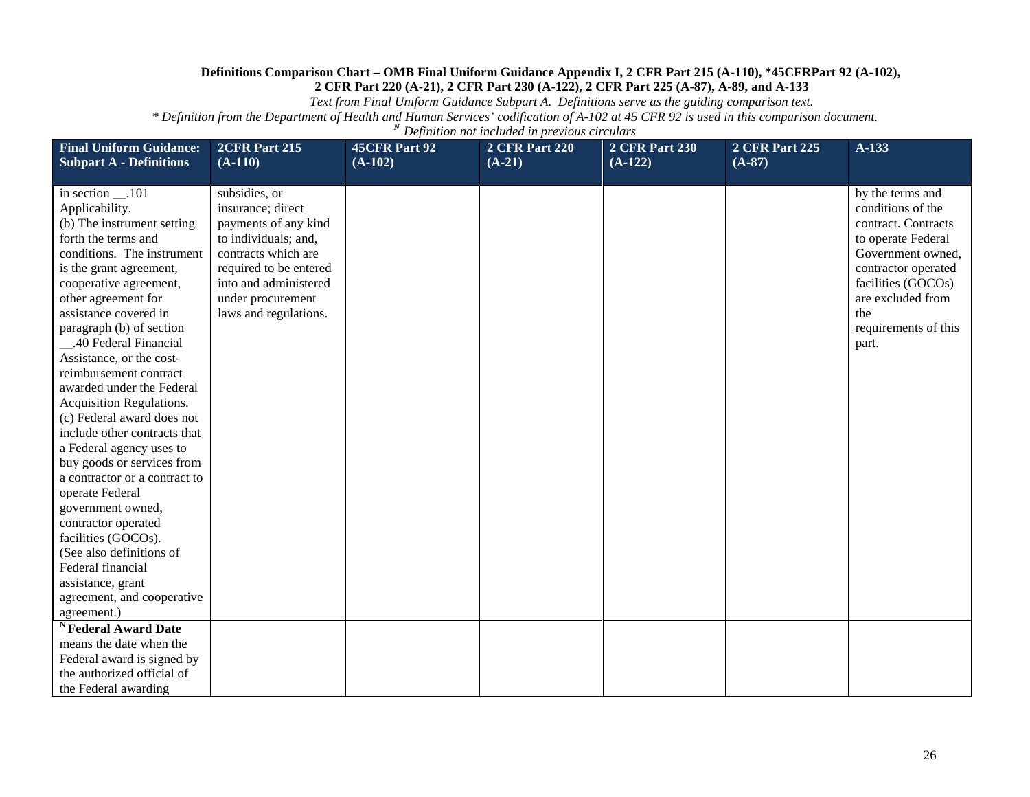**Definitions Comparison Chart – OMB Final Uniform Guidance Appendix I, 2 CFR Part 215 (A-110), *45CFRPart 92 (A-102), 2 CFR Part 220 (A-21), 2 CFR Part 230 (A-122), 2 CFR Part 225 (A-87), A-89, and A-133**

*Text from Final Uniform Guidance Subpart A. Definitions serve as the guiding comparison text.*

** Definition from the Department of Health and Human Services' codification of A-102 at 45 CFR 92 is used in this comparison document.*

*[N] Definition not included in previous circulars*

| Final Uniform Guidance: Subpart A - Definitions | 2CFR Part 215 (A-110) | 45CFR Part 92 (A-102) | 2 CFR Part 220 (A-21) | 2 CFR Part 230 (A-122) | 2 CFR Part 225 (A-87) | A-133 |
|---|---|---|---|---|---|---|
| in section __.101 Applicability.<br>(b) The instrument setting forth the terms and conditions. The instrument is the grant agreement, cooperative agreement, other agreement for assistance covered in paragraph (b) of section __.40 Federal Financial Assistance, or the cost-reimbursement contract awarded under the Federal Acquisition Regulations.<br>(c) Federal award does not include other contracts that a Federal agency uses to buy goods or services from a contractor or a contract to operate Federal government owned, contractor operated facilities (GOCOs).<br>(See also definitions of Federal financial assistance, grant agreement, and cooperative agreement.) | subsidies, or insurance; direct payments of any kind to individuals; and, contracts which are required to be entered into and administered under procurement laws and regulations. | | | | | by the terms and conditions of the contract. Contracts to operate Federal Government owned, contractor operated facilities (GOCOs) are excluded from the requirements of this part. |
| [N] **Federal Award Date** means the date when the Federal award is signed by the authorized official of the Federal awarding | | | | | | |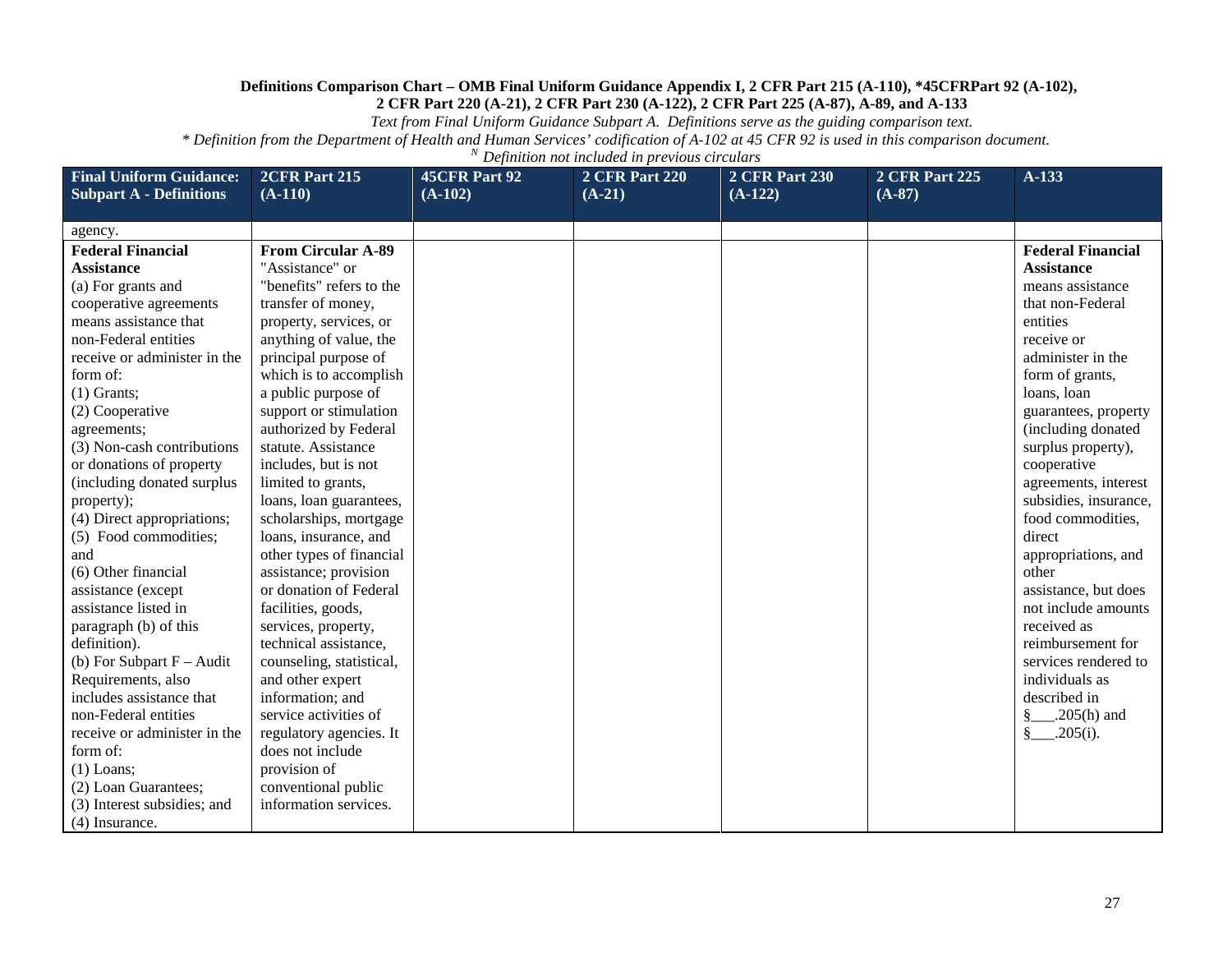**Definitions Comparison Chart – OMB Final Uniform Guidance Appendix I, 2 CFR Part 215 (A-110), *45CFRPart 92 (A-102), 2 CFR Part 220 (A-21), 2 CFR Part 230 (A-122), 2 CFR Part 225 (A-87), A-89, and A-133**

*Text from Final Uniform Guidance Subpart A. Definitions serve as the guiding comparison text.*

*\* Definition from the Department of Health and Human Services' codification of A-102 at 45 CFR 92 is used in this comparison document.*

*[N] Definition not included in previous circulars*

| Final Uniform Guidance: Subpart A - Definitions | 2CFR Part 215 (A-110) | 45CFR Part 92 (A-102) | 2 CFR Part 220 (A-21) | 2 CFR Part 230 (A-122) | 2 CFR Part 225 (A-87) | A-133 |
|---|---|---|---|---|---|---|
| agency. | | | | | | |
| **Federal Financial Assistance**<br>(a) For grants and cooperative agreements means assistance that non-Federal entities receive or administer in the form of:<br>(1) Grants;<br>(2) Cooperative agreements;<br>(3) Non-cash contributions or donations of property (including donated surplus property);<br>(4) Direct appropriations;<br>(5) Food commodities; and<br>(6) Other financial assistance (except assistance listed in paragraph (b) of this definition).<br>(b) For Subpart F – Audit Requirements, also includes assistance that non-Federal entities receive or administer in the form of:<br>(1) Loans;<br>(2) Loan Guarantees;<br>(3) Interest subsidies; and<br>(4) Insurance. | **From Circular A-89**<br>"Assistance" or "benefits" refers to the transfer of money, property, services, or anything of value, the principal purpose of which is to accomplish a public purpose of support or stimulation authorized by Federal statute. Assistance includes, but is not limited to grants, loans, loan guarantees, scholarships, mortgage loans, insurance, and other types of financial assistance; provision or donation of Federal facilities, goods, services, property, technical assistance, counseling, statistical, and other expert information; and service activities of regulatory agencies. It does not include provision of conventional public information services. | | | | | **Federal Financial Assistance** means assistance that non-Federal entities receive or administer in the form of grants, loans, loan guarantees, property (including donated surplus property), cooperative agreements, interest subsidies, insurance, food commodities, direct appropriations, and other assistance, but does not include amounts received as reimbursement for services rendered to individuals as described in §___.205(h) and §___.205(i). |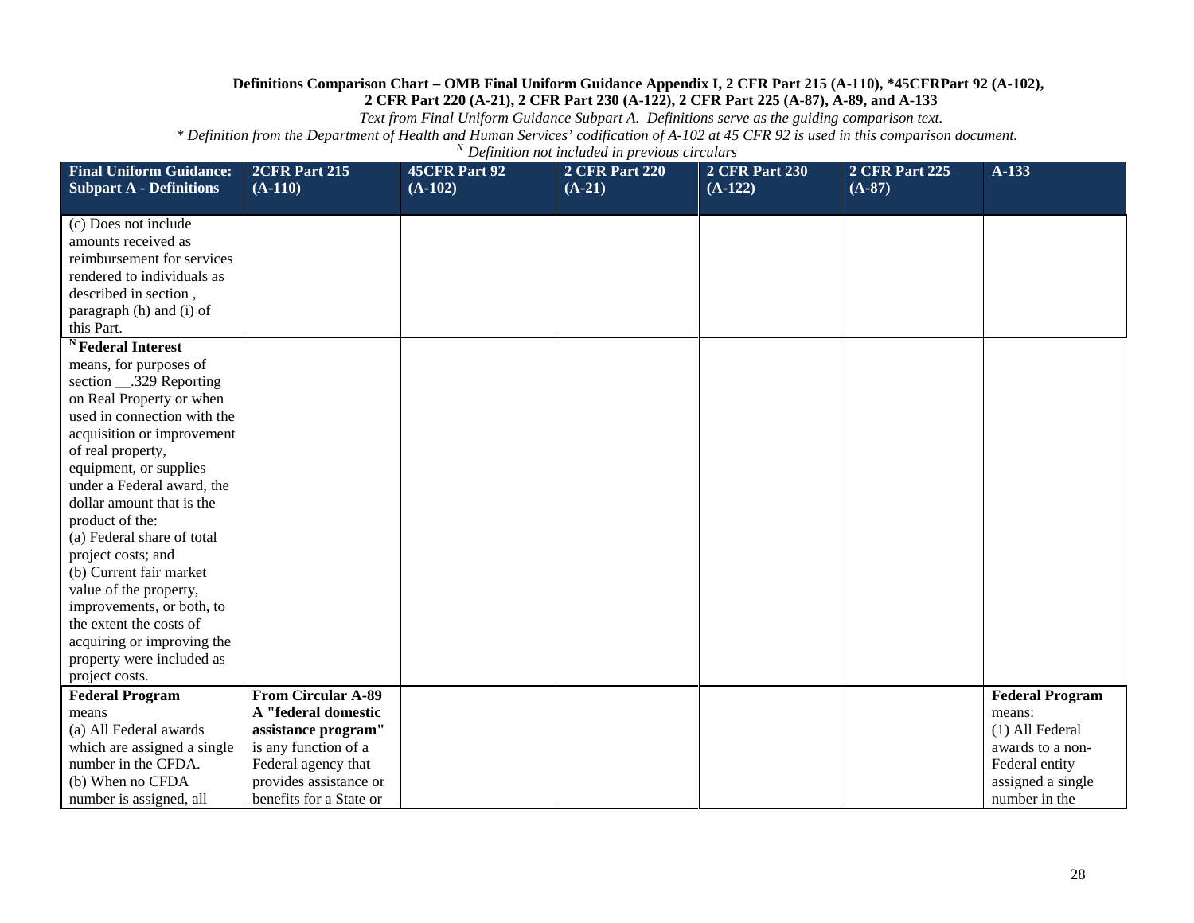**Definitions Comparison Chart – OMB Final Uniform Guidance Appendix I, 2 CFR Part 215 (A-110), *45CFRPart 92 (A-102), 2 CFR Part 220 (A-21), 2 CFR Part 230 (A-122), 2 CFR Part 225 (A-87), A-89, and A-133**

*Text from Final Uniform Guidance Subpart A. Definitions serve as the guiding comparison text.*

*\* Definition from the Department of Health and Human Services' codification of A-102 at 45 CFR 92 is used in this comparison document.*

*[N] Definition not included in previous circulars*

| Final Uniform Guidance: Subpart A - Definitions | 2CFR Part 215 (A-110) | 45CFR Part 92 (A-102) | 2 CFR Part 220 (A-21) | 2 CFR Part 230 (A-122) | 2 CFR Part 225 (A-87) | A-133 |
|---|---|---|---|---|---|---|
| (c) Does not include amounts received as reimbursement for services rendered to individuals as described in section , paragraph (h) and (i) of this Part. | | | | | | |
| [N] **Federal Interest** means, for purposes of section __.329 Reporting on Real Property or when used in connection with the acquisition or improvement of real property, equipment, or supplies under a Federal award, the dollar amount that is the product of the:<br>(a) Federal share of total project costs; and<br>(b) Current fair market value of the property, improvements, or both, to the extent the costs of acquiring or improving the property were included as project costs. | | | | | | |
| **Federal Program** means<br>(a) All Federal awards which are assigned a single number in the CFDA.<br>(b) When no CFDA number is assigned, all | **From Circular A-89**<br>**A "federal domestic assistance program"** is any function of a Federal agency that provides assistance or benefits for a State or | | | | | **Federal Program** means:<br>(1) All Federal awards to a non-Federal entity assigned a single number in the |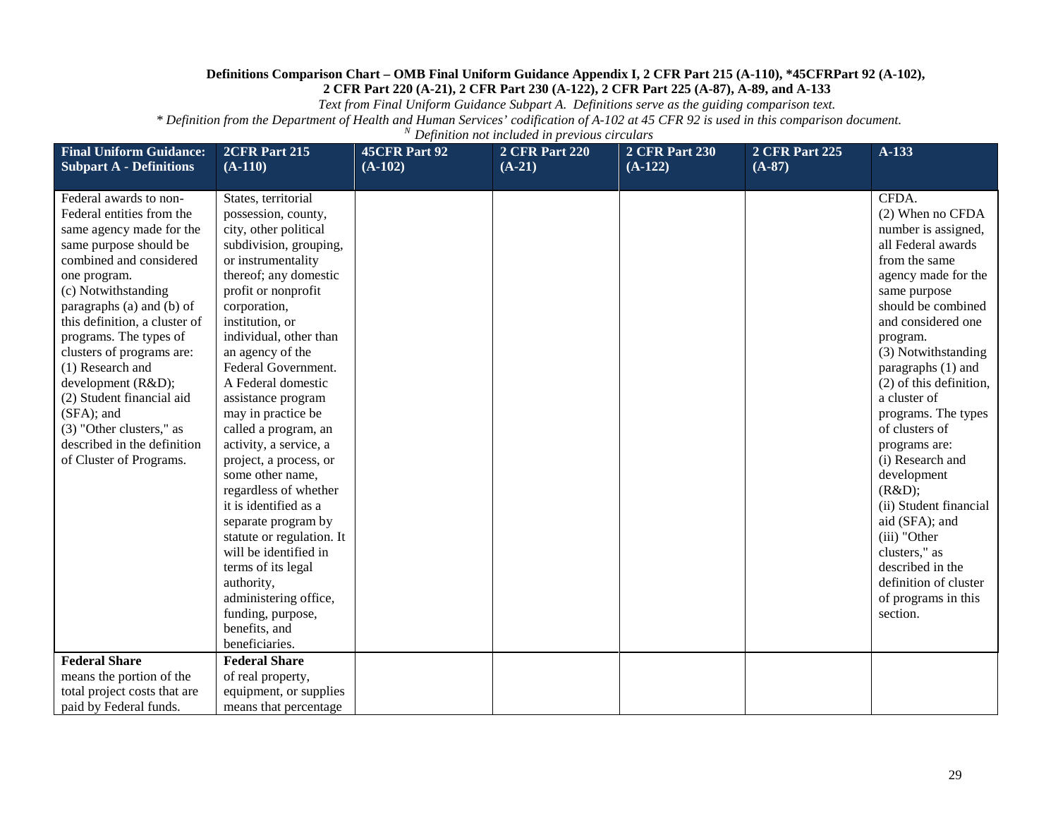**Definitions Comparison Chart – OMB Final Uniform Guidance Appendix I, 2 CFR Part 215 (A-110), *45CFRPart 92 (A-102), 2 CFR Part 220 (A-21), 2 CFR Part 230 (A-122), 2 CFR Part 225 (A-87), A-89, and A-133**

*Text from Final Uniform Guidance Subpart A. Definitions serve as the guiding comparison text.*

*\* Definition from the Department of Health and Human Services' codification of A-102 at 45 CFR 92 is used in this comparison document.*

*[N] Definition not included in previous circulars*

| Final Uniform Guidance: Subpart A - Definitions | 2CFR Part 215 (A-110) | 45CFR Part 92 (A-102) | 2 CFR Part 220 (A-21) | 2 CFR Part 230 (A-122) | 2 CFR Part 225 (A-87) | A-133 |
|---|---|---|---|---|---|---|
| Federal awards to non-Federal entities from the same agency made for the same purpose should be combined and considered one program.<br>(c) Notwithstanding paragraphs (a) and (b) of this definition, a cluster of programs. The types of clusters of programs are:<br>(1) Research and development (R&D);<br>(2) Student financial aid (SFA); and<br>(3) "Other clusters," as described in the definition of Cluster of Programs. | States, territorial possession, county, city, other political subdivision, grouping, or instrumentality thereof; any domestic profit or nonprofit corporation, institution, or individual, other than an agency of the Federal Government. A Federal domestic assistance program may in practice be called a program, an activity, a service, a project, a process, or some other name, regardless of whether it is identified as a separate program by statute or regulation. It will be identified in terms of its legal authority, administering office, funding, purpose, benefits, and beneficiaries. | | | | | CFDA.<br>(2) When no CFDA number is assigned, all Federal awards from the same agency made for the same purpose should be combined and considered one program.<br>(3) Notwithstanding paragraphs (1) and (2) of this definition, a cluster of programs. The types of clusters of programs are:<br>(i) Research and development (R&D);<br>(ii) Student financial aid (SFA); and<br>(iii) "Other clusters," as described in the definition of cluster of programs in this section. |
| **Federal Share**<br>means the portion of the total project costs that are paid by Federal funds. | **Federal Share**<br>of real property, equipment, or supplies means that percentage | | | | | |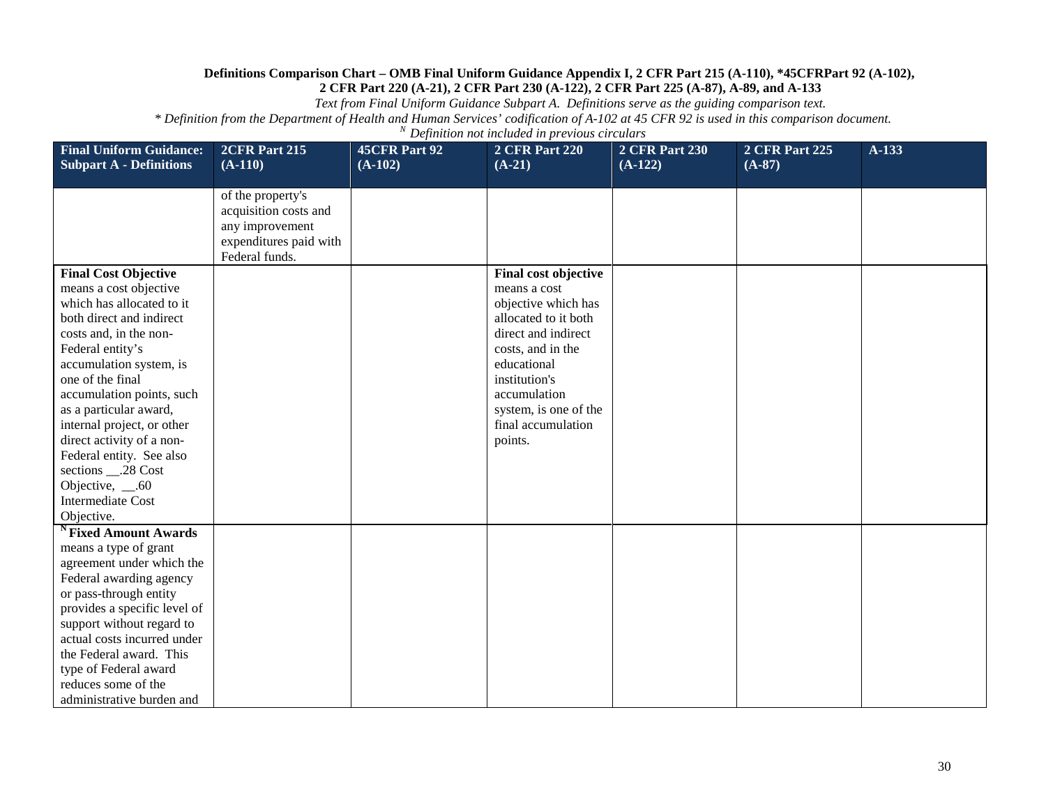**Definitions Comparison Chart – OMB Final Uniform Guidance Appendix I, 2 CFR Part 215 (A-110), *45CFRPart 92 (A-102), 2 CFR Part 220 (A-21), 2 CFR Part 230 (A-122), 2 CFR Part 225 (A-87), A-89, and A-133**

*Text from Final Uniform Guidance Subpart A. Definitions serve as the guiding comparison text.*

*\* Definition from the Department of Health and Human Services' codification of A-102 at 45 CFR 92 is used in this comparison document.*

*[N] Definition not included in previous circulars*

| Final Uniform Guidance: Subpart A - Definitions | 2CFR Part 215 (A-110) | 45CFR Part 92 (A-102) | 2 CFR Part 220 (A-21) | 2 CFR Part 230 (A-122) | 2 CFR Part 225 (A-87) | A-133 |
|---|---|---|---|---|---|---|
| | of the property's acquisition costs and any improvement expenditures paid with Federal funds. | | | | | |
| **Final Cost Objective** means a cost objective which has allocated to it both direct and indirect costs and, in the non-Federal entity's accumulation system, is one of the final accumulation points, such as a particular award, internal project, or other direct activity of a non-Federal entity. See also sections __.28 Cost Objective, __.60 Intermediate Cost Objective. | | | **Final cost objective** means a cost objective which has allocated to it both direct and indirect costs, and in the educational institution's accumulation system, is one of the final accumulation points. | | | |
| [N] **Fixed Amount Awards** means a type of grant agreement under which the Federal awarding agency or pass-through entity provides a specific level of support without regard to actual costs incurred under the Federal award. This type of Federal award reduces some of the administrative burden and | | | | | | |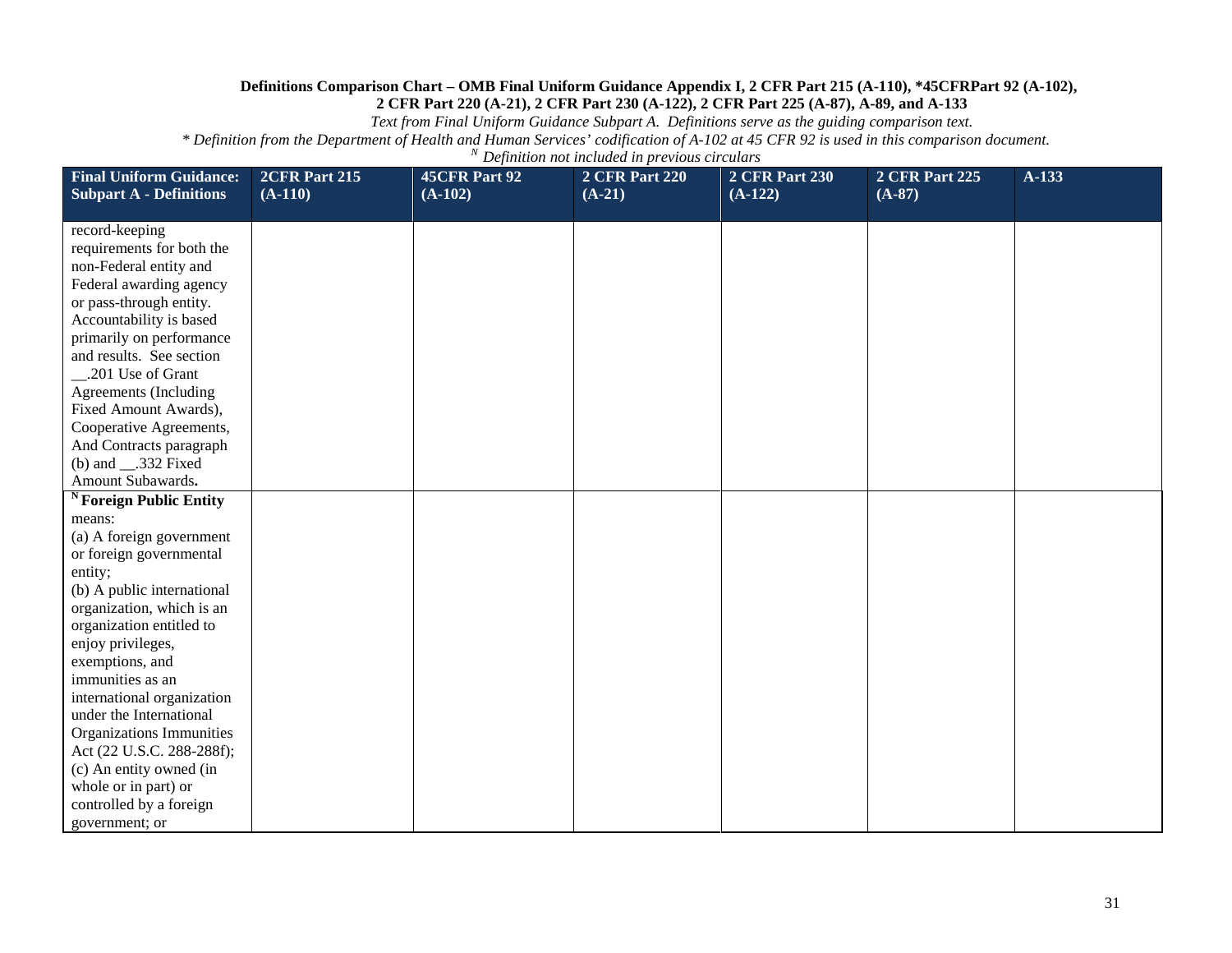**Definitions Comparison Chart – OMB Final Uniform Guidance Appendix I, 2 CFR Part 215 (A-110), *45CFRPart 92 (A-102), 2 CFR Part 220 (A-21), 2 CFR Part 230 (A-122), 2 CFR Part 225 (A-87), A-89, and A-133**

*Text from Final Uniform Guidance Subpart A. Definitions serve as the guiding comparison text.*

*\* Definition from the Department of Health and Human Services' codification of A-102 at 45 CFR 92 is used in this comparison document.*

*[N] Definition not included in previous circulars*

| Final Uniform Guidance: Subpart A - Definitions | 2CFR Part 215 (A-110) | 45CFR Part 92 (A-102) | 2 CFR Part 220 (A-21) | 2 CFR Part 230 (A-122) | 2 CFR Part 225 (A-87) | A-133 |
|---|---|---|---|---|---|---|
| record-keeping requirements for both the non-Federal entity and Federal awarding agency or pass-through entity. Accountability is based primarily on performance and results. See section __.201 Use of Grant Agreements (Including Fixed Amount Awards), Cooperative Agreements, And Contracts paragraph (b) and __.332 Fixed Amount Subawards**.** | | | | | | |
| [N] **Foreign Public Entity** means:<br>(a) A foreign government or foreign governmental entity;<br>(b) A public international organization, which is an organization entitled to enjoy privileges, exemptions, and immunities as an international organization under the International Organizations Immunities Act (22 U.S.C. 288-288f);<br>(c) An entity owned (in whole or in part) or controlled by a foreign government; or | | | | | | |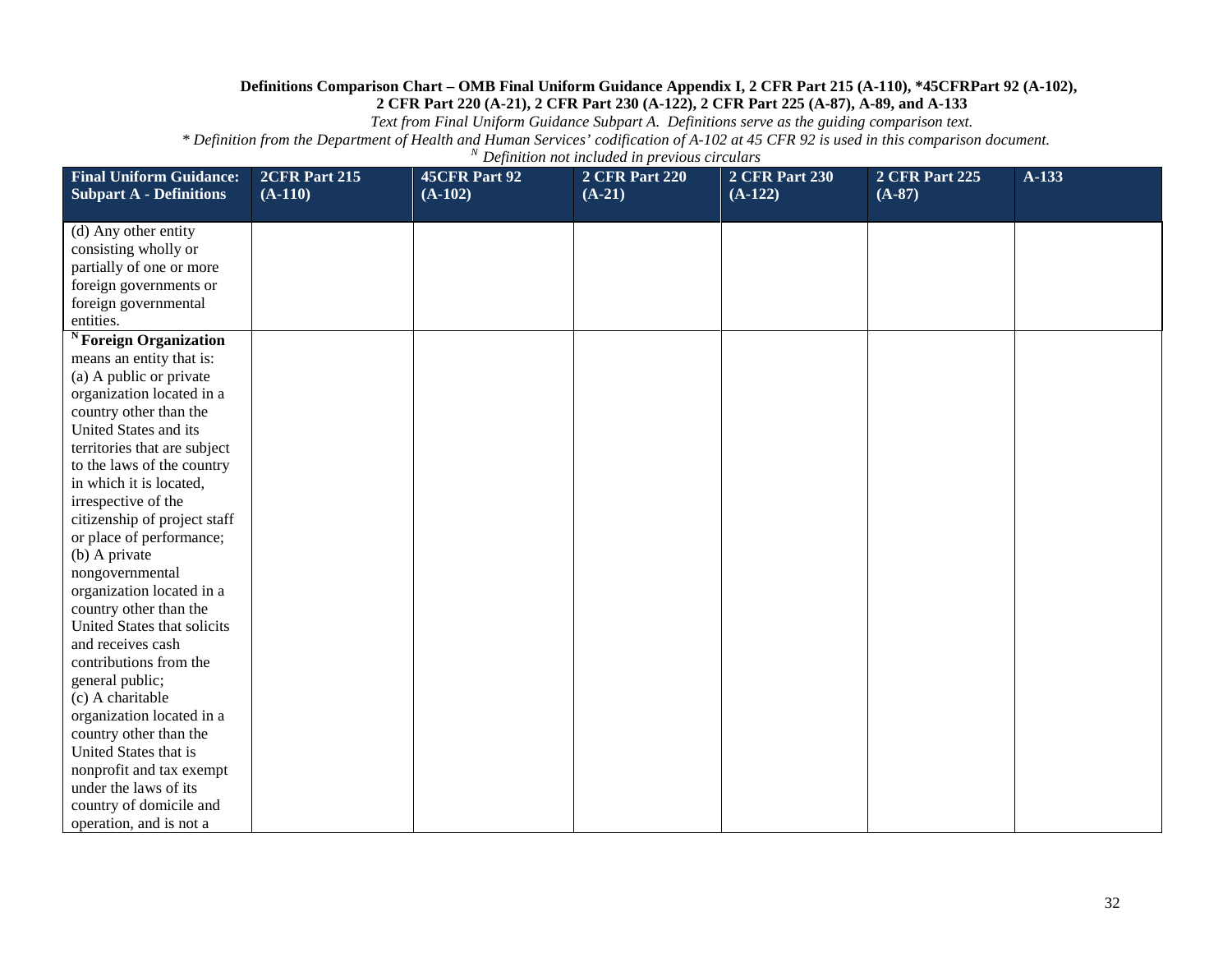**Definitions Comparison Chart – OMB Final Uniform Guidance Appendix I, 2 CFR Part 215 (A-110), *45CFRPart 92 (A-102), 2 CFR Part 220 (A-21), 2 CFR Part 230 (A-122), 2 CFR Part 225 (A-87), A-89, and A-133**

*Text from Final Uniform Guidance Subpart A. Definitions serve as the guiding comparison text.*

*\* Definition from the Department of Health and Human Services' codification of A-102 at 45 CFR 92 is used in this comparison document.*

*[N] Definition not included in previous circulars*

| Final Uniform Guidance: Subpart A - Definitions | 2CFR Part 215 (A-110) | 45CFR Part 92 (A-102) | 2 CFR Part 220 (A-21) | 2 CFR Part 230 (A-122) | 2 CFR Part 225 (A-87) | A-133 |
|---|---|---|---|---|---|---|
| (d) Any other entity consisting wholly or partially of one or more foreign governments or foreign governmental entities. | | | | | | |
| [N] **Foreign Organization** means an entity that is: (a) A public or private organization located in a country other than the United States and its territories that are subject to the laws of the country in which it is located, irrespective of the citizenship of project staff or place of performance; (b) A private nongovernmental organization located in a country other than the United States that solicits and receives cash contributions from the general public; (c) A charitable organization located in a country other than the United States that is nonprofit and tax exempt under the laws of its country of domicile and operation, and is not a | | | | | | |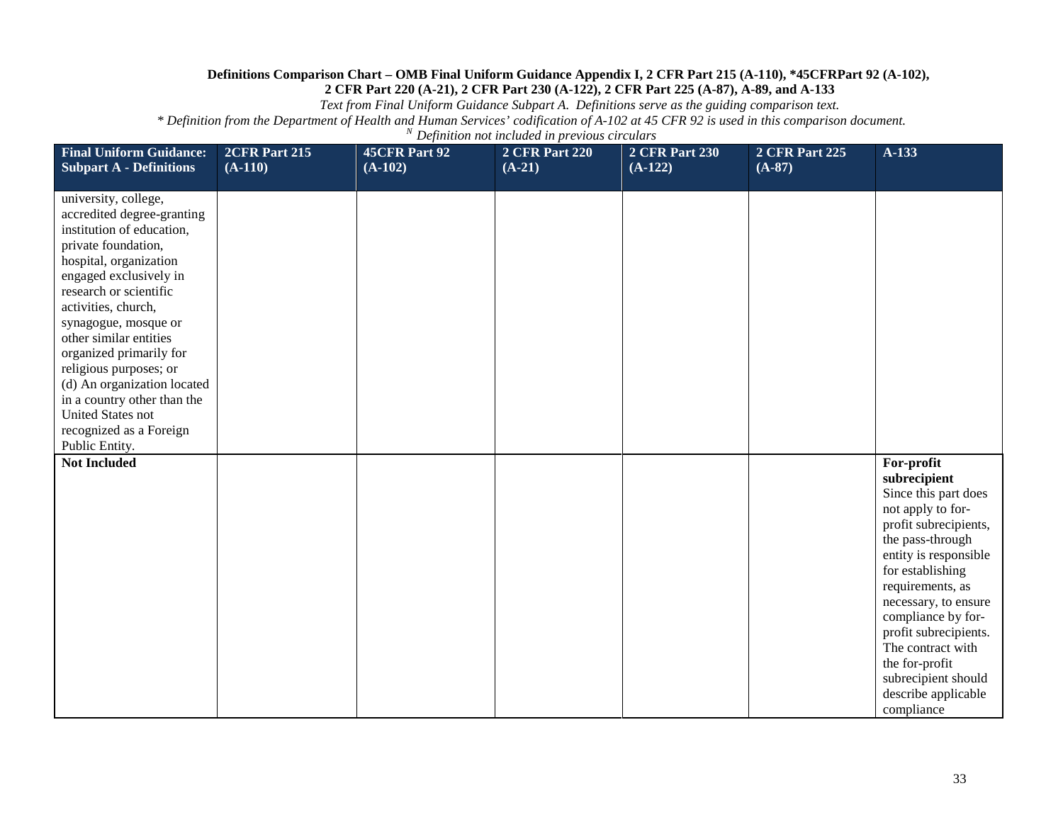**Definitions Comparison Chart – OMB Final Uniform Guidance Appendix I, 2 CFR Part 215 (A-110), *45CFRPart 92 (A-102), 2 CFR Part 220 (A-21), 2 CFR Part 230 (A-122), 2 CFR Part 225 (A-87), A-89, and A-133**

*Text from Final Uniform Guidance Subpart A. Definitions serve as the guiding comparison text.*

** Definition from the Department of Health and Human Services' codification of A-102 at 45 CFR 92 is used in this comparison document.*

*[N] Definition not included in previous circulars*

| Final Uniform Guidance: Subpart A - Definitions | 2CFR Part 215 (A-110) | 45CFR Part 92 (A-102) | 2 CFR Part 220 (A-21) | 2 CFR Part 230 (A-122) | 2 CFR Part 225 (A-87) | A-133 |
|---|---|---|---|---|---|---|
| university, college, accredited degree-granting institution of education, private foundation, hospital, organization engaged exclusively in research or scientific activities, church, synagogue, mosque or other similar entities organized primarily for religious purposes; or (d) An organization located in a country other than the United States not recognized as a Foreign Public Entity. | | | | | | |
| **Not Included** | | | | | | **For-profit subrecipient** Since this part does not apply to for-profit subrecipients, the pass-through entity is responsible for establishing requirements, as necessary, to ensure compliance by for-profit subrecipients. The contract with the for-profit subrecipient should describe applicable compliance |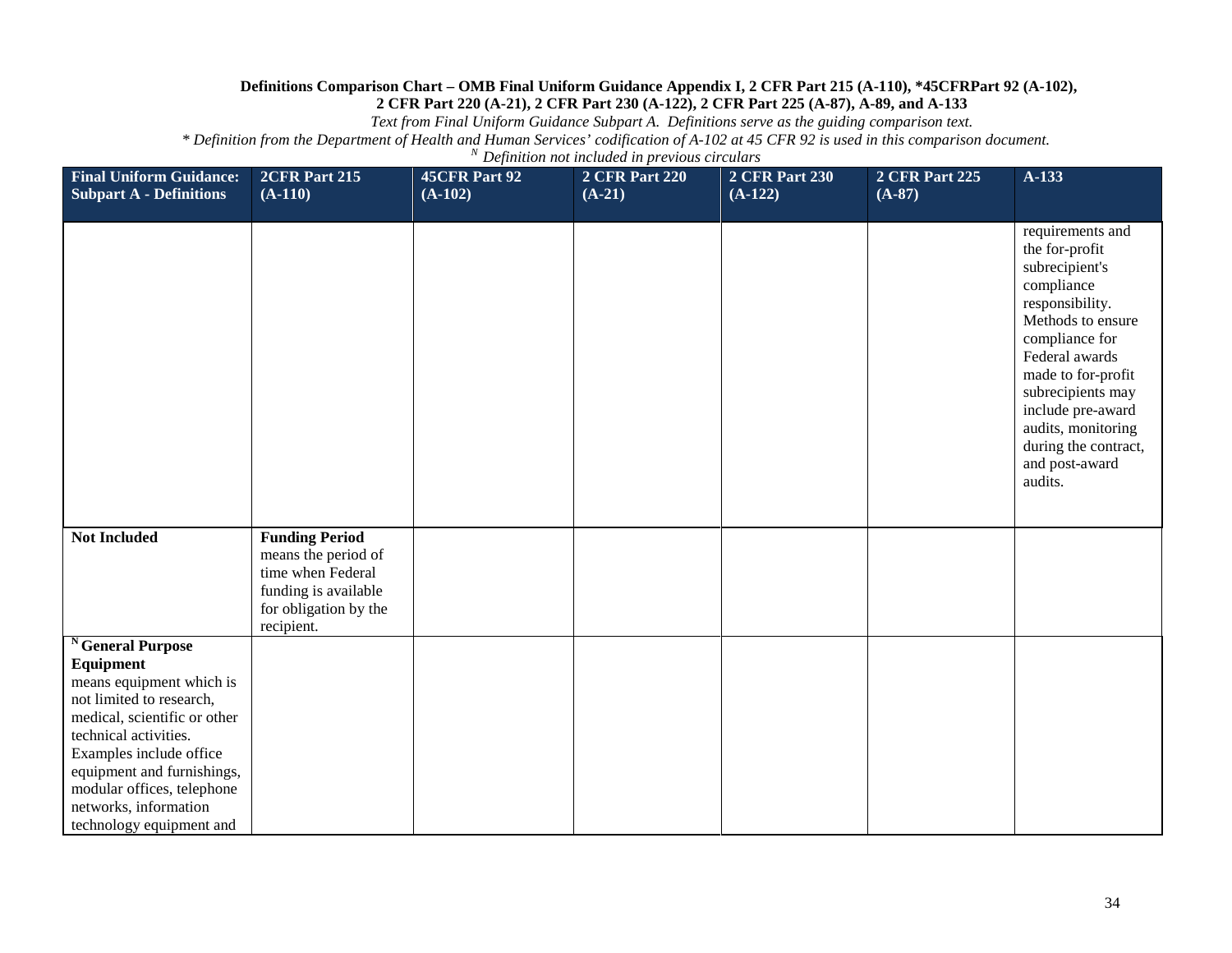**Definitions Comparison Chart – OMB Final Uniform Guidance Appendix I, 2 CFR Part 215 (A-110), *45CFRPart 92 (A-102), 2 CFR Part 220 (A-21), 2 CFR Part 230 (A-122), 2 CFR Part 225 (A-87), A-89, and A-133**

*Text from Final Uniform Guidance Subpart A. Definitions serve as the guiding comparison text.*

*\* Definition from the Department of Health and Human Services' codification of A-102 at 45 CFR 92 is used in this comparison document.*

*[N] Definition not included in previous circulars*

| Final Uniform Guidance: Subpart A - Definitions | 2CFR Part 215 (A-110) | 45CFR Part 92 (A-102) | 2 CFR Part 220 (A-21) | 2 CFR Part 230 (A-122) | 2 CFR Part 225 (A-87) | A-133 |
|---|---|---|---|---|---|---|
| | | | | | | requirements and the for-profit subrecipient's compliance responsibility. Methods to ensure compliance for Federal awards made to for-profit subrecipients may include pre-award audits, monitoring during the contract, and post-award audits. |
| **Not Included** | **Funding Period** means the period of time when Federal funding is available for obligation by the recipient. | | | | | |
| [N] **General Purpose Equipment** means equipment which is not limited to research, medical, scientific or other technical activities. Examples include office equipment and furnishings, modular offices, telephone networks, information technology equipment and | | | | | | |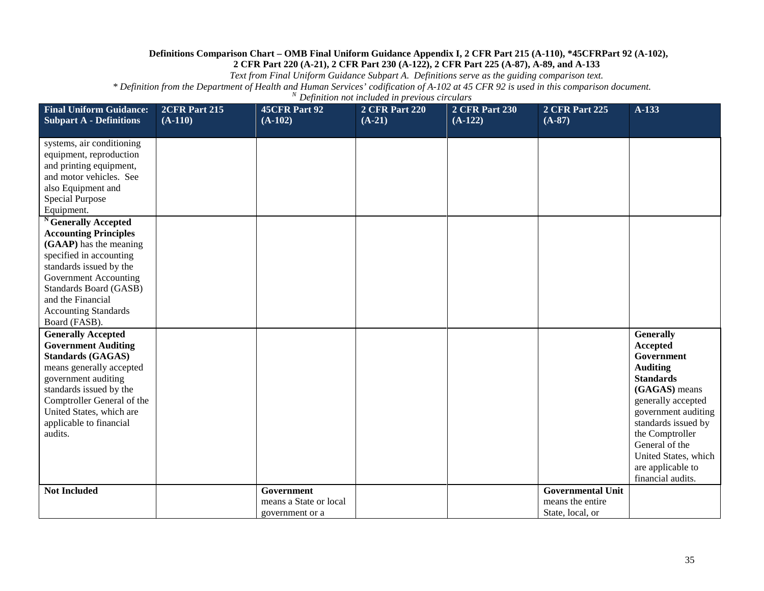**Definitions Comparison Chart – OMB Final Uniform Guidance Appendix I, 2 CFR Part 215 (A-110), *45CFRPart 92 (A-102), 2 CFR Part 220 (A-21), 2 CFR Part 230 (A-122), 2 CFR Part 225 (A-87), A-89, and A-133**

*Text from Final Uniform Guidance Subpart A. Definitions serve as the guiding comparison text.*

*\* Definition from the Department of Health and Human Services' codification of A-102 at 45 CFR 92 is used in this comparison document.*

*N Definition not included in previous circulars*

| Final Uniform Guidance: Subpart A - Definitions | 2CFR Part 215 (A-110) | 45CFR Part 92 (A-102) | 2 CFR Part 220 (A-21) | 2 CFR Part 230 (A-122) | 2 CFR Part 225 (A-87) | A-133 |
|---|---|---|---|---|---|---|
| systems, air conditioning equipment, reproduction and printing equipment, and motor vehicles. See also Equipment and Special Purpose Equipment. | | | | | | |
| [N] **Generally Accepted Accounting Principles (GAAP)** has the meaning specified in accounting standards issued by the Government Accounting Standards Board (GASB) and the Financial Accounting Standards Board (FASB). | | | | | | |
| **Generally Accepted Government Auditing Standards (GAGAS)** means generally accepted government auditing standards issued by the Comptroller General of the United States, which are applicable to financial audits. | | | | | | **Generally Accepted Government Auditing Standards (GAGAS)** means generally accepted government auditing standards issued by the Comptroller General of the United States, which are applicable to financial audits. |
| **Not Included** | | **Government** means a State or local government or a | | | **Governmental Unit** means the entire State, local, or | |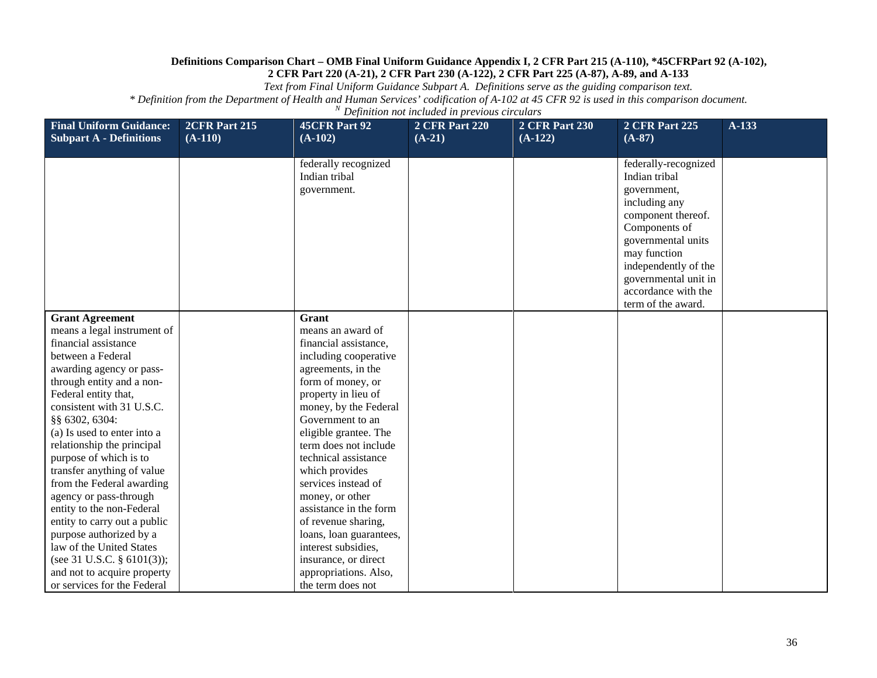**Definitions Comparison Chart – OMB Final Uniform Guidance Appendix I, 2 CFR Part 215 (A-110), *45CFRPart 92 (A-102), 2 CFR Part 220 (A-21), 2 CFR Part 230 (A-122), 2 CFR Part 225 (A-87), A-89, and A-133**

*Text from Final Uniform Guidance Subpart A. Definitions serve as the guiding comparison text.*

** Definition from the Department of Health and Human Services' codification of A-102 at 45 CFR 92 is used in this comparison document.*

*[N] Definition not included in previous circulars*

| Final Uniform Guidance: Subpart A - Definitions | 2CFR Part 215 (A-110) | 45CFR Part 92 (A-102) | 2 CFR Part 220 (A-21) | 2 CFR Part 230 (A-122) | 2 CFR Part 225 (A-87) | A-133 |
|---|---|---|---|---|---|---|
| | | federally recognized Indian tribal government. | | | federally-recognized Indian tribal government, including any component thereof. Components of governmental units may function independently of the governmental unit in accordance with the term of the award. | |
| **Grant Agreement** means a legal instrument of financial assistance between a Federal awarding agency or pass-through entity and a non-Federal entity that, consistent with 31 U.S.C. §§ 6302, 6304: (a) Is used to enter into a relationship the principal purpose of which is to transfer anything of value from the Federal awarding agency or pass-through entity to the non-Federal entity to carry out a public purpose authorized by a law of the United States (see 31 U.S.C. § 6101(3)); and not to acquire property or services for the Federal | | **Grant** means an award of financial assistance, including cooperative agreements, in the form of money, or property in lieu of money, by the Federal Government to an eligible grantee. The term does not include technical assistance which provides services instead of money, or other assistance in the form of revenue sharing, loans, loan guarantees, interest subsidies, insurance, or direct appropriations. Also, the term does not | | | | |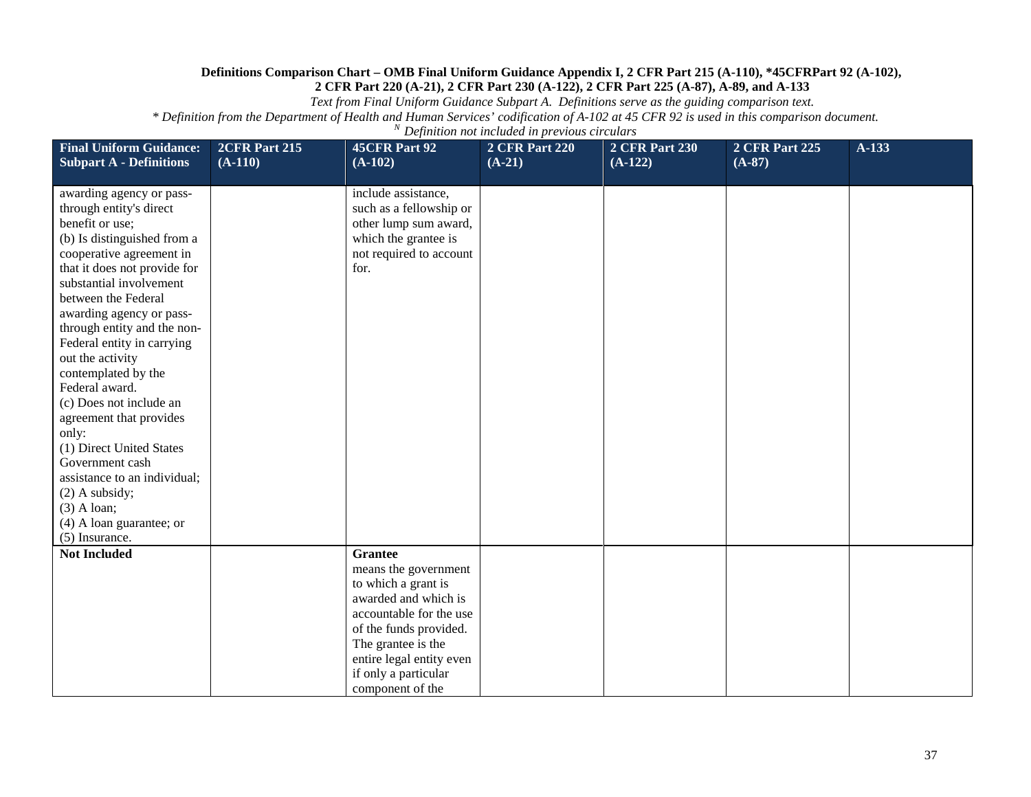**Definitions Comparison Chart – OMB Final Uniform Guidance Appendix I, 2 CFR Part 215 (A-110), *45CFRPart 92 (A-102), 2 CFR Part 220 (A-21), 2 CFR Part 230 (A-122), 2 CFR Part 225 (A-87), A-89, and A-133**

*Text from Final Uniform Guidance Subpart A. Definitions serve as the guiding comparison text.*

*\* Definition from the Department of Health and Human Services' codification of A-102 at 45 CFR 92 is used in this comparison document.*

*[N] Definition not included in previous circulars*

| Final Uniform Guidance: Subpart A - Definitions | 2CFR Part 215 (A-110) | 45CFR Part 92 (A-102) | 2 CFR Part 220 (A-21) | 2 CFR Part 230 (A-122) | 2 CFR Part 225 (A-87) | A-133 |
|---|---|---|---|---|---|---|
| awarding agency or pass-through entity's direct benefit or use;<br>(b) Is distinguished from a cooperative agreement in that it does not provide for substantial involvement between the Federal awarding agency or pass-through entity and the non-Federal entity in carrying out the activity contemplated by the Federal award.<br>(c) Does not include an agreement that provides only:<br>(1) Direct United States Government cash assistance to an individual;<br>(2) A subsidy;<br>(3) A loan;<br>(4) A loan guarantee; or<br>(5) Insurance. | | include assistance, such as a fellowship or other lump sum award, which the grantee is not required to account for. | | | | |
| **Not Included** | | **Grantee** means the government to which a grant is awarded and which is accountable for the use of the funds provided. The grantee is the entire legal entity even if only a particular component of the | | | | |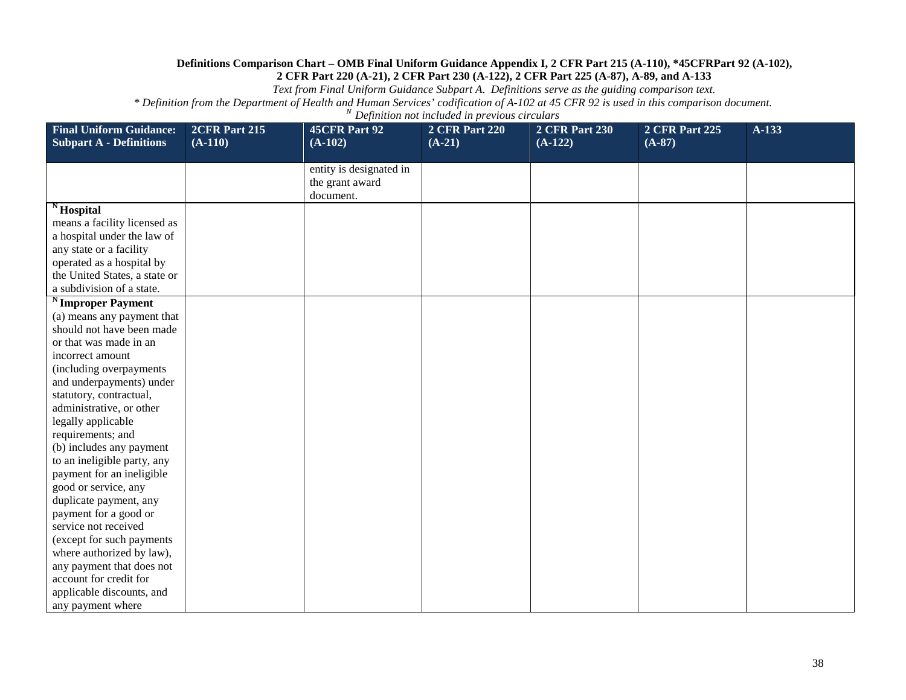**Definitions Comparison Chart – OMB Final Uniform Guidance Appendix I, 2 CFR Part 215 (A-110), *45CFRPart 92 (A-102), 2 CFR Part 220 (A-21), 2 CFR Part 230 (A-122), 2 CFR Part 225 (A-87), A-89, and A-133**

*Text from Final Uniform Guidance Subpart A. Definitions serve as the guiding comparison text.*

*\* Definition from the Department of Health and Human Services' codification of A-102 at 45 CFR 92 is used in this comparison document.*

*[N] Definition not included in previous circulars*

| Final Uniform Guidance: Subpart A - Definitions | 2CFR Part 215 (A-110) | 45CFR Part 92 (A-102) | 2 CFR Part 220 (A-21) | 2 CFR Part 230 (A-122) | 2 CFR Part 225 (A-87) | A-133 |
|---|---|---|---|---|---|---|
| | | entity is designated in the grant award document. | | | | |
| [N] **Hospital** means a facility licensed as a hospital under the law of any state or a facility operated as a hospital by the United States, a state or a subdivision of a state. | | | | | | |
| [N] **Improper Payment** (a) means any payment that should not have been made or that was made in an incorrect amount (including overpayments and underpayments) under statutory, contractual, administrative, or other legally applicable requirements; and (b) includes any payment to an ineligible party, any payment for an ineligible good or service, any duplicate payment, any payment for a good or service not received (except for such payments where authorized by law), any payment that does not account for credit for applicable discounts, and any payment where | | | | | | |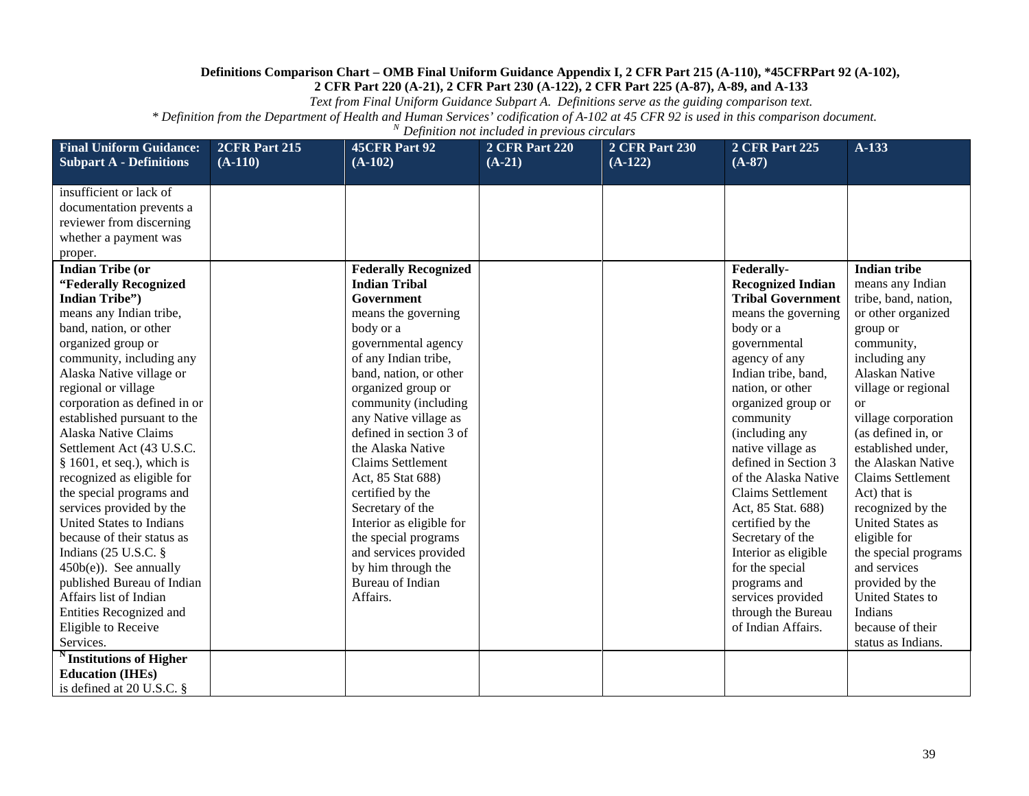**Definitions Comparison Chart – OMB Final Uniform Guidance Appendix I, 2 CFR Part 215 (A-110), *45CFRPart 92 (A-102), 2 CFR Part 220 (A-21), 2 CFR Part 230 (A-122), 2 CFR Part 225 (A-87), A-89, and A-133**

*Text from Final Uniform Guidance Subpart A. Definitions serve as the guiding comparison text.*

*\* Definition from the Department of Health and Human Services' codification of A-102 at 45 CFR 92 is used in this comparison document.*

*[N] Definition not included in previous circulars*

| Final Uniform Guidance: Subpart A - Definitions | 2CFR Part 215 (A-110) | 45CFR Part 92 (A-102) | 2 CFR Part 220 (A-21) | 2 CFR Part 230 (A-122) | 2 CFR Part 225 (A-87) | A-133 |
|---|---|---|---|---|---|---|
| insufficient or lack of documentation prevents a reviewer from discerning whether a payment was proper. | | | | | | |
| **Indian Tribe (or "Federally Recognized Indian Tribe")** means any Indian tribe, band, nation, or other organized group or community, including any Alaska Native village or regional or village corporation as defined in or established pursuant to the Alaska Native Claims Settlement Act (43 U.S.C. § 1601, et seq.), which is recognized as eligible for the special programs and services provided by the United States to Indians because of their status as Indians (25 U.S.C. § 450b(e)). See annually published Bureau of Indian Affairs list of Indian Entities Recognized and Eligible to Receive Services. | | **Federally Recognized Indian Tribal Government** means the governing body or a governmental agency of any Indian tribe, band, nation, or other organized group or community (including any Native village as defined in section 3 of the Alaska Native Claims Settlement Act, 85 Stat 688) certified by the Secretary of the Interior as eligible for the special programs and services provided by him through the Bureau of Indian Affairs. | | | **Federally-Recognized Indian Tribal Government** means the governing body or a governmental agency of any Indian tribe, band, nation, or other organized group or community (including any native village as defined in Section 3 of the Alaska Native Claims Settlement Act, 85 Stat. 688) certified by the Secretary of the Interior as eligible for the special programs and services provided through the Bureau of Indian Affairs. | **Indian tribe** means any Indian tribe, band, nation, or other organized group or community, including any Alaskan Native village or regional or village corporation (as defined in, or established under, the Alaskan Native Claims Settlement Act) that is recognized by the United States as eligible for the special programs and services provided by the United States to Indians because of their status as Indians. |
| [N] **Institutions of Higher Education (IHEs)** is defined at 20 U.S.C. § | | | | | | |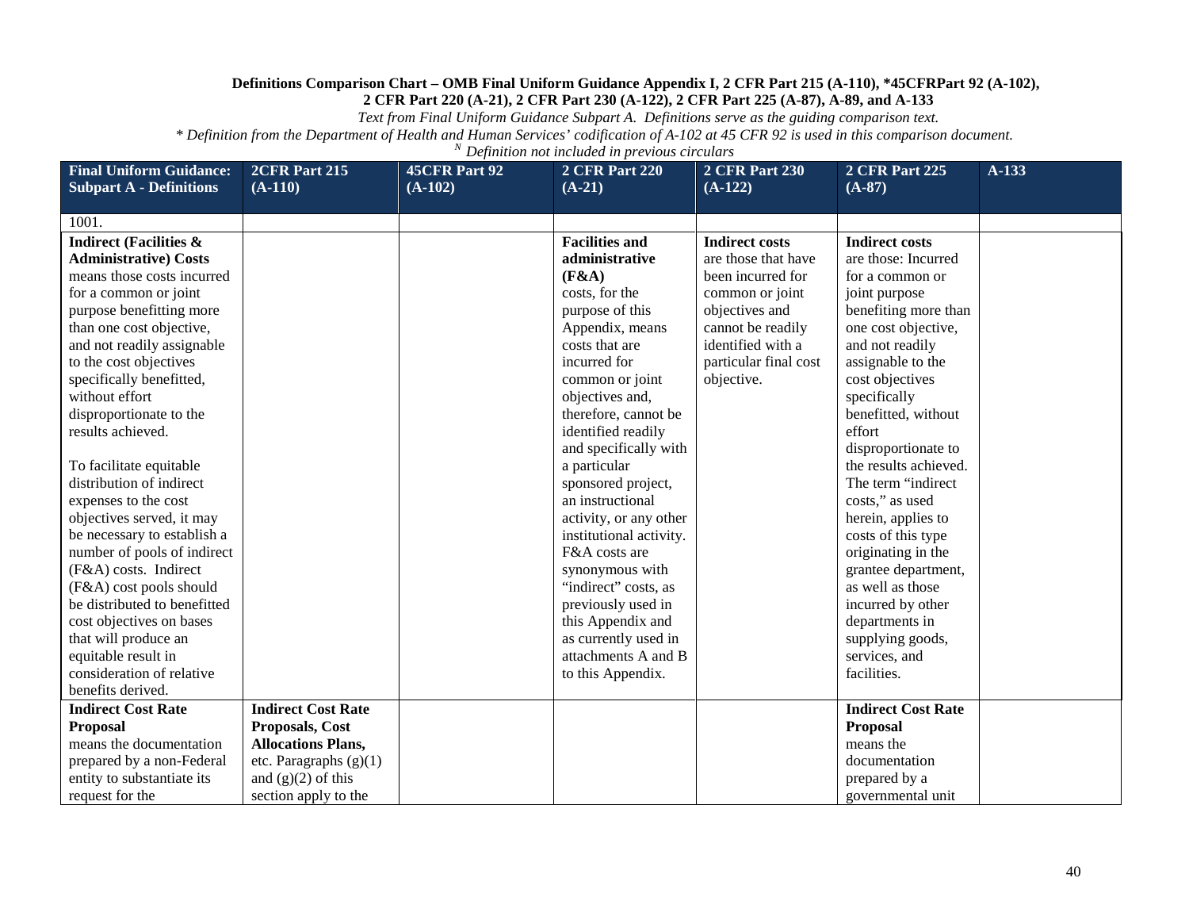**Definitions Comparison Chart – OMB Final Uniform Guidance Appendix I, 2 CFR Part 215 (A-110), *45CFRPart 92 (A-102), 2 CFR Part 220 (A-21), 2 CFR Part 230 (A-122), 2 CFR Part 225 (A-87), A-89, and A-133**

*Text from Final Uniform Guidance Subpart A. Definitions serve as the guiding comparison text.*

*\* Definition from the Department of Health and Human Services' codification of A-102 at 45 CFR 92 is used in this comparison document.*

*[N] Definition not included in previous circulars*

| Final Uniform Guidance: Subpart A - Definitions | 2CFR Part 215 (A-110) | 45CFR Part 92 (A-102) | 2 CFR Part 220 (A-21) | 2 CFR Part 230 (A-122) | 2 CFR Part 225 (A-87) | A-133 |
|---|---|---|---|---|---|---|
| 1001. | | | | | | |
| **Indirect (Facilities & Administrative) Costs** means those costs incurred for a common or joint purpose benefitting more than one cost objective, and not readily assignable to the cost objectives specifically benefitted, without effort disproportionate to the results achieved.<br><br>To facilitate equitable distribution of indirect expenses to the cost objectives served, it may be necessary to establish a number of pools of indirect (F&A) costs. Indirect (F&A) cost pools should be distributed to benefitted cost objectives on bases that will produce an equitable result in consideration of relative benefits derived. | | | **Facilities and administrative (F&A)** costs, for the purpose of this Appendix, means costs that are incurred for common or joint objectives and, therefore, cannot be identified readily and specifically with a particular sponsored project, an instructional activity, or any other institutional activity. F&A costs are synonymous with "indirect" costs, as previously used in this Appendix and as currently used in attachments A and B to this Appendix. | **Indirect costs** are those that have been incurred for common or joint objectives and cannot be readily identified with a particular final cost objective. | **Indirect costs** are those: Incurred for a common or joint purpose benefiting more than one cost objective, and not readily assignable to the cost objectives specifically benefitted, without effort disproportionate to the results achieved. The term "indirect costs," as used herein, applies to costs of this type originating in the grantee department, as well as those incurred by other departments in supplying goods, services, and facilities. | |
| **Indirect Cost Rate Proposal** means the documentation prepared by a non-Federal entity to substantiate its request for the | **Indirect Cost Rate Proposals, Cost Allocations Plans,** etc. Paragraphs (g)(1) and (g)(2) of this section apply to the | | | | **Indirect Cost Rate Proposal** means the documentation prepared by a governmental unit | |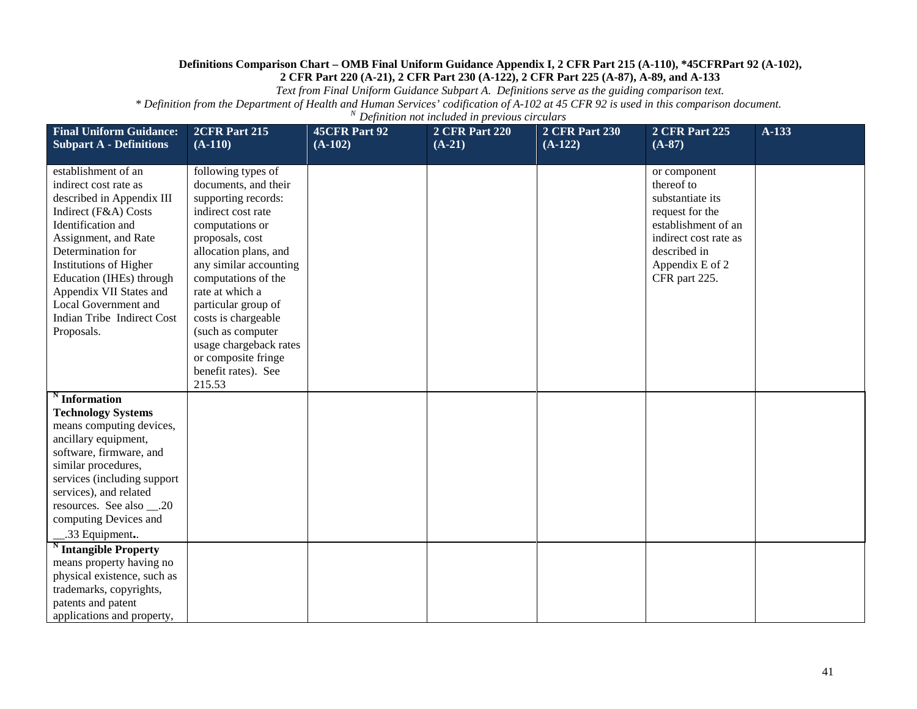**Definitions Comparison Chart – OMB Final Uniform Guidance Appendix I, 2 CFR Part 215 (A-110), *45CFRPart 92 (A-102), 2 CFR Part 220 (A-21), 2 CFR Part 230 (A-122), 2 CFR Part 225 (A-87), A-89, and A-133**

*Text from Final Uniform Guidance Subpart A. Definitions serve as the guiding comparison text.*

** Definition from the Department of Health and Human Services' codification of A-102 at 45 CFR 92 is used in this comparison document.*

*[N] Definition not included in previous circulars*

| Final Uniform Guidance: Subpart A - Definitions | 2CFR Part 215 (A-110) | 45CFR Part 92 (A-102) | 2 CFR Part 220 (A-21) | 2 CFR Part 230 (A-122) | 2 CFR Part 225 (A-87) | A-133 |
|---|---|---|---|---|---|---|
| establishment of an indirect cost rate as described in Appendix III Indirect (F&A) Costs Identification and Assignment, and Rate Determination for Institutions of Higher Education (IHEs) through Appendix VII States and Local Government and Indian Tribe Indirect Cost Proposals. | following types of documents, and their supporting records: indirect cost rate computations or proposals, cost allocation plans, and any similar accounting computations of the rate at which a particular group of costs is chargeable (such as computer usage chargeback rates or composite fringe benefit rates). See 215.53 | | | | or component thereof to substantiate its request for the establishment of an indirect cost rate as described in Appendix E of 2 CFR part 225. | |
| [N] **Information Technology Systems** means computing devices, ancillary equipment, software, firmware, and similar procedures, services (including support services), and related resources. See also __.20 computing Devices and __.33 Equipment.. | | | | | | |
| [N] **Intangible Property** means property having no physical existence, such as trademarks, copyrights, patents and patent applications and property, | | | | | | |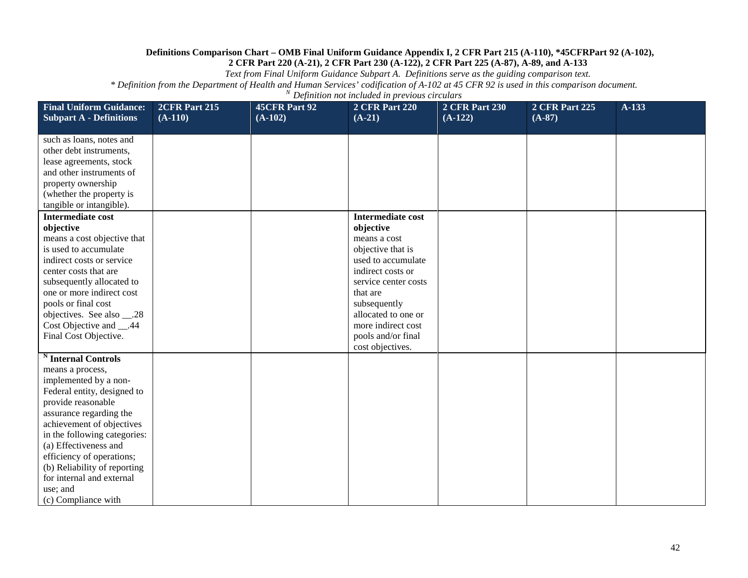**Definitions Comparison Chart – OMB Final Uniform Guidance Appendix I, 2 CFR Part 215 (A-110), *45CFRPart 92 (A-102), 2 CFR Part 220 (A-21), 2 CFR Part 230 (A-122), 2 CFR Part 225 (A-87), A-89, and A-133**

*Text from Final Uniform Guidance Subpart A. Definitions serve as the guiding comparison text.*

** Definition from the Department of Health and Human Services' codification of A-102 at 45 CFR 92 is used in this comparison document.*

*[N] Definition not included in previous circulars*

| Final Uniform Guidance: Subpart A - Definitions | 2CFR Part 215 (A-110) | 45CFR Part 92 (A-102) | 2 CFR Part 220 (A-21) | 2 CFR Part 230 (A-122) | 2 CFR Part 225 (A-87) | A-133 |
|---|---|---|---|---|---|---|
| such as loans, notes and other debt instruments, lease agreements, stock and other instruments of property ownership (whether the property is tangible or intangible). | | | | | | |
| **Intermediate cost objective** means a cost objective that is used to accumulate indirect costs or service center costs that are subsequently allocated to one or more indirect cost pools or final cost objectives. See also __.28 Cost Objective and __.44 Final Cost Objective. | | | **Intermediate cost objective** means a cost objective that is used to accumulate indirect costs or service center costs that are subsequently allocated to one or more indirect cost pools and/or final cost objectives. | | | |
| **[N] Internal Controls** means a process, implemented by a non-Federal entity, designed to provide reasonable assurance regarding the achievement of objectives in the following categories: (a) Effectiveness and efficiency of operations; (b) Reliability of reporting for internal and external use; and (c) Compliance with | | | | | | |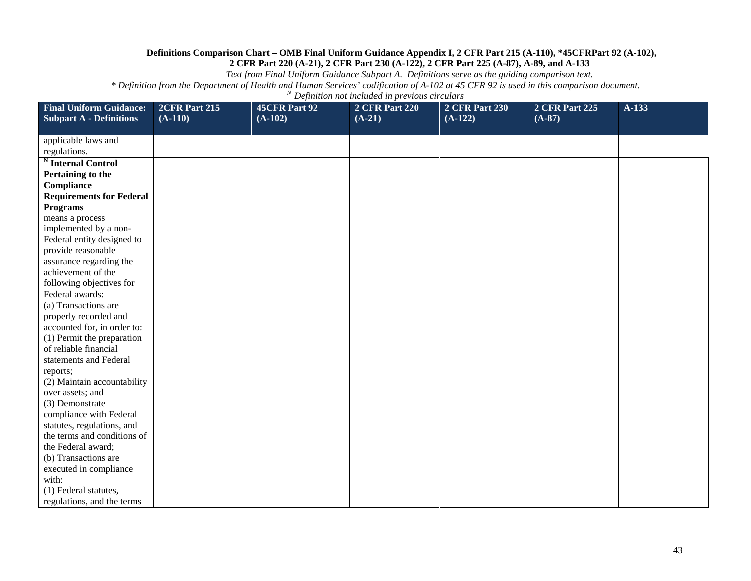**Definitions Comparison Chart – OMB Final Uniform Guidance Appendix I, 2 CFR Part 215 (A-110), *45CFRPart 92 (A-102), 2 CFR Part 220 (A-21), 2 CFR Part 230 (A-122), 2 CFR Part 225 (A-87), A-89, and A-133**

*Text from Final Uniform Guidance Subpart A. Definitions serve as the guiding comparison text.*

*\* Definition from the Department of Health and Human Services' codification of A-102 at 45 CFR 92 is used in this comparison document.*

*[N] Definition not included in previous circulars*

| Final Uniform Guidance: Subpart A - Definitions | 2CFR Part 215 (A-110) | 45CFR Part 92 (A-102) | 2 CFR Part 220 (A-21) | 2 CFR Part 230 (A-122) | 2 CFR Part 225 (A-87) | A-133 |
|---|---|---|---|---|---|---|
| applicable laws and regulations. | | | | | | |
| [N] **Internal Control Pertaining to the Compliance Requirements for Federal Programs** means a process implemented by a non-Federal entity designed to provide reasonable assurance regarding the achievement of the following objectives for Federal awards:<br>(a) Transactions are properly recorded and accounted for, in order to:<br>(1) Permit the preparation of reliable financial statements and Federal reports;<br>(2) Maintain accountability over assets; and<br>(3) Demonstrate compliance with Federal statutes, regulations, and the terms and conditions of the Federal award;<br>(b) Transactions are executed in compliance with:<br>(1) Federal statutes, regulations, and the terms | | | | | | |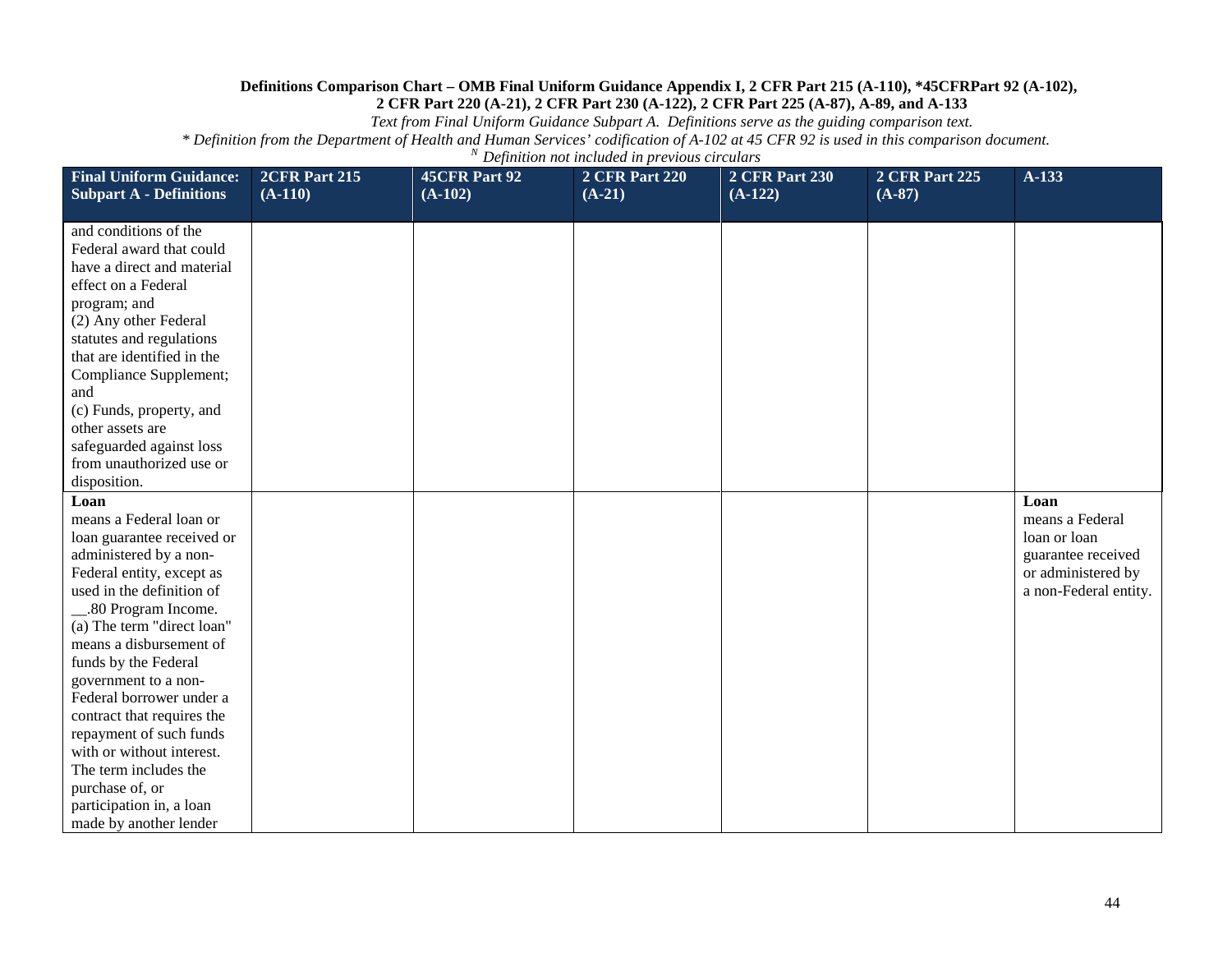**Definitions Comparison Chart – OMB Final Uniform Guidance Appendix I, 2 CFR Part 215 (A-110), *45CFRPart 92 (A-102), 2 CFR Part 220 (A-21), 2 CFR Part 230 (A-122), 2 CFR Part 225 (A-87), A-89, and A-133**

*Text from Final Uniform Guidance Subpart A. Definitions serve as the guiding comparison text.*

*\* Definition from the Department of Health and Human Services' codification of A-102 at 45 CFR 92 is used in this comparison document.*

*N Definition not included in previous circulars*

| Final Uniform Guidance: Subpart A - Definitions | 2CFR Part 215 (A-110) | 45CFR Part 92 (A-102) | 2 CFR Part 220 (A-21) | 2 CFR Part 230 (A-122) | 2 CFR Part 225 (A-87) | A-133 |
|---|---|---|---|---|---|---|
| and conditions of the Federal award that could have a direct and material effect on a Federal program; and<br>(2) Any other Federal statutes and regulations that are identified in the Compliance Supplement; and<br>(c) Funds, property, and other assets are safeguarded against loss from unauthorized use or disposition. | | | | | | |
| **Loan**<br>means a Federal loan or loan guarantee received or administered by a non-Federal entity, except as used in the definition of __.80 Program Income.<br>(a) The term "direct loan" means a disbursement of funds by the Federal government to a non-Federal borrower under a contract that requires the repayment of such funds with or without interest. The term includes the purchase of, or participation in, a loan made by another lender | | | | | | **Loan**<br>means a Federal loan or loan guarantee received or administered by a non-Federal entity. |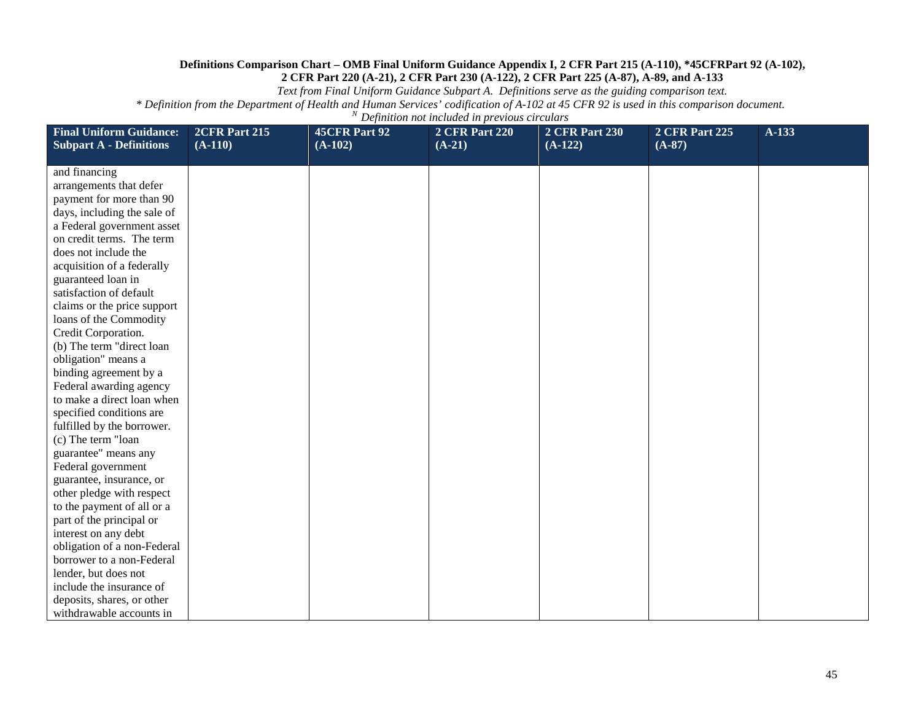**Definitions Comparison Chart – OMB Final Uniform Guidance Appendix I, 2 CFR Part 215 (A-110), *45CFRPart 92 (A-102), 2 CFR Part 220 (A-21), 2 CFR Part 230 (A-122), 2 CFR Part 225 (A-87), A-89, and A-133**

*Text from Final Uniform Guidance Subpart A. Definitions serve as the guiding comparison text.*

*\* Definition from the Department of Health and Human Services' codification of A-102 at 45 CFR 92 is used in this comparison document.*

*[N] Definition not included in previous circulars*

| Final Uniform Guidance: Subpart A - Definitions | 2CFR Part 215 (A-110) | 45CFR Part 92 (A-102) | 2 CFR Part 220 (A-21) | 2 CFR Part 230 (A-122) | 2 CFR Part 225 (A-87) | A-133 |
|---|---|---|---|---|---|---|
| and financing arrangements that defer payment for more than 90 days, including the sale of a Federal government asset on credit terms. The term does not include the acquisition of a federally guaranteed loan in satisfaction of default claims or the price support loans of the Commodity Credit Corporation.<br>(b) The term "direct loan obligation" means a binding agreement by a Federal awarding agency to make a direct loan when specified conditions are fulfilled by the borrower.<br>(c) The term "loan guarantee" means any Federal government guarantee, insurance, or other pledge with respect to the payment of all or a part of the principal or interest on any debt obligation of a non-Federal borrower to a non-Federal lender, but does not include the insurance of deposits, shares, or other withdrawable accounts in | | | | | | |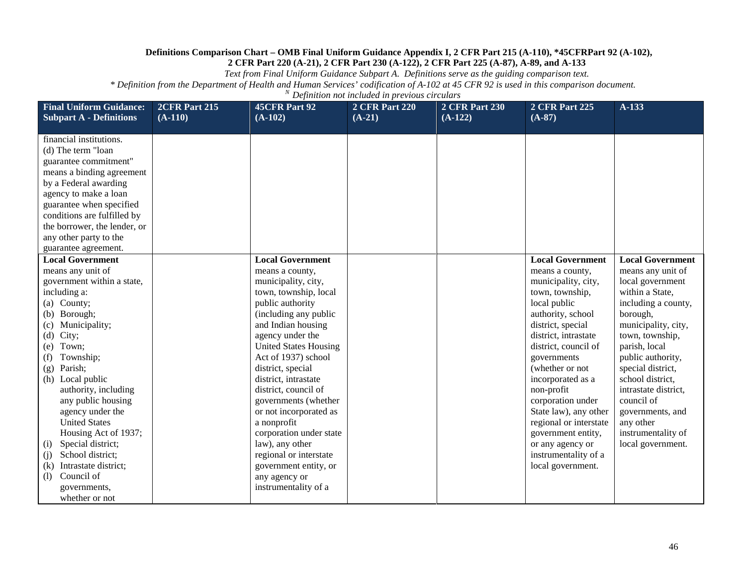**Definitions Comparison Chart – OMB Final Uniform Guidance Appendix I, 2 CFR Part 215 (A-110), *45CFRPart 92 (A-102), 2 CFR Part 220 (A-21), 2 CFR Part 230 (A-122), 2 CFR Part 225 (A-87), A-89, and A-133**

*Text from Final Uniform Guidance Subpart A. Definitions serve as the guiding comparison text.*

*\* Definition from the Department of Health and Human Services' codification of A-102 at 45 CFR 92 is used in this comparison document.*

*[N] Definition not included in previous circulars*

| Final Uniform Guidance: Subpart A - Definitions | 2CFR Part 215 (A-110) | 45CFR Part 92 (A-102) | 2 CFR Part 220 (A-21) | 2 CFR Part 230 (A-122) | 2 CFR Part 225 (A-87) | A-133 |
|---|---|---|---|---|---|---|
| financial institutions.<br>(d) The term "loan guarantee commitment" means a binding agreement by a Federal awarding agency to make a loan guarantee when specified conditions are fulfilled by the borrower, the lender, or any other party to the guarantee agreement. | | | | | | |
| **Local Government** means any unit of government within a state, including a:<br>(a) County;<br>(b) Borough;<br>(c) Municipality;<br>(d) City;<br>(e) Town;<br>(f) Township;<br>(g) Parish;<br>(h) Local public authority, including any public housing agency under the United States Housing Act of 1937;<br>(i) Special district;<br>(j) School district;<br>(k) Intrastate district;<br>(l) Council of governments, whether or not | | **Local Government** means a county, municipality, city, town, township, local public authority (including any public and Indian housing agency under the United States Housing Act of 1937) school district, special district, intrastate district, council of governments (whether or not incorporated as a nonprofit corporation under state law), any other regional or interstate government entity, or any agency or instrumentality of a | | | **Local Government** means a county, municipality, city, town, township, local public authority, school district, special district, intrastate district, council of governments (whether or not incorporated as a non-profit corporation under State law), any other regional or interstate government entity, or any agency or instrumentality of a local government. | **Local Government** means any unit of local government within a State, including a county, borough, municipality, city, town, township, parish, local public authority, special district, school district, intrastate district, council of governments, and any other instrumentality of local government. |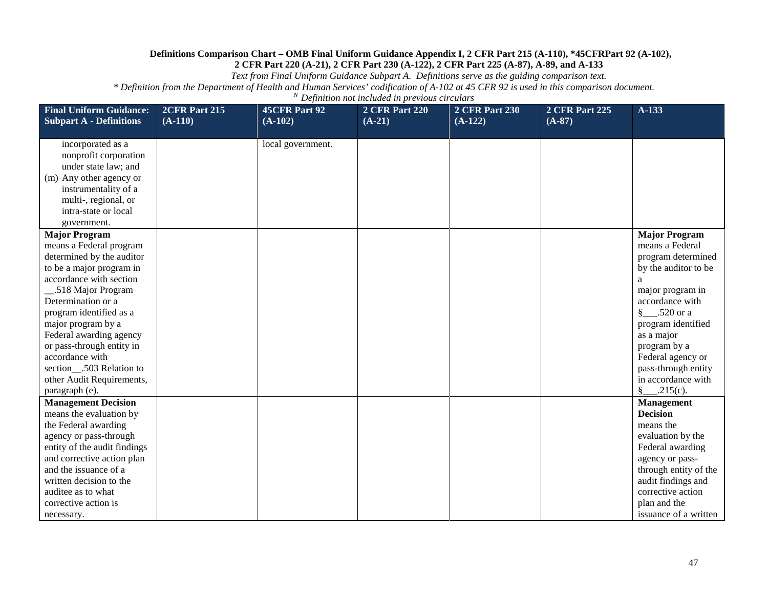**Definitions Comparison Chart – OMB Final Uniform Guidance Appendix I, 2 CFR Part 215 (A-110), *45CFRPart 92 (A-102), 2 CFR Part 220 (A-21), 2 CFR Part 230 (A-122), 2 CFR Part 225 (A-87), A-89, and A-133**

*Text from Final Uniform Guidance Subpart A. Definitions serve as the guiding comparison text.*

*\* Definition from the Department of Health and Human Services' codification of A-102 at 45 CFR 92 is used in this comparison document.*

*N Definition not included in previous circulars*

| Final Uniform Guidance: Subpart A - Definitions | 2CFR Part 215 (A-110) | 45CFR Part 92 (A-102) | 2 CFR Part 220 (A-21) | 2 CFR Part 230 (A-122) | 2 CFR Part 225 (A-87) | A-133 |
|---|---|---|---|---|---|---|
| incorporated as a nonprofit corporation under state law; and<br>(m) Any other agency or instrumentality of a multi-, regional, or intra-state or local government. | | local government. | | | | |
| **Major Program** means a Federal program determined by the auditor to be a major program in accordance with section __.518 Major Program Determination or a program identified as a major program by a Federal awarding agency or pass-through entity in accordance with section__.503 Relation to other Audit Requirements, paragraph (e). | | | | | | **Major Program** means a Federal program determined by the auditor to be a major program in accordance with §___.520 or a program identified as a major program by a Federal agency or pass-through entity in accordance with §___.215(c). |
| **Management Decision** means the evaluation by the Federal awarding agency or pass-through entity of the audit findings and corrective action plan and the issuance of a written decision to the auditee as to what corrective action is necessary. | | | | | | **Management Decision** means the evaluation by the Federal awarding agency or pass-through entity of the audit findings and corrective action plan and the issuance of a written |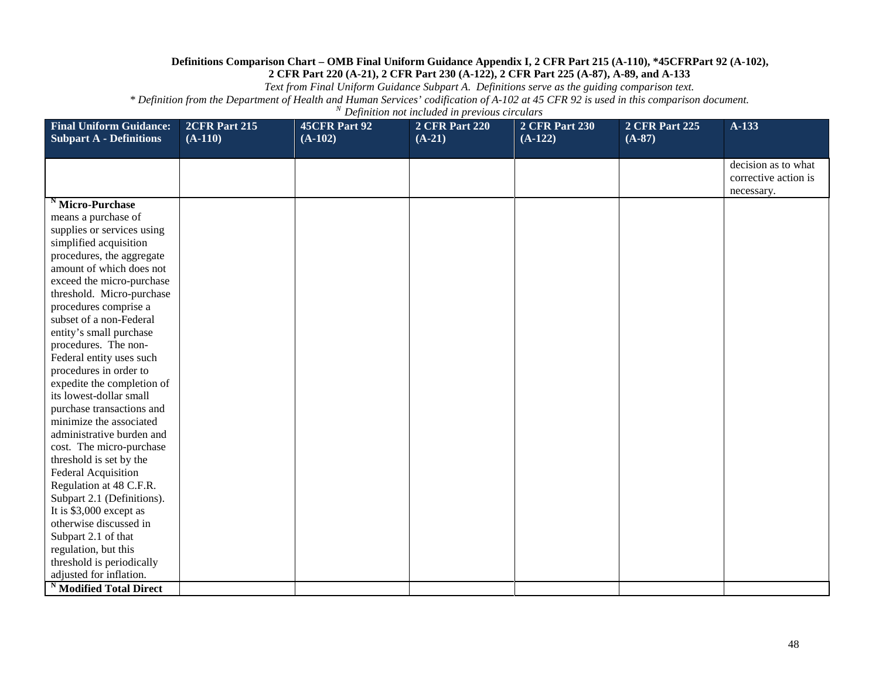**Definitions Comparison Chart – OMB Final Uniform Guidance Appendix I, 2 CFR Part 215 (A-110), *45CFRPart 92 (A-102), 2 CFR Part 220 (A-21), 2 CFR Part 230 (A-122), 2 CFR Part 225 (A-87), A-89, and A-133**

*Text from Final Uniform Guidance Subpart A. Definitions serve as the guiding comparison text.*

*\* Definition from the Department of Health and Human Services' codification of A-102 at 45 CFR 92 is used in this comparison document.*

*N Definition not included in previous circulars*

| Final Uniform Guidance: Subpart A - Definitions | 2CFR Part 215 (A-110) | 45CFR Part 92 (A-102) | 2 CFR Part 220 (A-21) | 2 CFR Part 230 (A-122) | 2 CFR Part 225 (A-87) | A-133 |
|---|---|---|---|---|---|---|
| | | | | | | decision as to what corrective action is necessary. |
| N **Micro-Purchase** means a purchase of supplies or services using simplified acquisition procedures, the aggregate amount of which does not exceed the micro-purchase threshold. Micro-purchase procedures comprise a subset of a non-Federal entity's small purchase procedures. The non-Federal entity uses such procedures in order to expedite the completion of its lowest-dollar small purchase transactions and minimize the associated administrative burden and cost. The micro-purchase threshold is set by the Federal Acquisition Regulation at 48 C.F.R. Subpart 2.1 (Definitions). It is $3,000 except as otherwise discussed in Subpart 2.1 of that regulation, but this threshold is periodically adjusted for inflation. | | | | | | |
| N **Modified Total Direct** | | | | | | |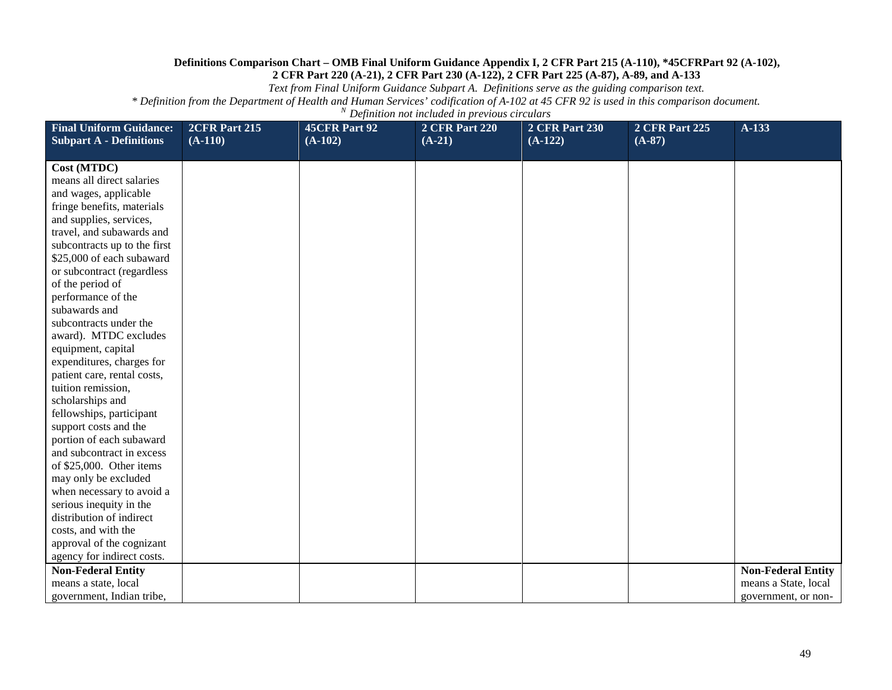**Definitions Comparison Chart – OMB Final Uniform Guidance Appendix I, 2 CFR Part 215 (A-110), *45CFRPart 92 (A-102), 2 CFR Part 220 (A-21), 2 CFR Part 230 (A-122), 2 CFR Part 225 (A-87), A-89, and A-133**

*Text from Final Uniform Guidance Subpart A. Definitions serve as the guiding comparison text.*

*\* Definition from the Department of Health and Human Services' codification of A-102 at 45 CFR 92 is used in this comparison document.*

*[N] Definition not included in previous circulars*

| Final Uniform Guidance: Subpart A - Definitions | 2CFR Part 215 (A-110) | 45CFR Part 92 (A-102) | 2 CFR Part 220 (A-21) | 2 CFR Part 230 (A-122) | 2 CFR Part 225 (A-87) | A-133 |
|---|---|---|---|---|---|---|
| **Cost (MTDC)** means all direct salaries and wages, applicable fringe benefits, materials and supplies, services, travel, and subawards and subcontracts up to the first $25,000 of each subaward or subcontract (regardless of the period of performance of the subawards and subcontracts under the award). MTDC excludes equipment, capital expenditures, charges for patient care, rental costs, tuition remission, scholarships and fellowships, participant support costs and the portion of each subaward and subcontract in excess of $25,000. Other items may only be excluded when necessary to avoid a serious inequity in the distribution of indirect costs, and with the approval of the cognizant agency for indirect costs. | | | | | | |
| **Non-Federal Entity** means a state, local government, Indian tribe, | | | | | | **Non-Federal Entity** means a State, local government, or non- |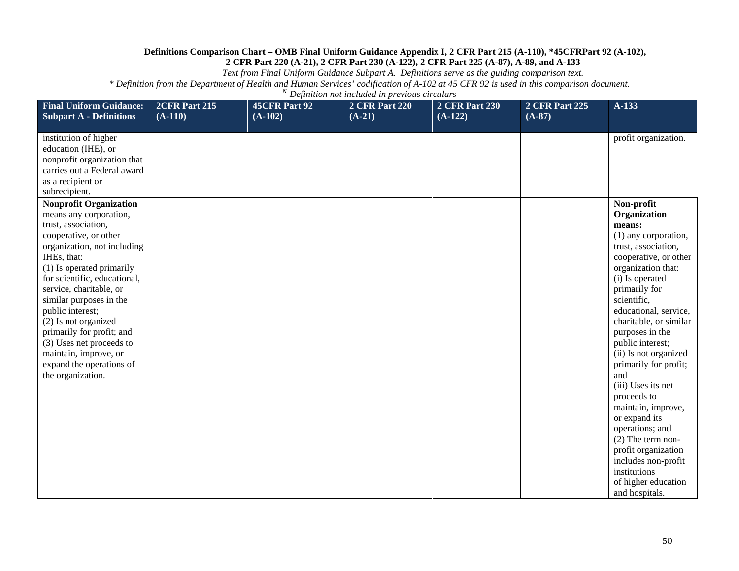**Definitions Comparison Chart – OMB Final Uniform Guidance Appendix I, 2 CFR Part 215 (A-110), *45CFRPart 92 (A-102), 2 CFR Part 220 (A-21), 2 CFR Part 230 (A-122), 2 CFR Part 225 (A-87), A-89, and A-133**

*Text from Final Uniform Guidance Subpart A. Definitions serve as the guiding comparison text.*

*\* Definition from the Department of Health and Human Services' codification of A-102 at 45 CFR 92 is used in this comparison document.*

*N Definition not included in previous circulars*

| Final Uniform Guidance: Subpart A - Definitions | 2CFR Part 215 (A-110) | 45CFR Part 92 (A-102) | 2 CFR Part 220 (A-21) | 2 CFR Part 230 (A-122) | 2 CFR Part 225 (A-87) | A-133 |
|---|---|---|---|---|---|---|
| institution of higher education (IHE), or nonprofit organization that carries out a Federal award as a recipient or subrecipient. | | | | | | profit organization. |
| **Nonprofit Organization** means any corporation, trust, association, cooperative, or other organization, not including IHEs, that:<br>(1) Is operated primarily for scientific, educational, service, charitable, or similar purposes in the public interest;<br>(2) Is not organized primarily for profit; and<br>(3) Uses net proceeds to maintain, improve, or expand the operations of the organization. | | | | | | **Non-profit Organization means:**<br>(1) any corporation, trust, association, cooperative, or other organization that:<br>(i) Is operated primarily for scientific, educational, service, charitable, or similar purposes in the public interest;<br>(ii) Is not organized primarily for profit; and<br>(iii) Uses its net proceeds to maintain, improve, or expand its operations; and<br>(2) The term non-profit organization includes non-profit institutions of higher education and hospitals. |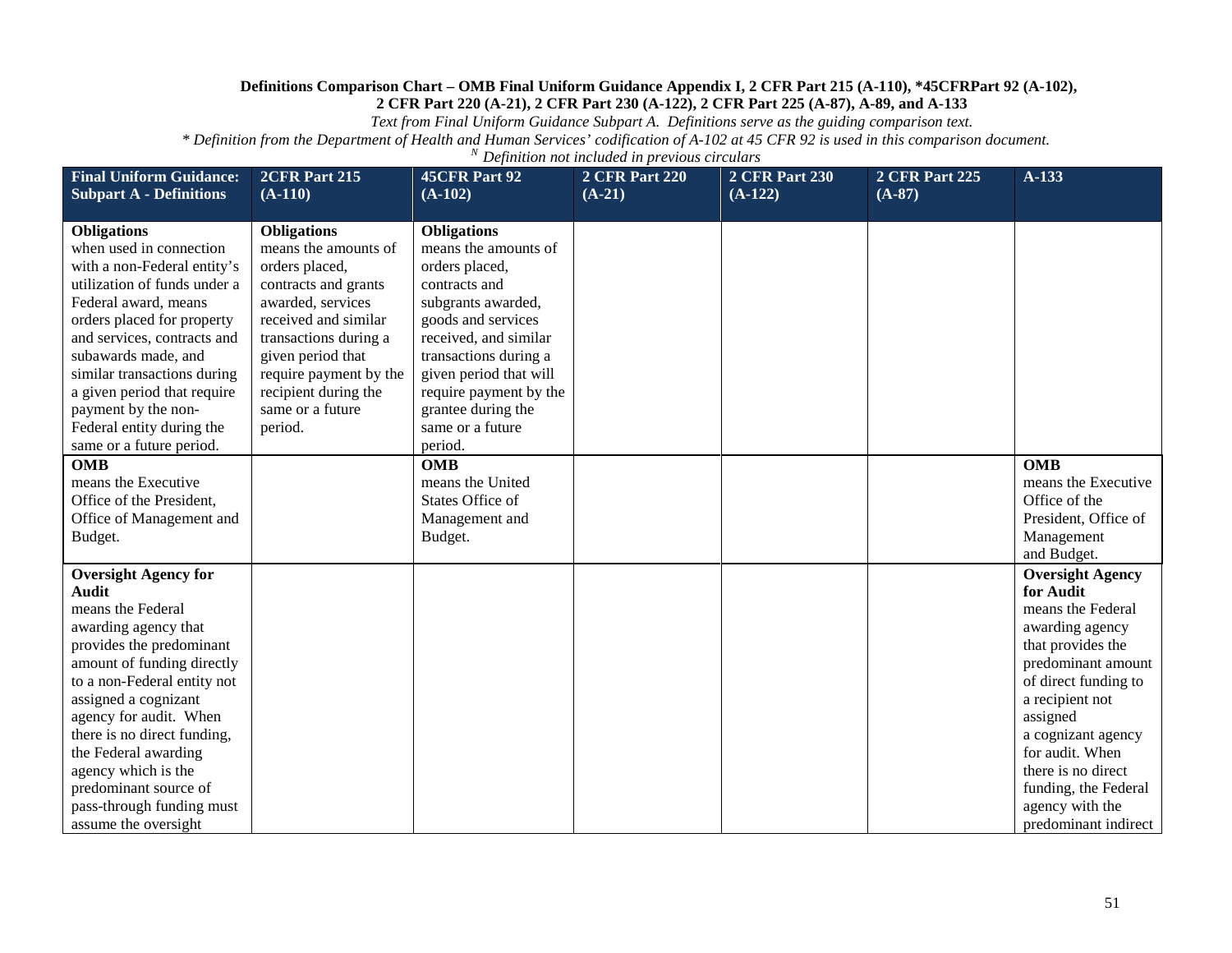**Definitions Comparison Chart – OMB Final Uniform Guidance Appendix I, 2 CFR Part 215 (A-110), *45CFRPart 92 (A-102), 2 CFR Part 220 (A-21), 2 CFR Part 230 (A-122), 2 CFR Part 225 (A-87), A-89, and A-133**

*Text from Final Uniform Guidance Subpart A. Definitions serve as the guiding comparison text.*

*\* Definition from the Department of Health and Human Services' codification of A-102 at 45 CFR 92 is used in this comparison document.*

*[N] Definition not included in previous circulars*

| Final Uniform Guidance: Subpart A - Definitions | 2CFR Part 215 (A-110) | 45CFR Part 92 (A-102) | 2 CFR Part 220 (A-21) | 2 CFR Part 230 (A-122) | 2 CFR Part 225 (A-87) | A-133 |
|---|---|---|---|---|---|---|
| **Obligations** when used in connection with a non-Federal entity's utilization of funds under a Federal award, means orders placed for property and services, contracts and subawards made, and similar transactions during a given period that require payment by the non-Federal entity during the same or a future period. | **Obligations** means the amounts of orders placed, contracts and grants awarded, services received and similar transactions during a given period that require payment by the recipient during the same or a future period. | **Obligations** means the amounts of orders placed, contracts and subgrants awarded, goods and services received, and similar transactions during a given period that will require payment by the grantee during the same or a future period. | | | | |
| **OMB** means the Executive Office of the President, Office of Management and Budget. | | **OMB** means the United States Office of Management and Budget. | | | | **OMB** means the Executive Office of the President, Office of Management and Budget. |
| **Oversight Agency for Audit** means the Federal awarding agency that provides the predominant amount of funding directly to a non-Federal entity not assigned a cognizant agency for audit. When there is no direct funding, the Federal awarding agency which is the predominant source of pass-through funding must assume the oversight | | | | | | **Oversight Agency for Audit** means the Federal awarding agency that provides the predominant amount of direct funding to a recipient not assigned a cognizant agency for audit. When there is no direct funding, the Federal agency with the predominant indirect |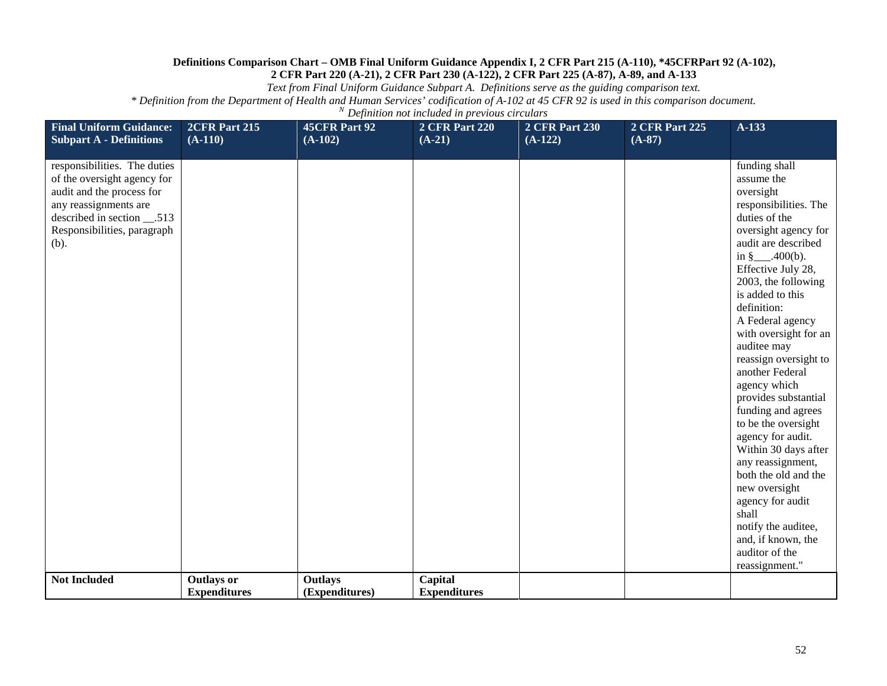**Definitions Comparison Chart – OMB Final Uniform Guidance Appendix I, 2 CFR Part 215 (A-110), *45CFRPart 92 (A-102), 2 CFR Part 220 (A-21), 2 CFR Part 230 (A-122), 2 CFR Part 225 (A-87), A-89, and A-133**

*Text from Final Uniform Guidance Subpart A. Definitions serve as the guiding comparison text.*

*\* Definition from the Department of Health and Human Services' codification of A-102 at 45 CFR 92 is used in this comparison document.*

*[N] Definition not included in previous circulars*

| Final Uniform Guidance: Subpart A - Definitions | 2CFR Part 215 (A-110) | 45CFR Part 92 (A-102) | 2 CFR Part 220 (A-21) | 2 CFR Part 230 (A-122) | 2 CFR Part 225 (A-87) | A-133 |
|---|---|---|---|---|---|---|
| responsibilities. The duties of the oversight agency for audit and the process for any reassignments are described in section __.513 Responsibilities, paragraph (b). | | | | | | funding shall assume the oversight responsibilities. The duties of the oversight agency for audit are described in §___.400(b). Effective July 28, 2003, the following is added to this definition: A Federal agency with oversight for an auditee may reassign oversight to another Federal agency which provides substantial funding and agrees to be the oversight agency for audit. Within 30 days after any reassignment, both the old and the new oversight agency for audit shall notify the auditee, and, if known, the auditor of the reassignment." |
| **Not Included** | **Outlays or Expenditures** | **Outlays (Expenditures)** | **Capital Expenditures** | | | |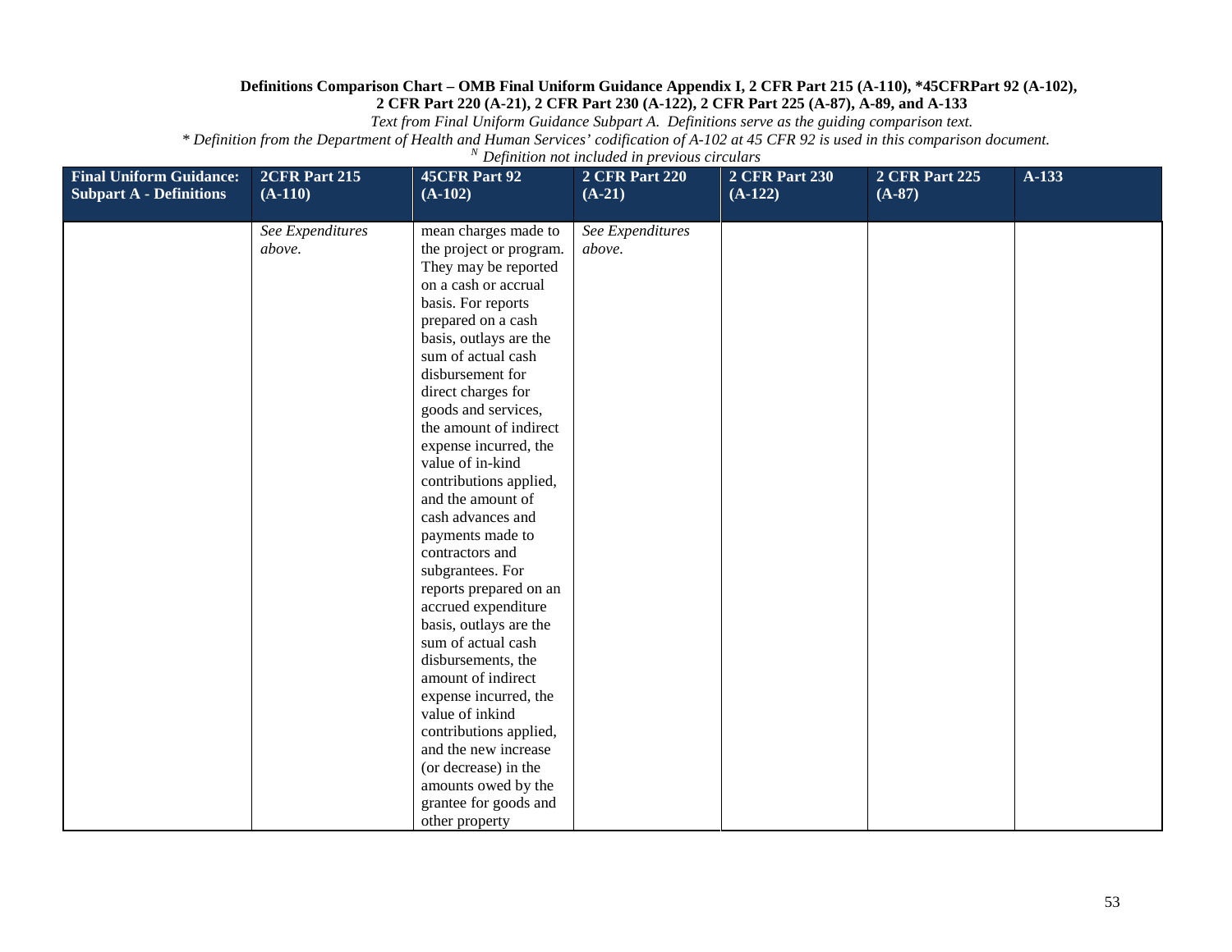**Definitions Comparison Chart – OMB Final Uniform Guidance Appendix I, 2 CFR Part 215 (A-110), *45CFRPart 92 (A-102), 2 CFR Part 220 (A-21), 2 CFR Part 230 (A-122), 2 CFR Part 225 (A-87), A-89, and A-133**

*Text from Final Uniform Guidance Subpart A. Definitions serve as the guiding comparison text.*

*\* Definition from the Department of Health and Human Services' codification of A-102 at 45 CFR 92 is used in this comparison document.*

*[N] Definition not included in previous circulars*

| Final Uniform Guidance: Subpart A - Definitions | 2CFR Part 215 (A-110) | 45CFR Part 92 (A-102) | 2 CFR Part 220 (A-21) | 2 CFR Part 230 (A-122) | 2 CFR Part 225 (A-87) | A-133 |
|---|---|---|---|---|---|---|
| | *See Expenditures above.* | mean charges made to the project or program. They may be reported on a cash or accrual basis. For reports prepared on a cash basis, outlays are the sum of actual cash disbursement for direct charges for goods and services, the amount of indirect expense incurred, the value of in-kind contributions applied, and the amount of cash advances and payments made to contractors and subgrantees. For reports prepared on an accrued expenditure basis, outlays are the sum of actual cash disbursements, the amount of indirect expense incurred, the value of inkind contributions applied, and the new increase (or decrease) in the amounts owed by the grantee for goods and other property | *See Expenditures above.* | | | |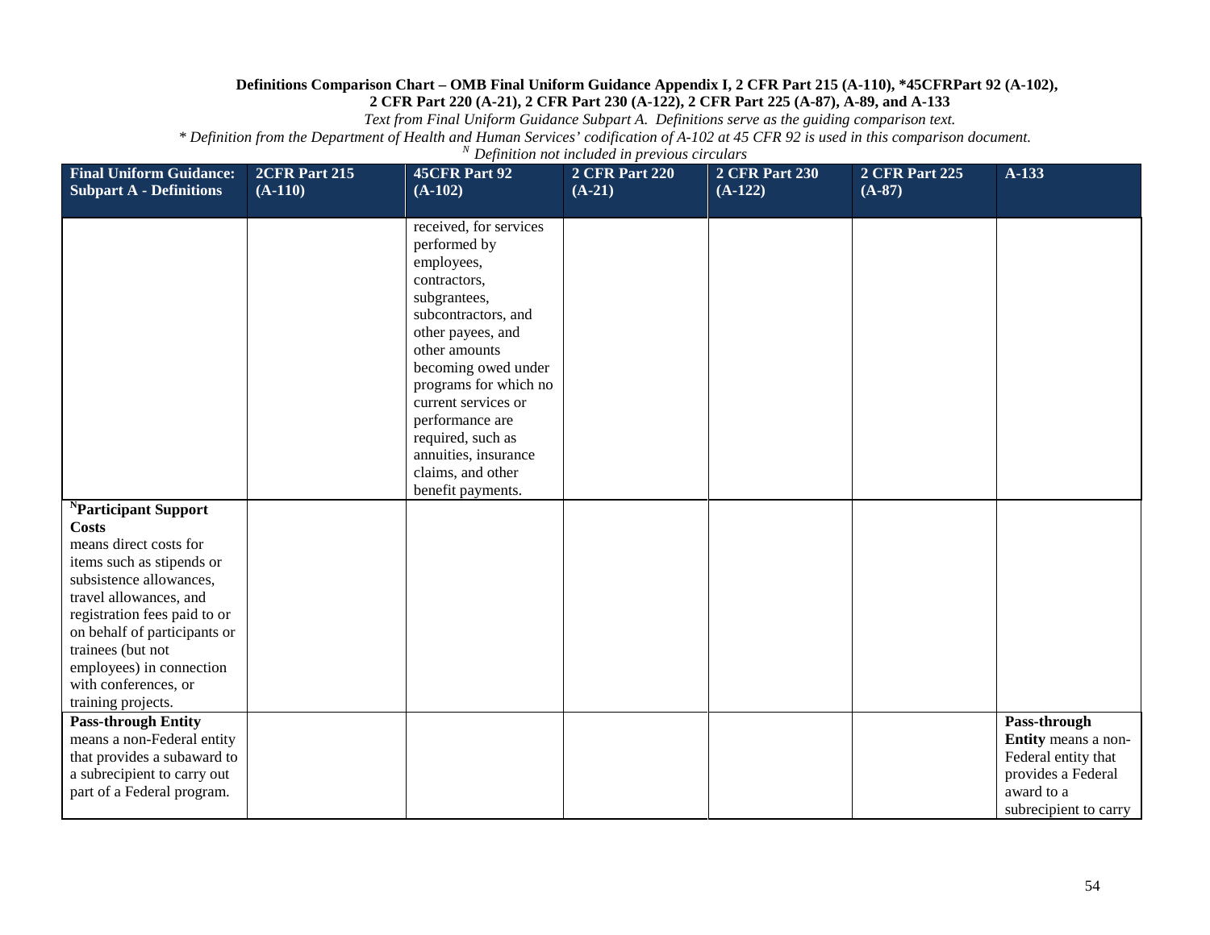**Definitions Comparison Chart – OMB Final Uniform Guidance Appendix I, 2 CFR Part 215 (A-110), *45CFRPart 92 (A-102), 2 CFR Part 220 (A-21), 2 CFR Part 230 (A-122), 2 CFR Part 225 (A-87), A-89, and A-133**

*Text from Final Uniform Guidance Subpart A. Definitions serve as the guiding comparison text.*

** Definition from the Department of Health and Human Services' codification of A-102 at 45 CFR 92 is used in this comparison document.*

*[N] Definition not included in previous circulars*

| Final Uniform Guidance: Subpart A - Definitions | 2CFR Part 215 (A-110) | 45CFR Part 92 (A-102) | 2 CFR Part 220 (A-21) | 2 CFR Part 230 (A-122) | 2 CFR Part 225 (A-87) | A-133 |
|---|---|---|---|---|---|---|
| | | received, for services performed by employees, contractors, subgrantees, subcontractors, and other payees, and other amounts becoming owed under programs for which no current services or performance are required, such as annuities, insurance claims, and other benefit payments. | | | | |
| [N]**Participant Support Costs** means direct costs for items such as stipends or subsistence allowances, travel allowances, and registration fees paid to or on behalf of participants or trainees (but not employees) in connection with conferences, or training projects. | | | | | | |
| **Pass-through Entity** means a non-Federal entity that provides a subaward to a subrecipient to carry out part of a Federal program. | | | | | | **Pass-through Entity** means a non-Federal entity that provides a Federal award to a subrecipient to carry |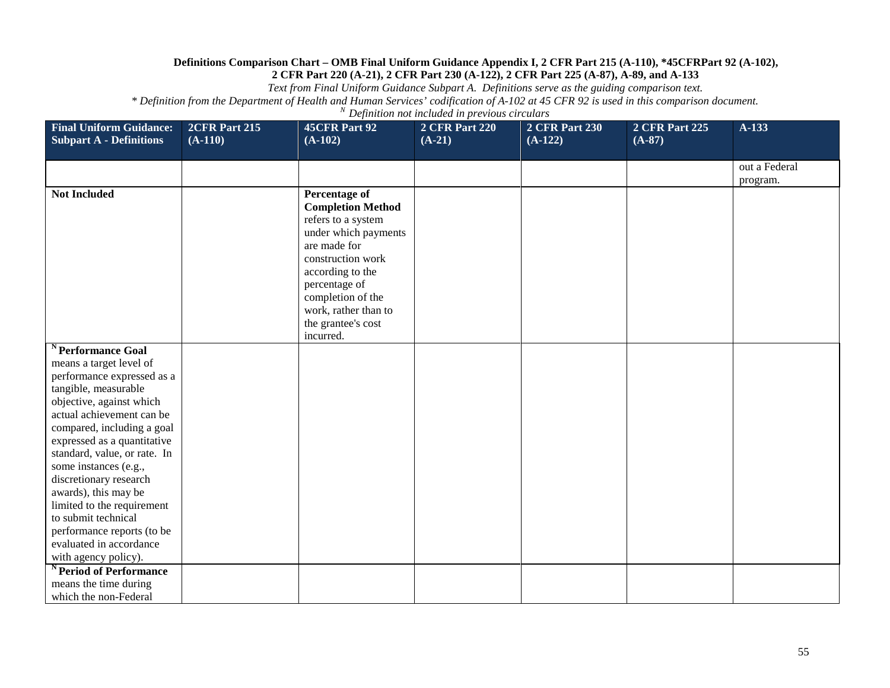**Definitions Comparison Chart – OMB Final Uniform Guidance Appendix I, 2 CFR Part 215 (A-110), *45CFRPart 92 (A-102), 2 CFR Part 220 (A-21), 2 CFR Part 230 (A-122), 2 CFR Part 225 (A-87), A-89, and A-133**

*Text from Final Uniform Guidance Subpart A. Definitions serve as the guiding comparison text.*

*\* Definition from the Department of Health and Human Services' codification of A-102 at 45 CFR 92 is used in this comparison document.*

*[N] Definition not included in previous circulars*

| Final Uniform Guidance: Subpart A - Definitions | 2CFR Part 215 (A-110) | 45CFR Part 92 (A-102) | 2 CFR Part 220 (A-21) | 2 CFR Part 230 (A-122) | 2 CFR Part 225 (A-87) | A-133 |
|---|---|---|---|---|---|---|
| | | | | | | out a Federal program. |
| **Not Included** | | **Percentage of Completion Method** refers to a system under which payments are made for construction work according to the percentage of completion of the work, rather than to the grantee's cost incurred. | | | | |
| [N] **Performance Goal** means a target level of performance expressed as a tangible, measurable objective, against which actual achievement can be compared, including a goal expressed as a quantitative standard, value, or rate. In some instances (e.g., discretionary research awards), this may be limited to the requirement to submit technical performance reports (to be evaluated in accordance with agency policy). | | | | | | |
| [N] **Period of Performance** means the time during which the non-Federal | | | | | | |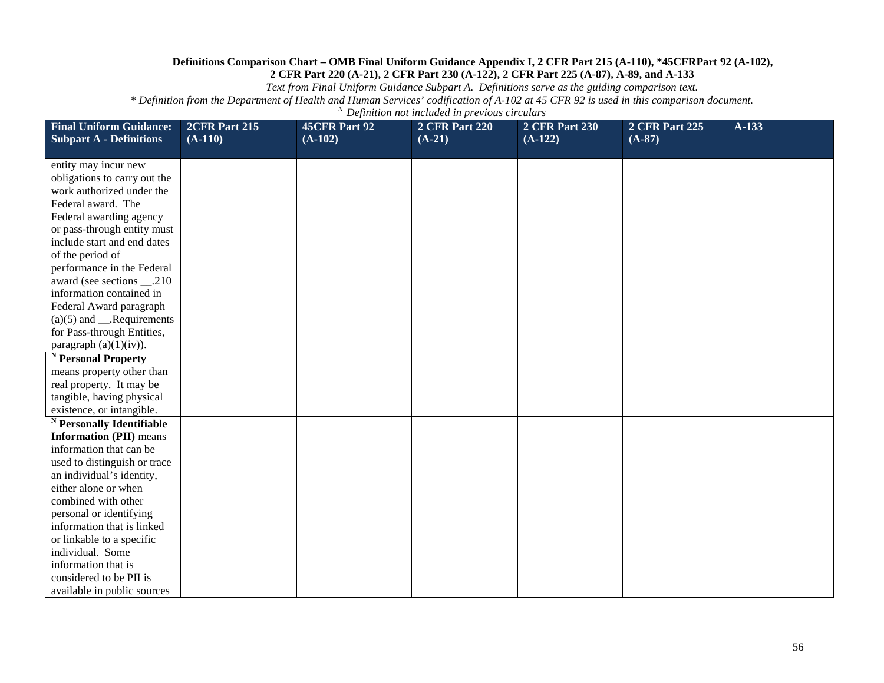**Definitions Comparison Chart – OMB Final Uniform Guidance Appendix I, 2 CFR Part 215 (A-110), *45CFRPart 92 (A-102), 2 CFR Part 220 (A-21), 2 CFR Part 230 (A-122), 2 CFR Part 225 (A-87), A-89, and A-133**

*Text from Final Uniform Guidance Subpart A. Definitions serve as the guiding comparison text.*

*\* Definition from the Department of Health and Human Services' codification of A-102 at 45 CFR 92 is used in this comparison document.*

*[N] Definition not included in previous circulars*

| Final Uniform Guidance: Subpart A - Definitions | 2CFR Part 215 (A-110) | 45CFR Part 92 (A-102) | 2 CFR Part 220 (A-21) | 2 CFR Part 230 (A-122) | 2 CFR Part 225 (A-87) | A-133 |
|---|---|---|---|---|---|---|
| entity may incur new obligations to carry out the work authorized under the Federal award. The Federal awarding agency or pass-through entity must include start and end dates of the period of performance in the Federal award (see sections __.210 information contained in Federal Award paragraph (a)(5) and __.Requirements for Pass-through Entities, paragraph (a)(1)(iv)). | | | | | | |
| [N] **Personal Property** means property other than real property. It may be tangible, having physical existence, or intangible. | | | | | | |
| [N] **Personally Identifiable Information (PII)** means information that can be used to distinguish or trace an individual's identity, either alone or when combined with other personal or identifying information that is linked or linkable to a specific individual. Some information that is considered to be PII is available in public sources | | | | | | |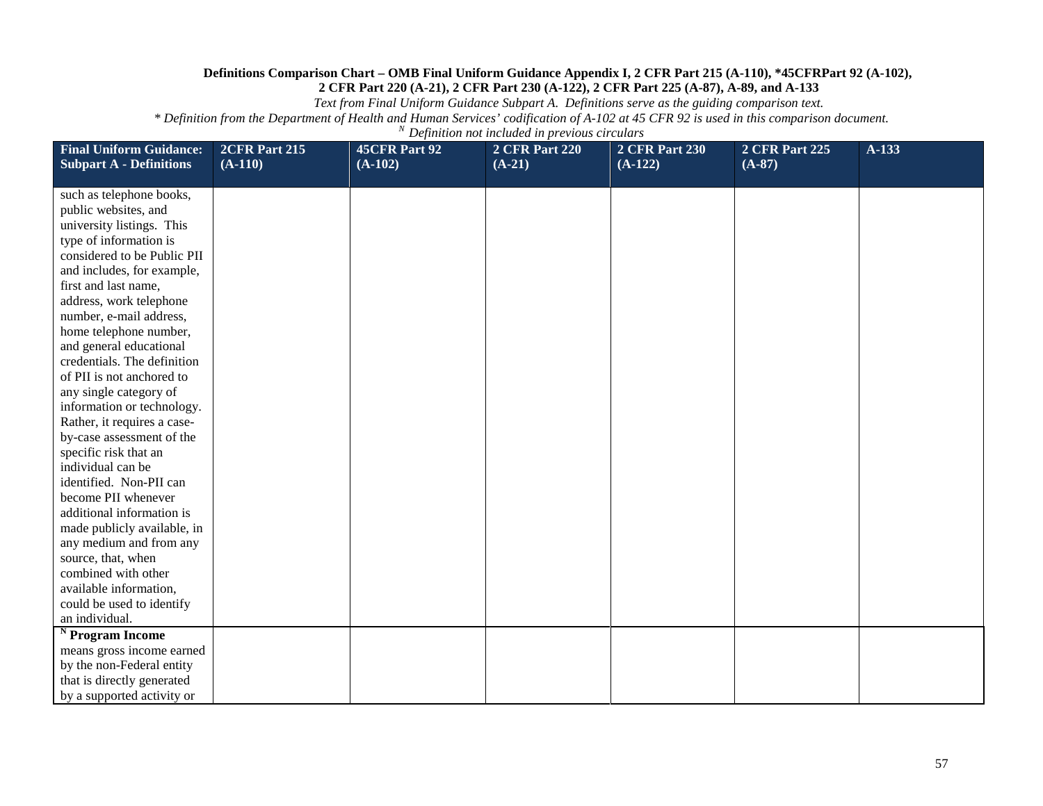**Definitions Comparison Chart – OMB Final Uniform Guidance Appendix I, 2 CFR Part 215 (A-110), *45CFRPart 92 (A-102), 2 CFR Part 220 (A-21), 2 CFR Part 230 (A-122), 2 CFR Part 225 (A-87), A-89, and A-133**

*Text from Final Uniform Guidance Subpart A. Definitions serve as the guiding comparison text.*

** Definition from the Department of Health and Human Services' codification of A-102 at 45 CFR 92 is used in this comparison document.*

*[N] Definition not included in previous circulars*

| Final Uniform Guidance: Subpart A - Definitions | 2CFR Part 215 (A-110) | 45CFR Part 92 (A-102) | 2 CFR Part 220 (A-21) | 2 CFR Part 230 (A-122) | 2 CFR Part 225 (A-87) | A-133 |
|---|---|---|---|---|---|---|
| such as telephone books, public websites, and university listings. This type of information is considered to be Public PII and includes, for example, first and last name, address, work telephone number, e-mail address, home telephone number, and general educational credentials. The definition of PII is not anchored to any single category of information or technology. Rather, it requires a case-by-case assessment of the specific risk that an individual can be identified. Non-PII can become PII whenever additional information is made publicly available, in any medium and from any source, that, when combined with other available information, could be used to identify an individual. | | | | | | |
| [N] **Program Income** means gross income earned by the non-Federal entity that is directly generated by a supported activity or | | | | | | |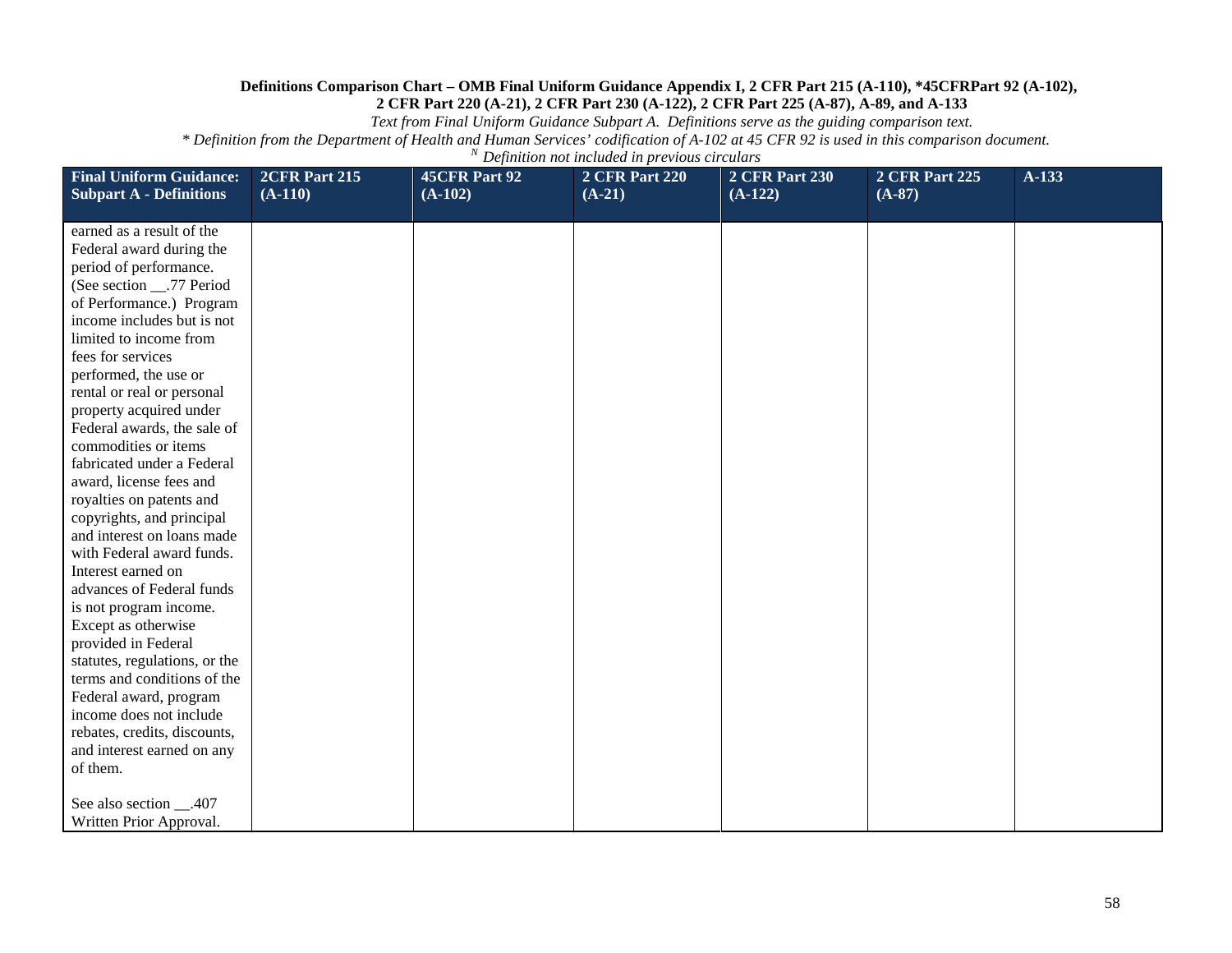**Definitions Comparison Chart – OMB Final Uniform Guidance Appendix I, 2 CFR Part 215 (A-110), *45CFRPart 92 (A-102), 2 CFR Part 220 (A-21), 2 CFR Part 230 (A-122), 2 CFR Part 225 (A-87), A-89, and A-133**

*Text from Final Uniform Guidance Subpart A. Definitions serve as the guiding comparison text.*

*\* Definition from the Department of Health and Human Services' codification of A-102 at 45 CFR 92 is used in this comparison document.*

*[N] Definition not included in previous circulars*

| Final Uniform Guidance: Subpart A - Definitions | 2CFR Part 215 (A-110) | 45CFR Part 92 (A-102) | 2 CFR Part 220 (A-21) | 2 CFR Part 230 (A-122) | 2 CFR Part 225 (A-87) | A-133 |
|---|---|---|---|---|---|---|
| earned as a result of the Federal award during the period of performance. (See section __.77 Period of Performance.) Program income includes but is not limited to income from fees for services performed, the use or rental or real or personal property acquired under Federal awards, the sale of commodities or items fabricated under a Federal award, license fees and royalties on patents and copyrights, and principal and interest on loans made with Federal award funds. Interest earned on advances of Federal funds is not program income. Except as otherwise provided in Federal statutes, regulations, or the terms and conditions of the Federal award, program income does not include rebates, credits, discounts, and interest earned on any of them.<br><br>See also section __.407 Written Prior Approval. | | | | | | |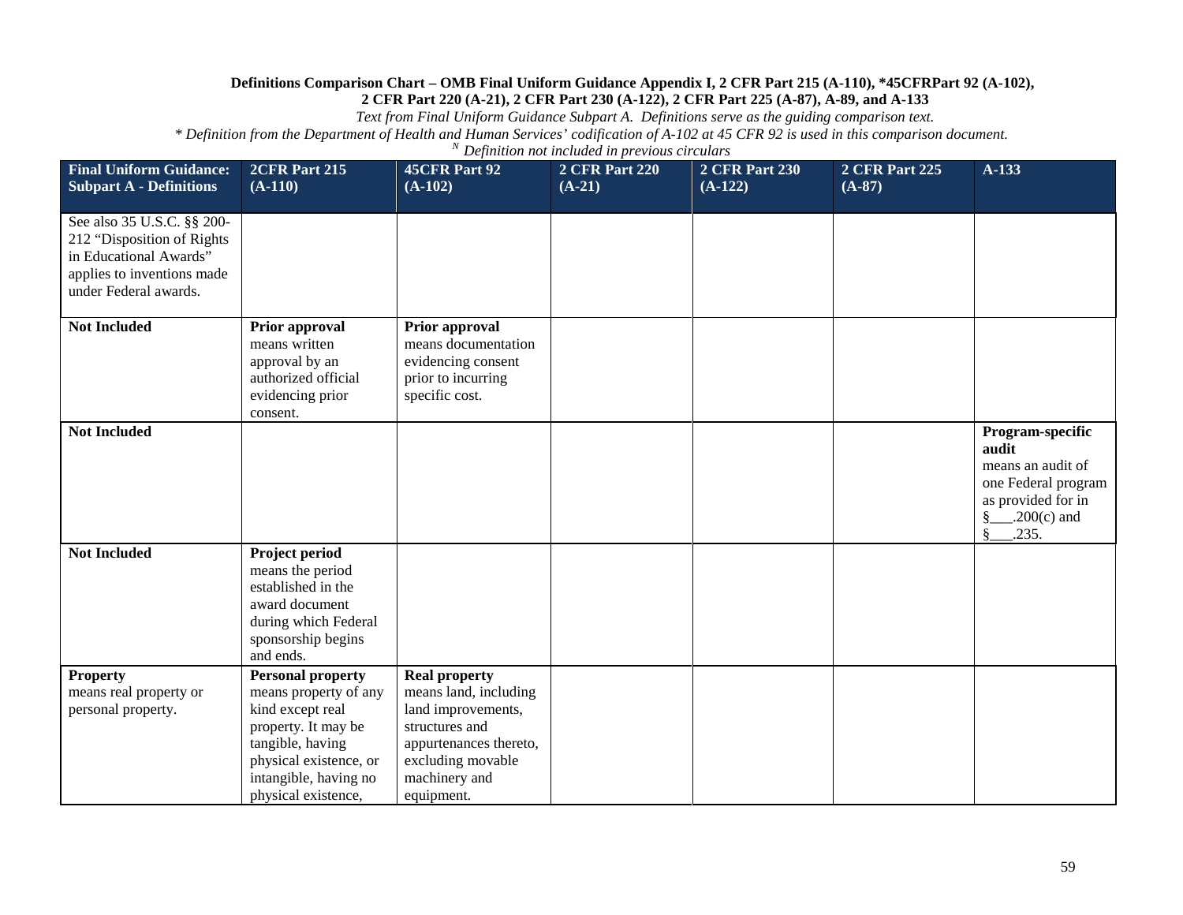**Definitions Comparison Chart – OMB Final Uniform Guidance Appendix I, 2 CFR Part 215 (A-110), *45CFRPart 92 (A-102), 2 CFR Part 220 (A-21), 2 CFR Part 230 (A-122), 2 CFR Part 225 (A-87), A-89, and A-133**

*Text from Final Uniform Guidance Subpart A. Definitions serve as the guiding comparison text.*

*\* Definition from the Department of Health and Human Services' codification of A-102 at 45 CFR 92 is used in this comparison document.*

*[N] Definition not included in previous circulars*

| Final Uniform Guidance: Subpart A - Definitions | 2CFR Part 215 (A-110) | 45CFR Part 92 (A-102) | 2 CFR Part 220 (A-21) | 2 CFR Part 230 (A-122) | 2 CFR Part 225 (A-87) | A-133 |
|---|---|---|---|---|---|---|
| See also 35 U.S.C. §§ 200-212 "Disposition of Rights in Educational Awards" applies to inventions made under Federal awards. | | | | | | |
| **Not Included** | **Prior approval** means written approval by an authorized official evidencing prior consent. | **Prior approval** means documentation evidencing consent prior to incurring specific cost. | | | | |
| **Not Included** | | | | | | **Program-specific audit** means an audit of one Federal program as provided for in §___.200(c) and §___.235. |
| **Not Included** | **Project period** means the period established in the award document during which Federal sponsorship begins and ends. | | | | | |
| **Property** means real property or personal property. | **Personal property** means property of any kind except real property. It may be tangible, having physical existence, or intangible, having no physical existence, | **Real property** means land, including land improvements, structures and appurtenances thereto, excluding movable machinery and equipment. | | | | |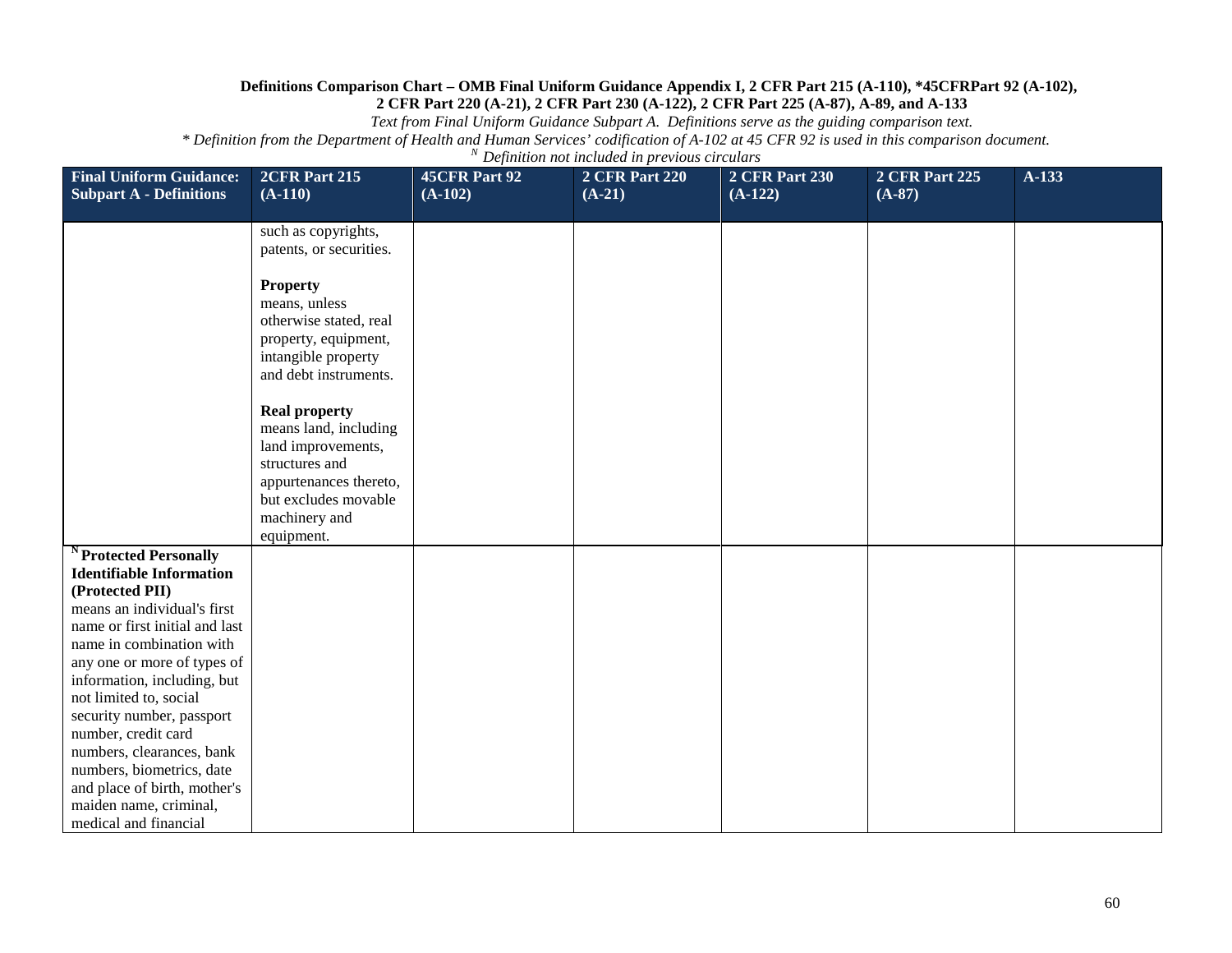**Definitions Comparison Chart – OMB Final Uniform Guidance Appendix I, 2 CFR Part 215 (A-110), *45CFRPart 92 (A-102), 2 CFR Part 220 (A-21), 2 CFR Part 230 (A-122), 2 CFR Part 225 (A-87), A-89, and A-133**

*Text from Final Uniform Guidance Subpart A. Definitions serve as the guiding comparison text.*

*\* Definition from the Department of Health and Human Services' codification of A-102 at 45 CFR 92 is used in this comparison document.*

*[N] Definition not included in previous circulars*

| Final Uniform Guidance: Subpart A - Definitions | 2CFR Part 215 (A-110) | 45CFR Part 92 (A-102) | 2 CFR Part 220 (A-21) | 2 CFR Part 230 (A-122) | 2 CFR Part 225 (A-87) | A-133 |
|---|---|---|---|---|---|---|
| | such as copyrights, patents, or securities.<br><br>**Property** means, unless otherwise stated, real property, equipment, intangible property and debt instruments.<br><br>**Real property** means land, including land improvements, structures and appurtenances thereto, but excludes movable machinery and equipment. | | | | | |
| [N] **Protected Personally Identifiable Information (Protected PII)** means an individual's first name or first initial and last name in combination with any one or more of types of information, including, but not limited to, social security number, passport number, credit card numbers, clearances, bank numbers, biometrics, date and place of birth, mother's maiden name, criminal, medical and financial | | | | | | |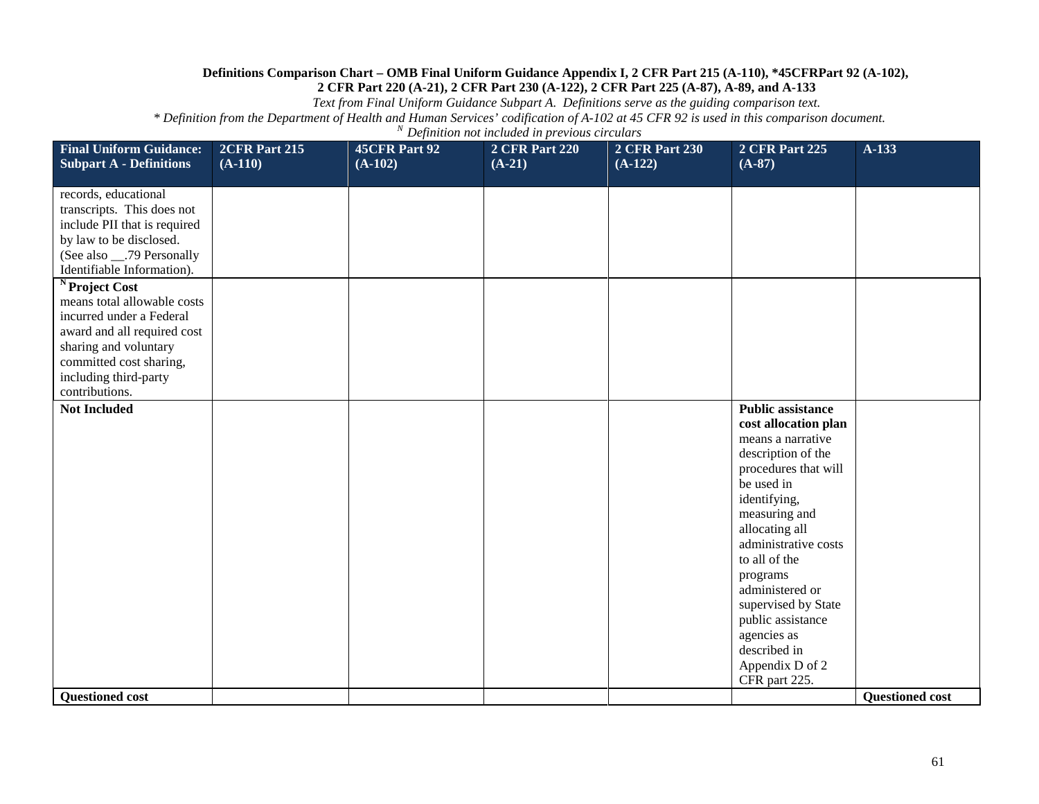**Definitions Comparison Chart – OMB Final Uniform Guidance Appendix I, 2 CFR Part 215 (A-110), *45CFRPart 92 (A-102), 2 CFR Part 220 (A-21), 2 CFR Part 230 (A-122), 2 CFR Part 225 (A-87), A-89, and A-133**

*Text from Final Uniform Guidance Subpart A. Definitions serve as the guiding comparison text.*

*\* Definition from the Department of Health and Human Services' codification of A-102 at 45 CFR 92 is used in this comparison document.*

*[N] Definition not included in previous circulars*

| Final Uniform Guidance: Subpart A - Definitions | 2CFR Part 215 (A-110) | 45CFR Part 92 (A-102) | 2 CFR Part 220 (A-21) | 2 CFR Part 230 (A-122) | 2 CFR Part 225 (A-87) | A-133 |
|---|---|---|---|---|---|---|
| records, educational transcripts. This does not include PII that is required by law to be disclosed. (See also __.79 Personally Identifiable Information). | | | | | | |
| [N] **Project Cost** means total allowable costs incurred under a Federal award and all required cost sharing and voluntary committed cost sharing, including third-party contributions. | | | | | | |
| **Not Included** | | | | | **Public assistance cost allocation plan** means a narrative description of the procedures that will be used in identifying, measuring and allocating all administrative costs to all of the programs administered or supervised by State public assistance agencies as described in Appendix D of 2 CFR part 225. | |
| **Questioned cost** | | | | | | **Questioned cost** |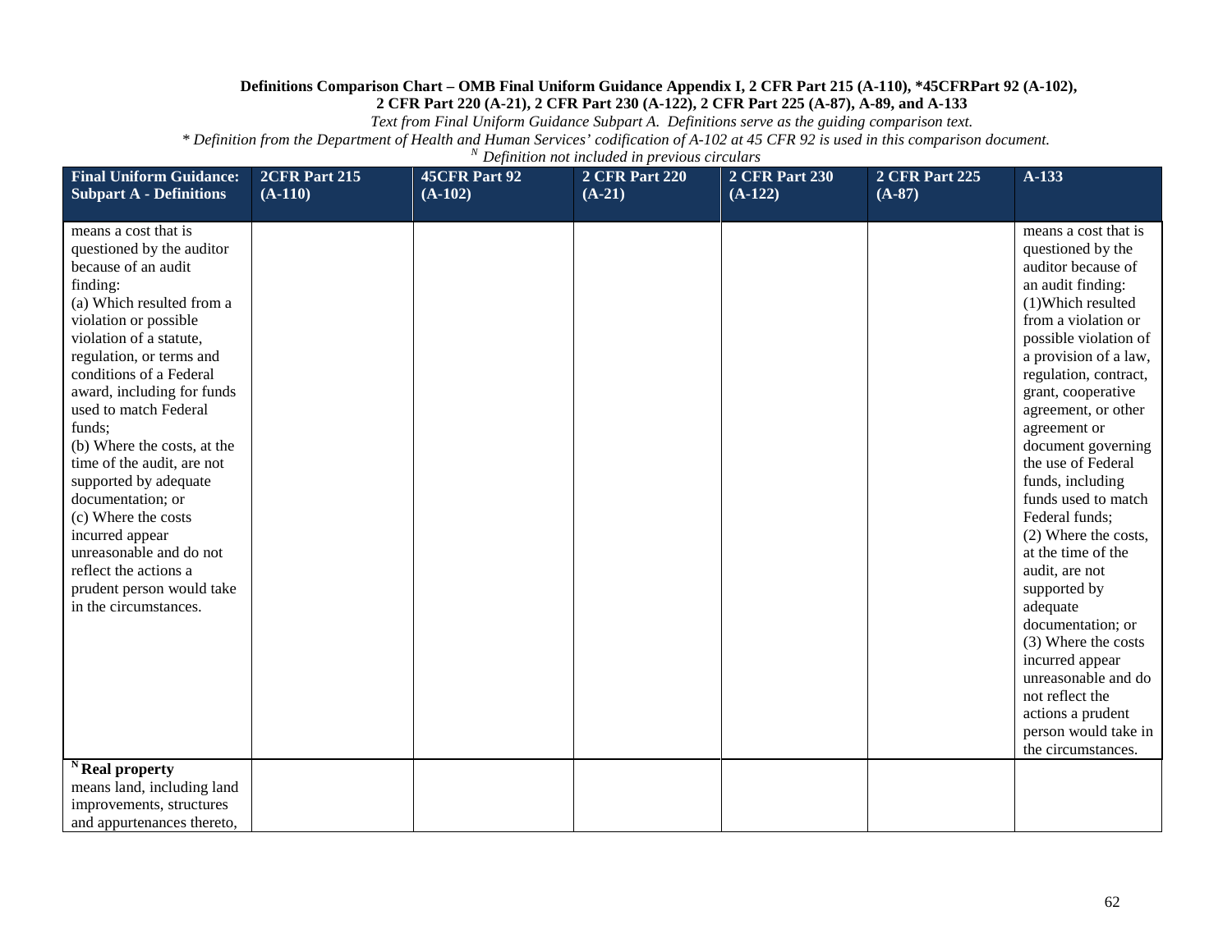**Definitions Comparison Chart – OMB Final Uniform Guidance Appendix I, 2 CFR Part 215 (A-110), *45CFRPart 92 (A-102), 2 CFR Part 220 (A-21), 2 CFR Part 230 (A-122), 2 CFR Part 225 (A-87), A-89, and A-133**

*Text from Final Uniform Guidance Subpart A. Definitions serve as the guiding comparison text.*

*\* Definition from the Department of Health and Human Services' codification of A-102 at 45 CFR 92 is used in this comparison document.*

*[N] Definition not included in previous circulars*

| Final Uniform Guidance: Subpart A - Definitions | 2CFR Part 215 (A-110) | 45CFR Part 92 (A-102) | 2 CFR Part 220 (A-21) | 2 CFR Part 230 (A-122) | 2 CFR Part 225 (A-87) | A-133 |
|---|---|---|---|---|---|---|
| means a cost that is questioned by the auditor because of an audit finding:<br>(a) Which resulted from a violation or possible violation of a statute, regulation, or terms and conditions of a Federal award, including for funds used to match Federal funds;<br>(b) Where the costs, at the time of the audit, are not supported by adequate documentation; or<br>(c) Where the costs incurred appear unreasonable and do not reflect the actions a prudent person would take in the circumstances. | | | | | | means a cost that is questioned by the auditor because of an audit finding:<br>(1)Which resulted from a violation or possible violation of a provision of a law, regulation, contract, grant, cooperative agreement, or other agreement or document governing the use of Federal funds, including funds used to match Federal funds;<br>(2) Where the costs, at the time of the audit, are not supported by adequate documentation; or<br>(3) Where the costs incurred appear unreasonable and do not reflect the actions a prudent person would take in the circumstances. |
| [N] **Real property** means land, including land improvements, structures and appurtenances thereto, | | | | | | |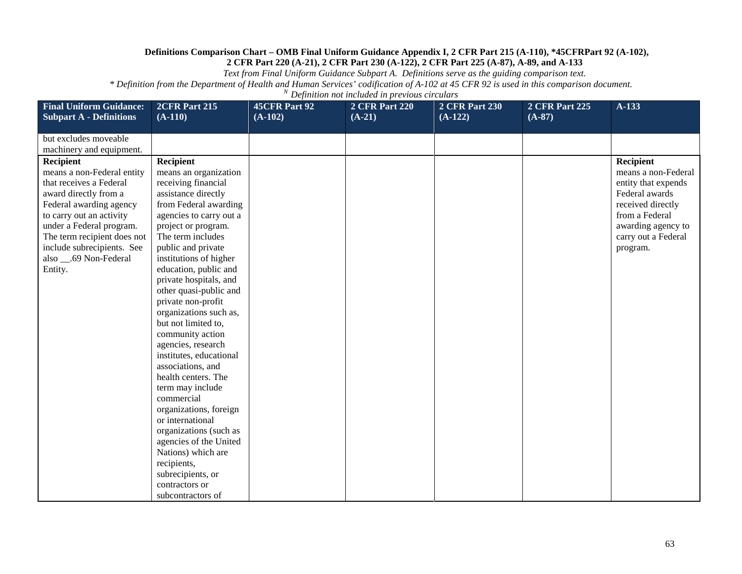**Definitions Comparison Chart – OMB Final Uniform Guidance Appendix I, 2 CFR Part 215 (A-110), *45CFRPart 92 (A-102), 2 CFR Part 220 (A-21), 2 CFR Part 230 (A-122), 2 CFR Part 225 (A-87), A-89, and A-133**

*Text from Final Uniform Guidance Subpart A. Definitions serve as the guiding comparison text.*

*\* Definition from the Department of Health and Human Services' codification of A-102 at 45 CFR 92 is used in this comparison document.*

*[N] Definition not included in previous circulars*

| Final Uniform Guidance: Subpart A - Definitions | 2CFR Part 215 (A-110) | 45CFR Part 92 (A-102) | 2 CFR Part 220 (A-21) | 2 CFR Part 230 (A-122) | 2 CFR Part 225 (A-87) | A-133 |
|---|---|---|---|---|---|---|
| but excludes moveable machinery and equipment. | | | | | | |
| **Recipient** means a non-Federal entity that receives a Federal award directly from a Federal awarding agency to carry out an activity under a Federal program. The term recipient does not include subrecipients. See also __.69 Non-Federal Entity. | **Recipient** means an organization receiving financial assistance directly from Federal awarding agencies to carry out a project or program. The term includes public and private institutions of higher education, public and private hospitals, and other quasi-public and private non-profit organizations such as, but not limited to, community action agencies, research institutes, educational associations, and health centers. The term may include commercial organizations, foreign or international organizations (such as agencies of the United Nations) which are recipients, subrecipients, or contractors or subcontractors of | | | | | **Recipient** means a non-Federal entity that expends Federal awards received directly from a Federal awarding agency to carry out a Federal program. |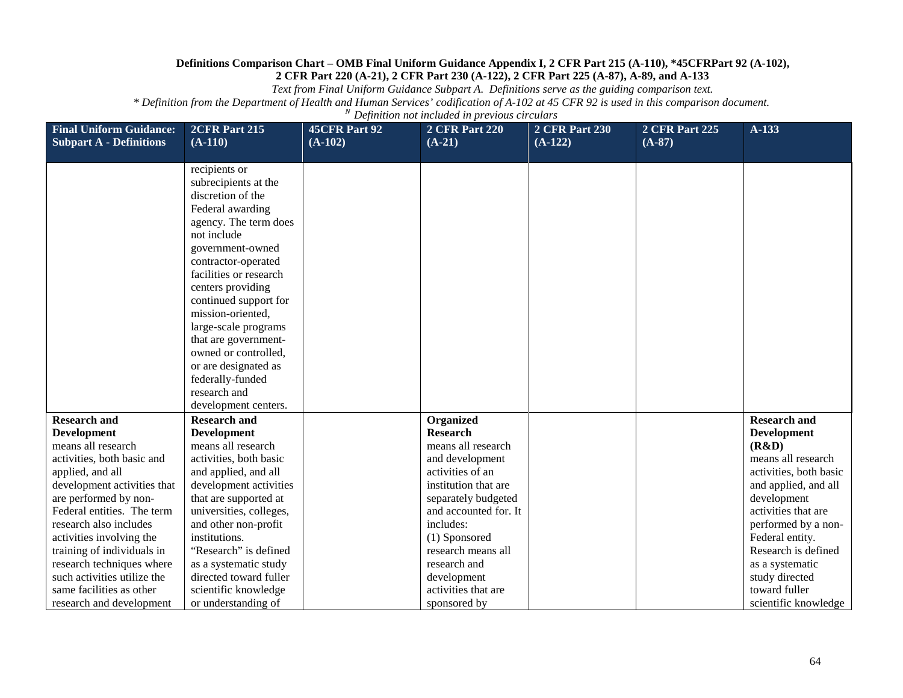**Definitions Comparison Chart – OMB Final Uniform Guidance Appendix I, 2 CFR Part 215 (A-110), *45CFRPart 92 (A-102), 2 CFR Part 220 (A-21), 2 CFR Part 230 (A-122), 2 CFR Part 225 (A-87), A-89, and A-133**

*Text from Final Uniform Guidance Subpart A. Definitions serve as the guiding comparison text.*

*\* Definition from the Department of Health and Human Services' codification of A-102 at 45 CFR 92 is used in this comparison document.*

*[N] Definition not included in previous circulars*

| Final Uniform Guidance: Subpart A - Definitions | 2CFR Part 215 (A-110) | 45CFR Part 92 (A-102) | 2 CFR Part 220 (A-21) | 2 CFR Part 230 (A-122) | 2 CFR Part 225 (A-87) | A-133 |
|---|---|---|---|---|---|---|
| | recipients or subrecipients at the discretion of the Federal awarding agency. The term does not include government-owned contractor-operated facilities or research centers providing continued support for mission-oriented, large-scale programs that are government-owned or controlled, or are designated as federally-funded research and development centers. | | | | | |
| **Research and Development** means all research activities, both basic and applied, and all development activities that are performed by non-Federal entities. The term research also includes activities involving the training of individuals in research techniques where such activities utilize the same facilities as other research and development | **Research and Development** means all research activities, both basic and applied, and all development activities that are supported at universities, colleges, and other non-profit institutions. "Research" is defined as a systematic study directed toward fuller scientific knowledge or understanding of | | **Organized Research** means all research and development activities of an institution that are separately budgeted and accounted for. It includes: (1) Sponsored research means all research and development activities that are sponsored by | | | **Research and Development (R&D)** means all research activities, both basic and applied, and all development activities that are performed by a non-Federal entity. Research is defined as a systematic study directed toward fuller scientific knowledge |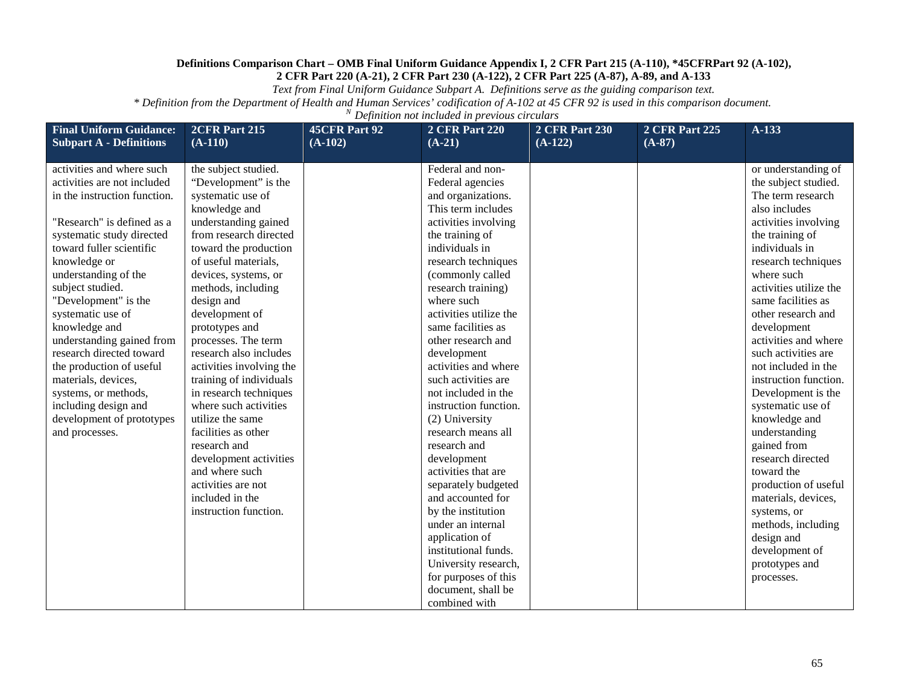**Definitions Comparison Chart – OMB Final Uniform Guidance Appendix I, 2 CFR Part 215 (A-110), *45CFRPart 92 (A-102), 2 CFR Part 220 (A-21), 2 CFR Part 230 (A-122), 2 CFR Part 225 (A-87), A-89, and A-133**

*Text from Final Uniform Guidance Subpart A. Definitions serve as the guiding comparison text.*

*\* Definition from the Department of Health and Human Services' codification of A-102 at 45 CFR 92 is used in this comparison document.*

*[N] Definition not included in previous circulars*

| Final Uniform Guidance: Subpart A - Definitions | 2CFR Part 215 (A-110) | 45CFR Part 92 (A-102) | 2 CFR Part 220 (A-21) | 2 CFR Part 230 (A-122) | 2 CFR Part 225 (A-87) | A-133 |
|---|---|---|---|---|---|---|
| activities and where such activities are not included in the instruction function.<br><br>"Research" is defined as a systematic study directed toward fuller scientific knowledge or understanding of the subject studied. "Development" is the systematic use of knowledge and understanding gained from research directed toward the production of useful materials, devices, systems, or methods, including design and development of prototypes and processes. | the subject studied. "Development" is the systematic use of knowledge and understanding gained from research directed toward the production of useful materials, devices, systems, or methods, including design and development of prototypes and processes. The term research also includes activities involving the training of individuals in research techniques where such activities utilize the same facilities as other research and development activities and where such activities are not included in the instruction function. | | Federal and non-Federal agencies and organizations. This term includes activities involving the training of individuals in research techniques (commonly called research training) where such activities utilize the same facilities as other research and development activities and where such activities are not included in the instruction function. (2) University research means all research and development activities that are separately budgeted and accounted for by the institution under an internal application of institutional funds. University research, for purposes of this document, shall be combined with | | | or understanding of the subject studied. The term research also includes activities involving the training of individuals in research techniques where such activities utilize the same facilities as other research and development activities and where such activities are not included in the instruction function. Development is the systematic use of knowledge and understanding gained from research directed toward the production of useful materials, devices, systems, or methods, including design and development of prototypes and processes. |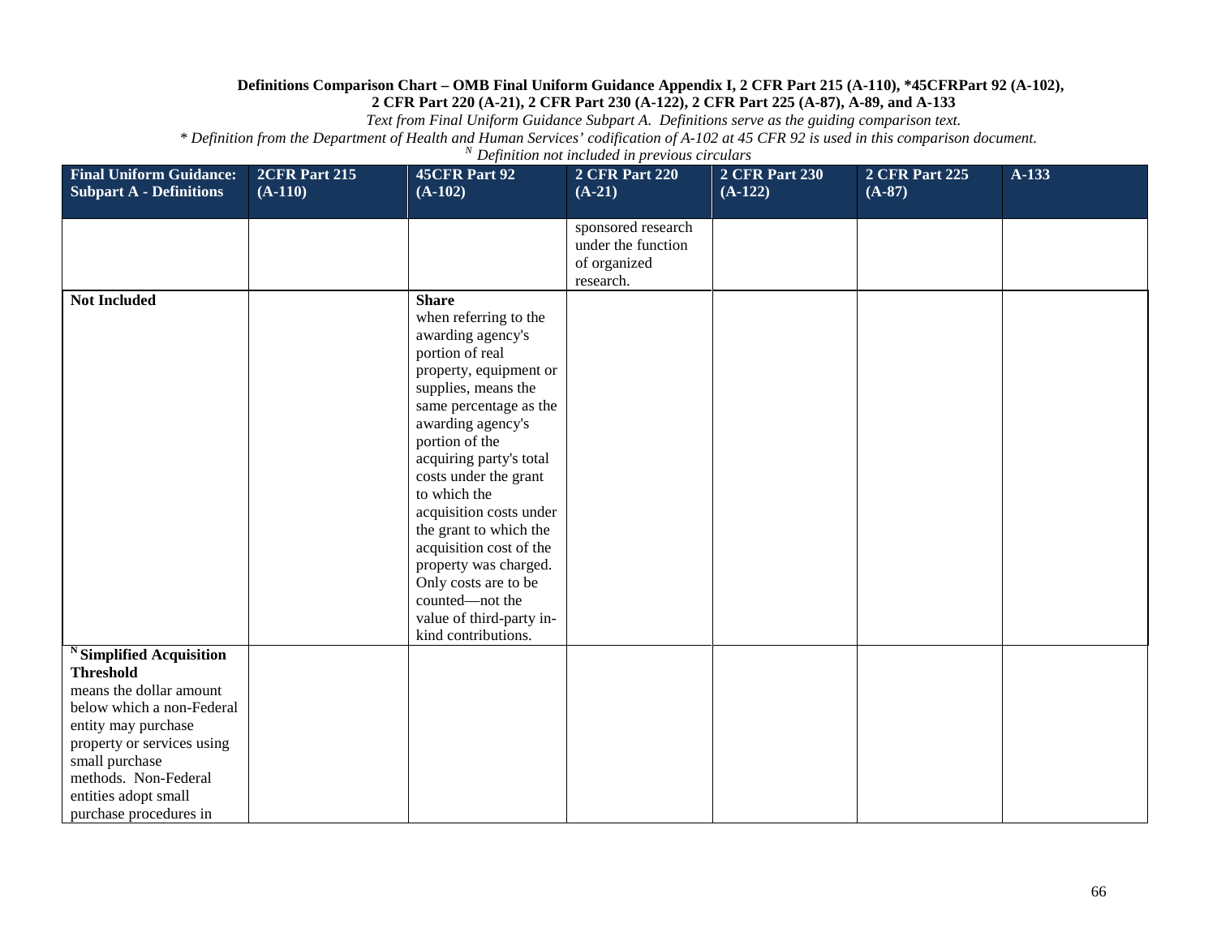**Definitions Comparison Chart – OMB Final Uniform Guidance Appendix I, 2 CFR Part 215 (A-110), *45CFRPart 92 (A-102), 2 CFR Part 220 (A-21), 2 CFR Part 230 (A-122), 2 CFR Part 225 (A-87), A-89, and A-133**

*Text from Final Uniform Guidance Subpart A. Definitions serve as the guiding comparison text.*

*\* Definition from the Department of Health and Human Services' codification of A-102 at 45 CFR 92 is used in this comparison document.*

*[N] Definition not included in previous circulars*

| Final Uniform Guidance: Subpart A - Definitions | 2CFR Part 215 (A-110) | 45CFR Part 92 (A-102) | 2 CFR Part 220 (A-21) | 2 CFR Part 230 (A-122) | 2 CFR Part 225 (A-87) | A-133 |
|---|---|---|---|---|---|---|
| | | | sponsored research under the function of organized research. | | | |
| **Not Included** | | **Share** when referring to the awarding agency's portion of real property, equipment or supplies, means the same percentage as the awarding agency's portion of the acquiring party's total costs under the grant to which the acquisition costs under the grant to which the acquisition cost of the property was charged. Only costs are to be counted—not the value of third-party in-kind contributions. | | | | |
| **[N] Simplified Acquisition Threshold** means the dollar amount below which a non-Federal entity may purchase property or services using small purchase methods. Non-Federal entities adopt small purchase procedures in | | | | | | |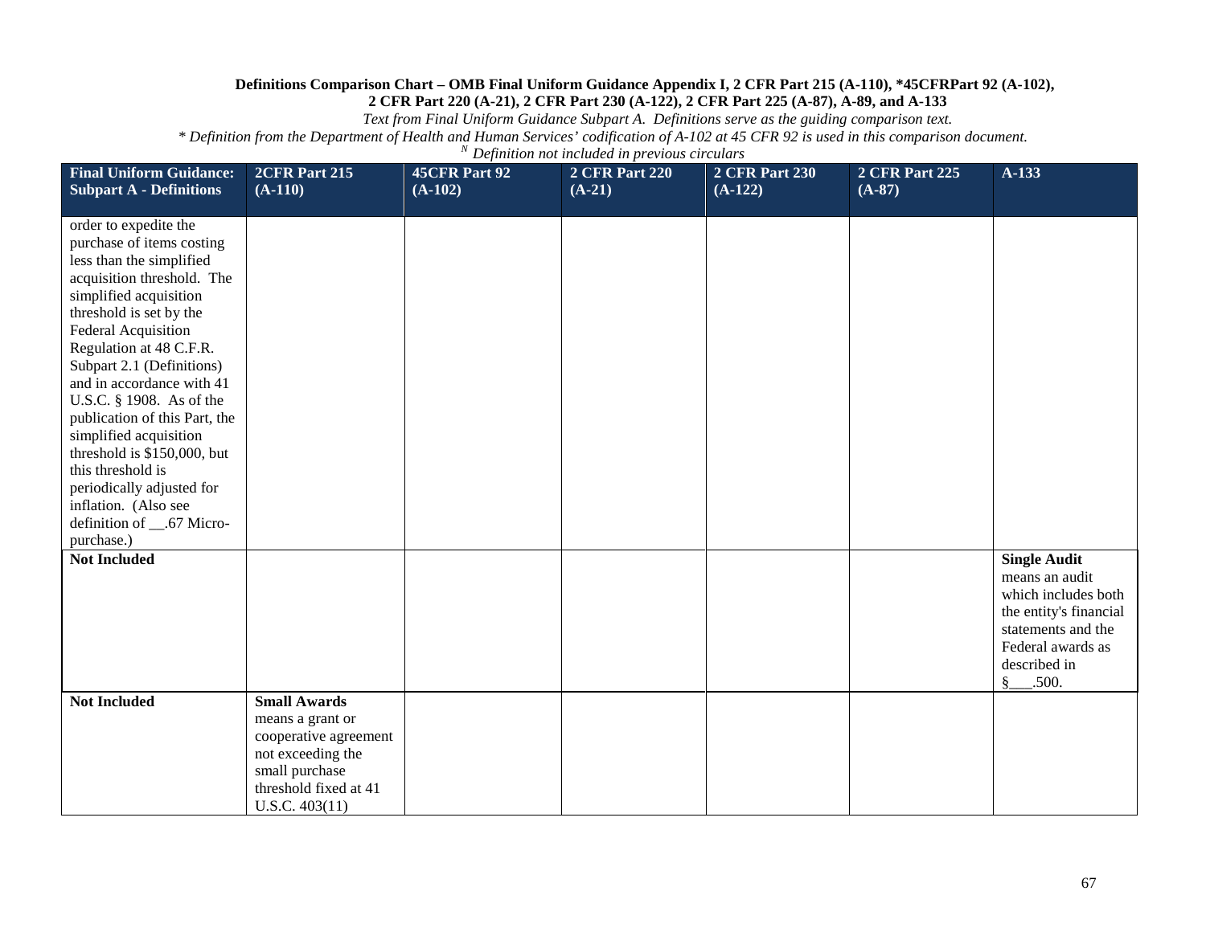**Definitions Comparison Chart – OMB Final Uniform Guidance Appendix I, 2 CFR Part 215 (A-110), *45CFRPart 92 (A-102), 2 CFR Part 220 (A-21), 2 CFR Part 230 (A-122), 2 CFR Part 225 (A-87), A-89, and A-133**

*Text from Final Uniform Guidance Subpart A. Definitions serve as the guiding comparison text.*

*\* Definition from the Department of Health and Human Services' codification of A-102 at 45 CFR 92 is used in this comparison document.*

*[N] Definition not included in previous circulars*

| Final Uniform Guidance: Subpart A - Definitions | 2CFR Part 215 (A-110) | 45CFR Part 92 (A-102) | 2 CFR Part 220 (A-21) | 2 CFR Part 230 (A-122) | 2 CFR Part 225 (A-87) | A-133 |
|---|---|---|---|---|---|---|
| order to expedite the purchase of items costing less than the simplified acquisition threshold. The simplified acquisition threshold is set by the Federal Acquisition Regulation at 48 C.F.R. Subpart 2.1 (Definitions) and in accordance with 41 U.S.C. § 1908. As of the publication of this Part, the simplified acquisition threshold is $150,000, but this threshold is periodically adjusted for inflation. (Also see definition of __.67 Micro-purchase.) | | | | | | |
| **Not Included** | | | | | | **Single Audit** means an audit which includes both the entity's financial statements and the Federal awards as described in §___.500. |
| **Not Included** | **Small Awards** means a grant or cooperative agreement not exceeding the small purchase threshold fixed at 41 U.S.C. 403(11) | | | | | |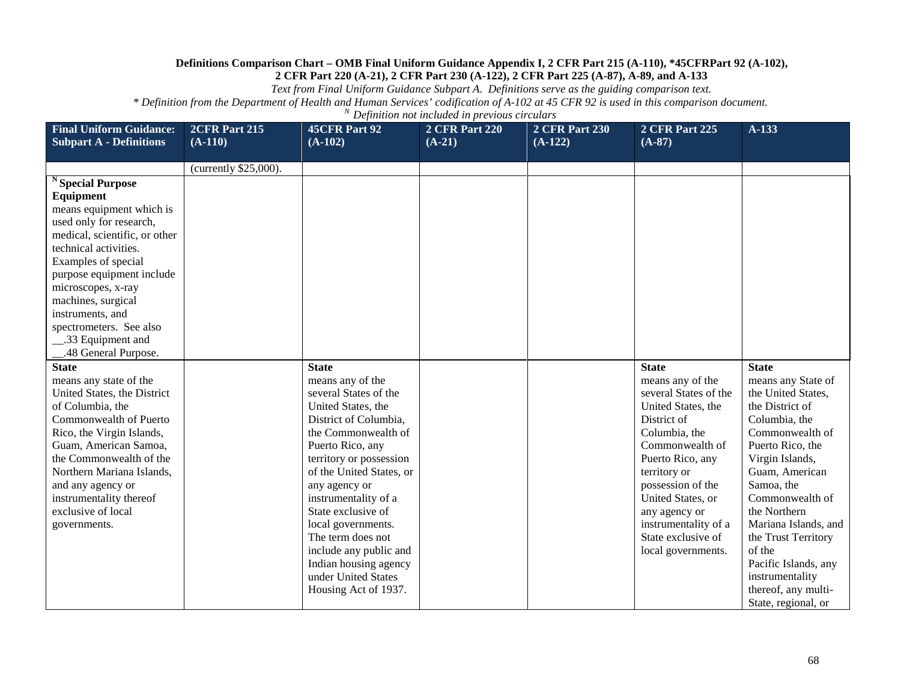**Definitions Comparison Chart – OMB Final Uniform Guidance Appendix I, 2 CFR Part 215 (A-110), *45CFRPart 92 (A-102), 2 CFR Part 220 (A-21), 2 CFR Part 230 (A-122), 2 CFR Part 225 (A-87), A-89, and A-133**

*Text from Final Uniform Guidance Subpart A. Definitions serve as the guiding comparison text.*

*\* Definition from the Department of Health and Human Services' codification of A-102 at 45 CFR 92 is used in this comparison document.*

*[N] Definition not included in previous circulars*

| Final Uniform Guidance: Subpart A - Definitions | 2CFR Part 215 (A-110) | 45CFR Part 92 (A-102) | 2 CFR Part 220 (A-21) | 2 CFR Part 230 (A-122) | 2 CFR Part 225 (A-87) | A-133 |
|---|---|---|---|---|---|---|
| | (currently $25,000). | | | | | |
| [N] **Special Purpose Equipment** means equipment which is used only for research, medical, scientific, or other technical activities. Examples of special purpose equipment include microscopes, x-ray machines, surgical instruments, and spectrometers. See also __.33 Equipment and __.48 General Purpose. | | | | | | |
| **State** means any state of the United States, the District of Columbia, the Commonwealth of Puerto Rico, the Virgin Islands, Guam, American Samoa, the Commonwealth of the Northern Mariana Islands, and any agency or instrumentality thereof exclusive of local governments. | | **State** means any of the several States of the United States, the District of Columbia, the Commonwealth of Puerto Rico, any territory or possession of the United States, or any agency or instrumentality of a State exclusive of local governments. The term does not include any public and Indian housing agency under United States Housing Act of 1937. | | | **State** means any of the several States of the United States, the District of Columbia, the Commonwealth of Puerto Rico, any territory or possession of the United States, or any agency or instrumentality of a State exclusive of local governments. | **State** means any State of the United States, the District of Columbia, the Commonwealth of Puerto Rico, the Virgin Islands, Guam, American Samoa, the Commonwealth of the Northern Mariana Islands, and the Trust Territory of the Pacific Islands, any instrumentality thereof, any multi-State, regional, or |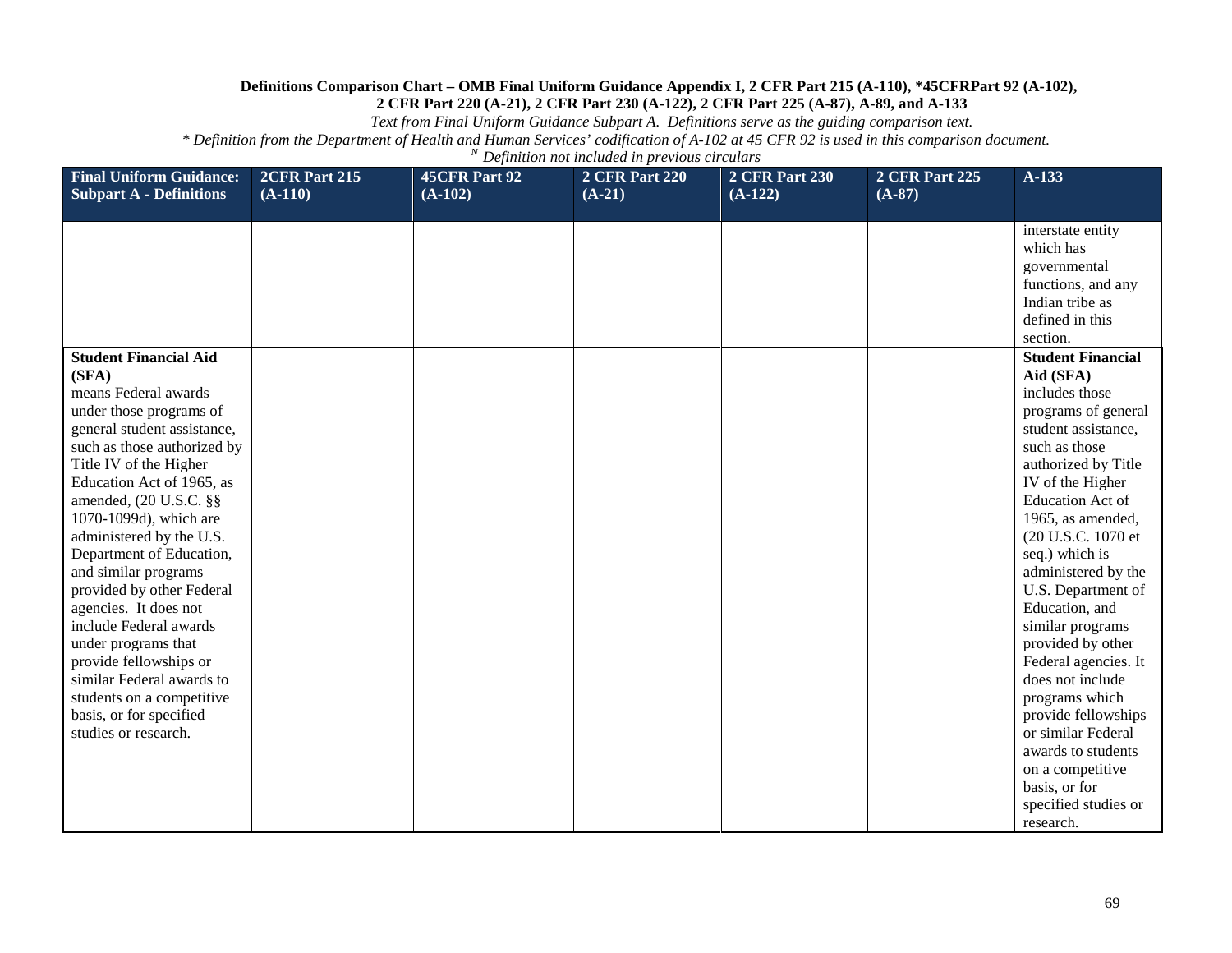**Definitions Comparison Chart – OMB Final Uniform Guidance Appendix I, 2 CFR Part 215 (A-110), *45CFRPart 92 (A-102), 2 CFR Part 220 (A-21), 2 CFR Part 230 (A-122), 2 CFR Part 225 (A-87), A-89, and A-133**

*Text from Final Uniform Guidance Subpart A. Definitions serve as the guiding comparison text.*

*\* Definition from the Department of Health and Human Services' codification of A-102 at 45 CFR 92 is used in this comparison document.*

*[N] Definition not included in previous circulars*

| Final Uniform Guidance: Subpart A - Definitions | 2CFR Part 215 (A-110) | 45CFR Part 92 (A-102) | 2 CFR Part 220 (A-21) | 2 CFR Part 230 (A-122) | 2 CFR Part 225 (A-87) | A-133 |
|---|---|---|---|---|---|---|
| | | | | | | interstate entity which has governmental functions, and any Indian tribe as defined in this section. |
| **Student Financial Aid (SFA)** means Federal awards under those programs of general student assistance, such as those authorized by Title IV of the Higher Education Act of 1965, as amended, (20 U.S.C. §§ 1070-1099d), which are administered by the U.S. Department of Education, and similar programs provided by other Federal agencies. It does not include Federal awards under programs that provide fellowships or similar Federal awards to students on a competitive basis, or for specified studies or research. | | | | | | **Student Financial Aid (SFA)** includes those programs of general student assistance, such as those authorized by Title IV of the Higher Education Act of 1965, as amended, (20 U.S.C. 1070 et seq.) which is administered by the U.S. Department of Education, and similar programs provided by other Federal agencies. It does not include programs which provide fellowships or similar Federal awards to students on a competitive basis, or for specified studies or research. |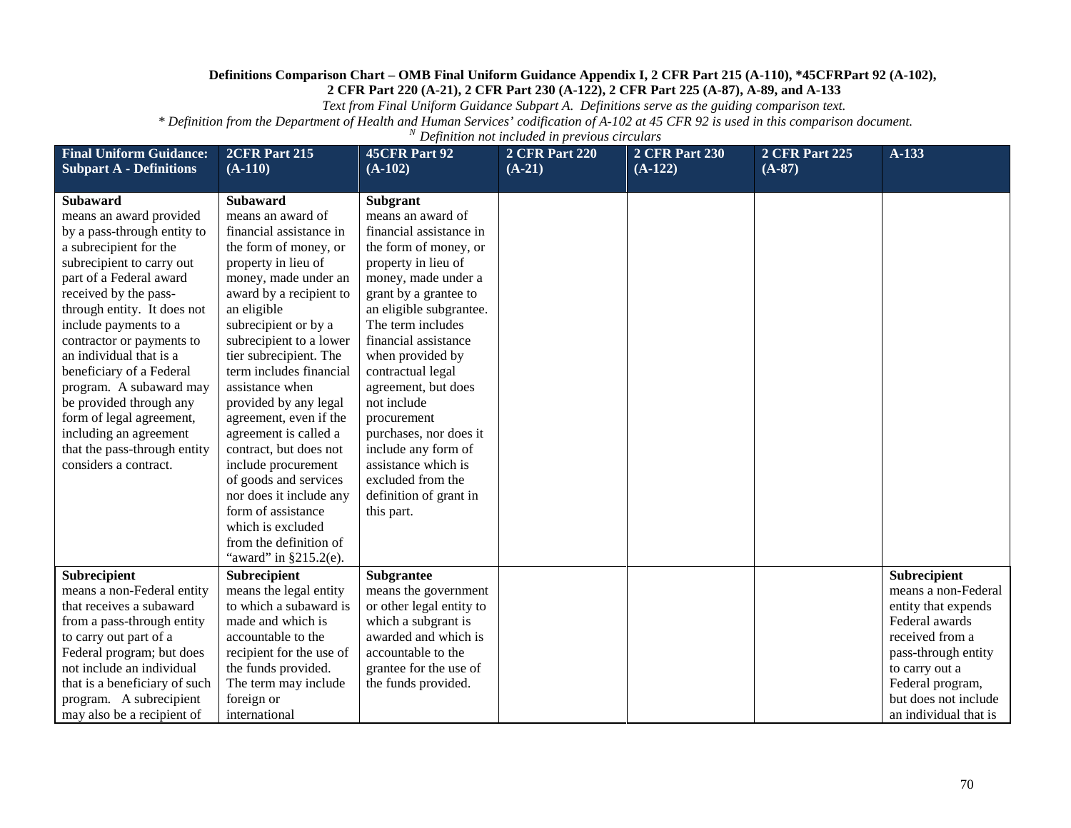**Definitions Comparison Chart – OMB Final Uniform Guidance Appendix I, 2 CFR Part 215 (A-110), *45CFRPart 92 (A-102), 2 CFR Part 220 (A-21), 2 CFR Part 230 (A-122), 2 CFR Part 225 (A-87), A-89, and A-133**

*Text from Final Uniform Guidance Subpart A. Definitions serve as the guiding comparison text.*

*\* Definition from the Department of Health and Human Services' codification of A-102 at 45 CFR 92 is used in this comparison document.*

*[N] Definition not included in previous circulars*

| Final Uniform Guidance: Subpart A - Definitions | 2CFR Part 215 (A-110) | 45CFR Part 92 (A-102) | 2 CFR Part 220 (A-21) | 2 CFR Part 230 (A-122) | 2 CFR Part 225 (A-87) | A-133 |
|---|---|---|---|---|---|---|
| **Subaward** means an award provided by a pass-through entity to a subrecipient for the subrecipient to carry out part of a Federal award received by the pass-through entity. It does not include payments to a contractor or payments to an individual that is a beneficiary of a Federal program. A subaward may be provided through any form of legal agreement, including an agreement that the pass-through entity considers a contract. | **Subaward** means an award of financial assistance in the form of money, or property in lieu of money, made under an award by a recipient to an eligible subrecipient or by a subrecipient to a lower tier subrecipient. The term includes financial assistance when provided by any legal agreement, even if the agreement is called a contract, but does not include procurement of goods and services nor does it include any form of assistance which is excluded from the definition of "award" in §215.2(e). | **Subgrant** means an award of financial assistance in the form of money, or property in lieu of money, made under a grant by a grantee to an eligible subgrantee. The term includes financial assistance when provided by contractual legal agreement, but does not include procurement purchases, nor does it include any form of assistance which is excluded from the definition of grant in this part. | | | | |
| **Subrecipient** means a non-Federal entity that receives a subaward from a pass-through entity to carry out part of a Federal program; but does not include an individual that is a beneficiary of such program. A subrecipient may also be a recipient of | **Subrecipient** means the legal entity to which a subaward is made and which is accountable to the recipient for the use of the funds provided. The term may include foreign or international | **Subgrantee** means the government or other legal entity to which a subgrant is awarded and which is accountable to the grantee for the use of the funds provided. | | | | **Subrecipient** means a non-Federal entity that expends Federal awards received from a pass-through entity to carry out a Federal program, but does not include an individual that is |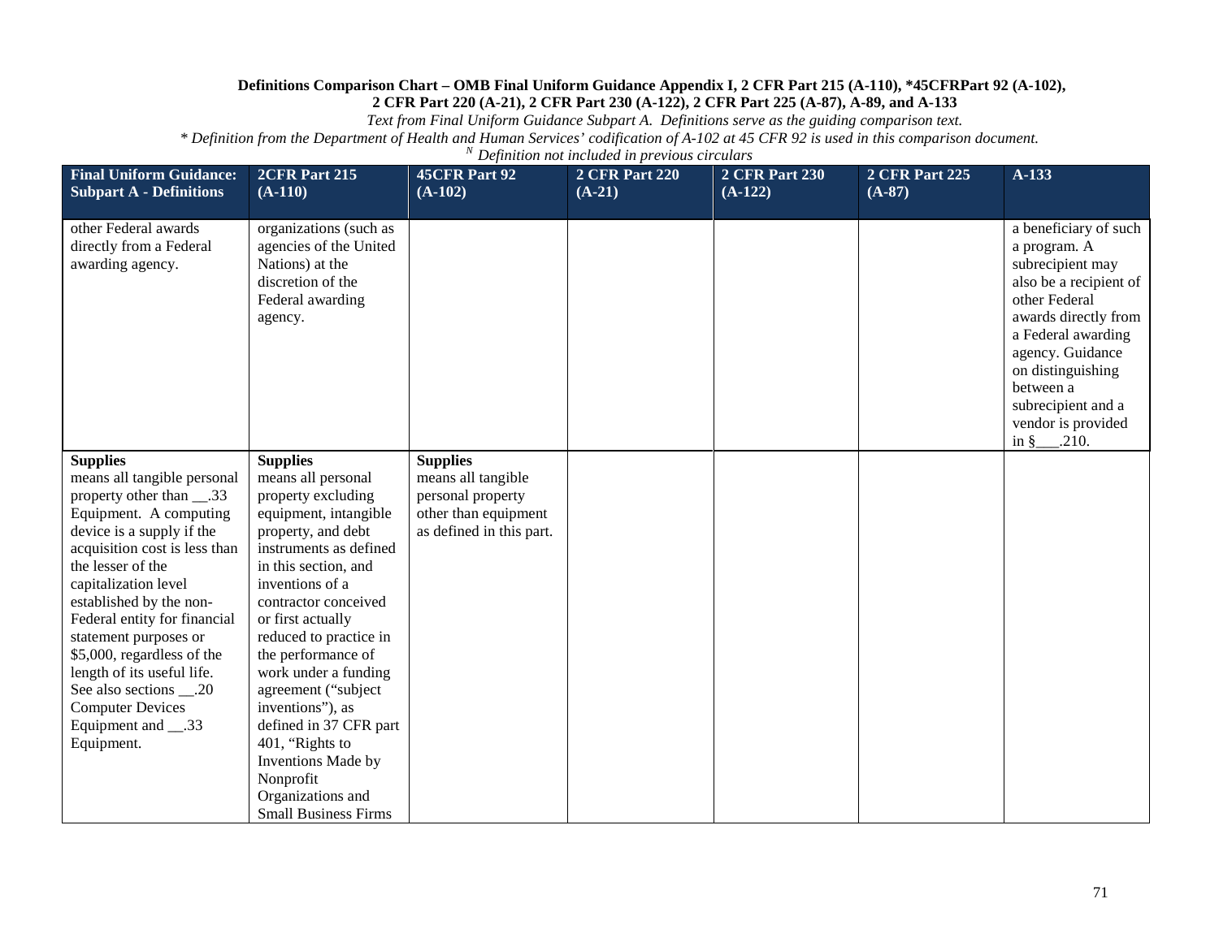**Definitions Comparison Chart – OMB Final Uniform Guidance Appendix I, 2 CFR Part 215 (A-110), *45CFRPart 92 (A-102), 2 CFR Part 220 (A-21), 2 CFR Part 230 (A-122), 2 CFR Part 225 (A-87), A-89, and A-133**

*Text from Final Uniform Guidance Subpart A. Definitions serve as the guiding comparison text.*

*\* Definition from the Department of Health and Human Services' codification of A-102 at 45 CFR 92 is used in this comparison document.*

*[N] Definition not included in previous circulars*

| Final Uniform Guidance: Subpart A - Definitions | 2CFR Part 215 (A-110) | 45CFR Part 92 (A-102) | 2 CFR Part 220 (A-21) | 2 CFR Part 230 (A-122) | 2 CFR Part 225 (A-87) | A-133 |
|---|---|---|---|---|---|---|
| other Federal awards directly from a Federal awarding agency. | organizations (such as agencies of the United Nations) at the discretion of the Federal awarding agency. | | | | | a beneficiary of such a program. A subrecipient may also be a recipient of other Federal awards directly from a Federal awarding agency. Guidance on distinguishing between a subrecipient and a vendor is provided in §___.210. |
| **Supplies** means all tangible personal property other than __.33 Equipment. A computing device is a supply if the acquisition cost is less than the lesser of the capitalization level established by the non-Federal entity for financial statement purposes or $5,000, regardless of the length of its useful life. See also sections __.20 Computer Devices Equipment and __.33 Equipment. | **Supplies** means all personal property excluding equipment, intangible property, and debt instruments as defined in this section, and inventions of a contractor conceived or first actually reduced to practice in the performance of work under a funding agreement ("subject inventions"), as defined in 37 CFR part 401, "Rights to Inventions Made by Nonprofit Organizations and Small Business Firms | **Supplies** means all tangible personal property other than equipment as defined in this part. | | | | |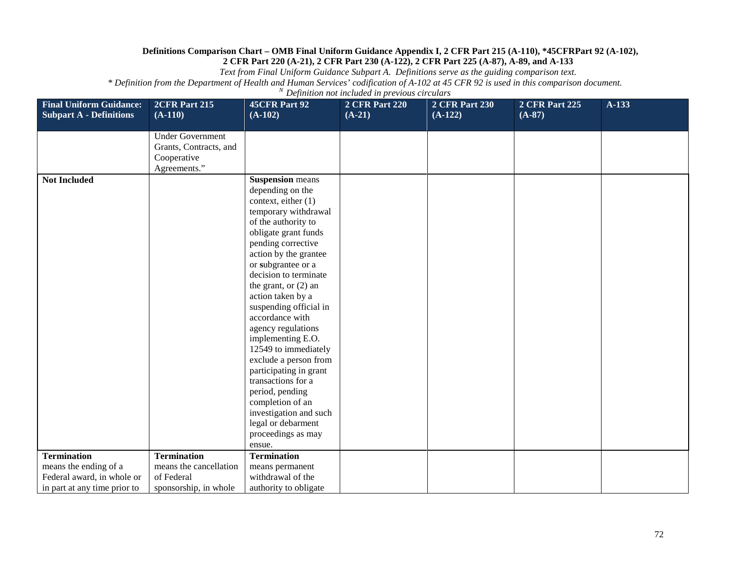**Definitions Comparison Chart – OMB Final Uniform Guidance Appendix I, 2 CFR Part 215 (A-110), *45CFRPart 92 (A-102), 2 CFR Part 220 (A-21), 2 CFR Part 230 (A-122), 2 CFR Part 225 (A-87), A-89, and A-133**

*Text from Final Uniform Guidance Subpart A. Definitions serve as the guiding comparison text.*

*\* Definition from the Department of Health and Human Services' codification of A-102 at 45 CFR 92 is used in this comparison document.*

*[N] Definition not included in previous circulars*

| Final Uniform Guidance: Subpart A - Definitions | 2CFR Part 215 (A-110) | 45CFR Part 92 (A-102) | 2 CFR Part 220 (A-21) | 2 CFR Part 230 (A-122) | 2 CFR Part 225 (A-87) | A-133 |
|---|---|---|---|---|---|---|
| | Under Government Grants, Contracts, and Cooperative Agreements." | | | | | |
| **Not Included** | | **Suspension** means depending on the context, either (1) temporary withdrawal of the authority to obligate grant funds pending corrective action by the grantee or subgrantee or a decision to terminate the grant, or (2) an action taken by a suspending official in accordance with agency regulations implementing E.O. 12549 to immediately exclude a person from participating in grant transactions for a period, pending completion of an investigation and such legal or debarment proceedings as may ensue. | | | | |
| **Termination** means the ending of a Federal award, in whole or in part at any time prior to | **Termination** means the cancellation of Federal sponsorship, in whole | **Termination** means permanent withdrawal of the authority to obligate | | | | |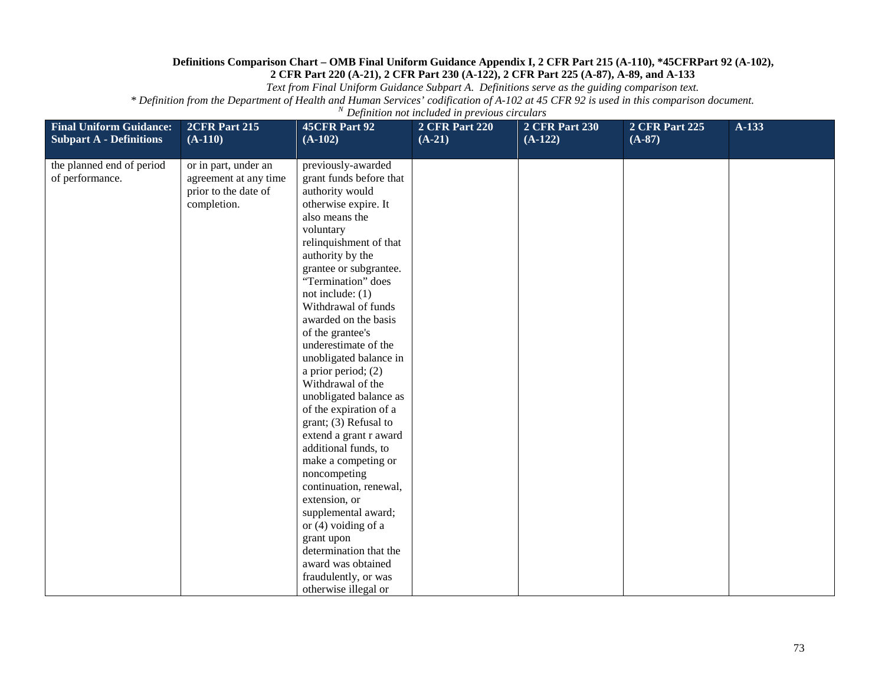**Definitions Comparison Chart – OMB Final Uniform Guidance Appendix I, 2 CFR Part 215 (A-110), *45CFRPart 92 (A-102), 2 CFR Part 220 (A-21), 2 CFR Part 230 (A-122), 2 CFR Part 225 (A-87), A-89, and A-133**

*Text from Final Uniform Guidance Subpart A. Definitions serve as the guiding comparison text.*

*\* Definition from the Department of Health and Human Services' codification of A-102 at 45 CFR 92 is used in this comparison document.*

*[N] Definition not included in previous circulars*

| Final Uniform Guidance: Subpart A - Definitions | 2CFR Part 215 (A-110) | 45CFR Part 92 (A-102) | 2 CFR Part 220 (A-21) | 2 CFR Part 230 (A-122) | 2 CFR Part 225 (A-87) | A-133 |
|---|---|---|---|---|---|---|
| the planned end of period of performance. | or in part, under an agreement at any time prior to the date of completion. | previously-awarded grant funds before that authority would otherwise expire. It also means the voluntary relinquishment of that authority by the grantee or subgrantee. "Termination" does not include: (1) Withdrawal of funds awarded on the basis of the grantee's underestimate of the unobligated balance in a prior period; (2) Withdrawal of the unobligated balance as of the expiration of a grant; (3) Refusal to extend a grant r award additional funds, to make a competing or noncompeting continuation, renewal, extension, or supplemental award; or (4) voiding of a grant upon determination that the award was obtained fraudulently, or was otherwise illegal or | | | | |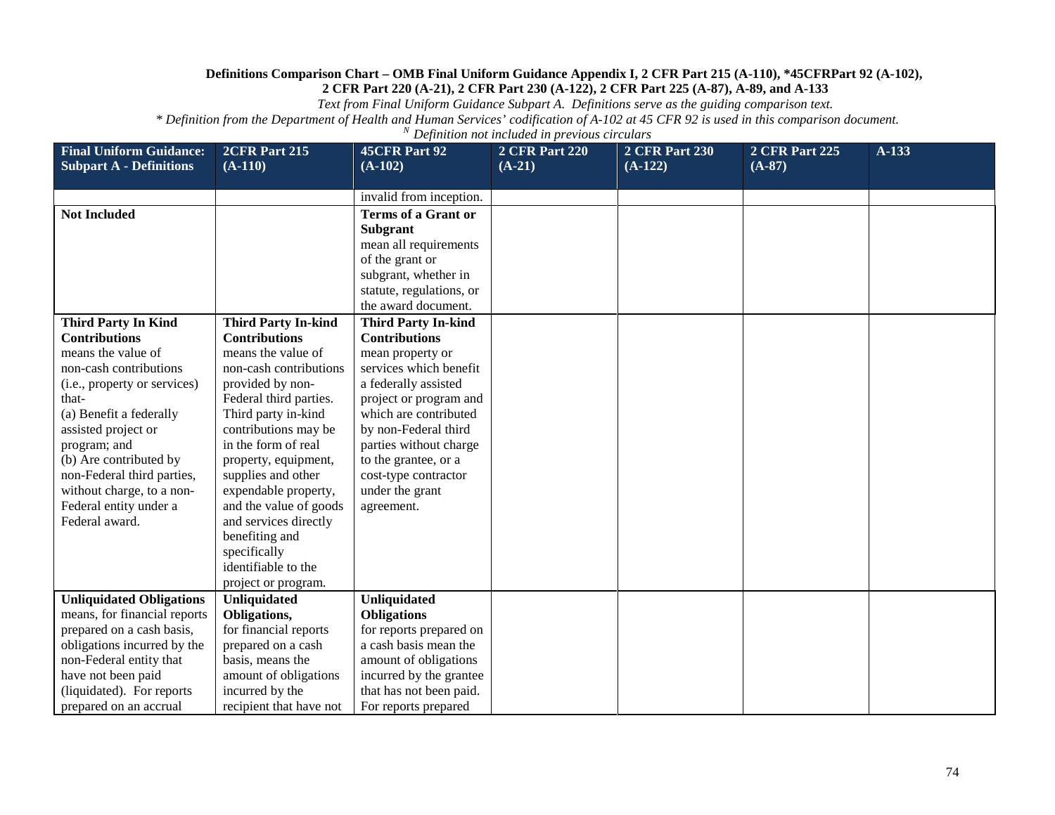**Definitions Comparison Chart – OMB Final Uniform Guidance Appendix I, 2 CFR Part 215 (A-110), *45CFRPart 92 (A-102), 2 CFR Part 220 (A-21), 2 CFR Part 230 (A-122), 2 CFR Part 225 (A-87), A-89, and A-133**

*Text from Final Uniform Guidance Subpart A. Definitions serve as the guiding comparison text.*

*\* Definition from the Department of Health and Human Services' codification of A-102 at 45 CFR 92 is used in this comparison document.*

*[N] Definition not included in previous circulars*

| Final Uniform Guidance: Subpart A - Definitions | 2CFR Part 215 (A-110) | 45CFR Part 92 (A-102) | 2 CFR Part 220 (A-21) | 2 CFR Part 230 (A-122) | 2 CFR Part 225 (A-87) | A-133 |
|---|---|---|---|---|---|---|
| | | invalid from inception. | | | | |
| **Not Included** | | **Terms of a Grant or Subgrant** mean all requirements of the grant or subgrant, whether in statute, regulations, or the award document. | | | | |
| **Third Party In Kind Contributions** means the value of non-cash contributions (i.e., property or services) that- (a) Benefit a federally assisted project or program; and (b) Are contributed by non-Federal third parties, without charge, to a non-Federal entity under a Federal award. | **Third Party In-kind Contributions** means the value of non-cash contributions provided by non-Federal third parties. Third party in-kind contributions may be in the form of real property, equipment, supplies and other expendable property, and the value of goods and services directly benefiting and specifically identifiable to the project or program. | **Third Party In-kind Contributions** mean property or services which benefit a federally assisted project or program and which are contributed by non-Federal third parties without charge to the grantee, or a cost-type contractor under the grant agreement. | | | | |
| **Unliquidated Obligations** means, for financial reports prepared on a cash basis, obligations incurred by the non-Federal entity that have not been paid (liquidated). For reports prepared on an accrual | **Unliquidated Obligations,** for financial reports prepared on a cash basis, means the amount of obligations incurred by the recipient that have not | **Unliquidated Obligations** for reports prepared on a cash basis mean the amount of obligations incurred by the grantee that has not been paid. For reports prepared | | | | |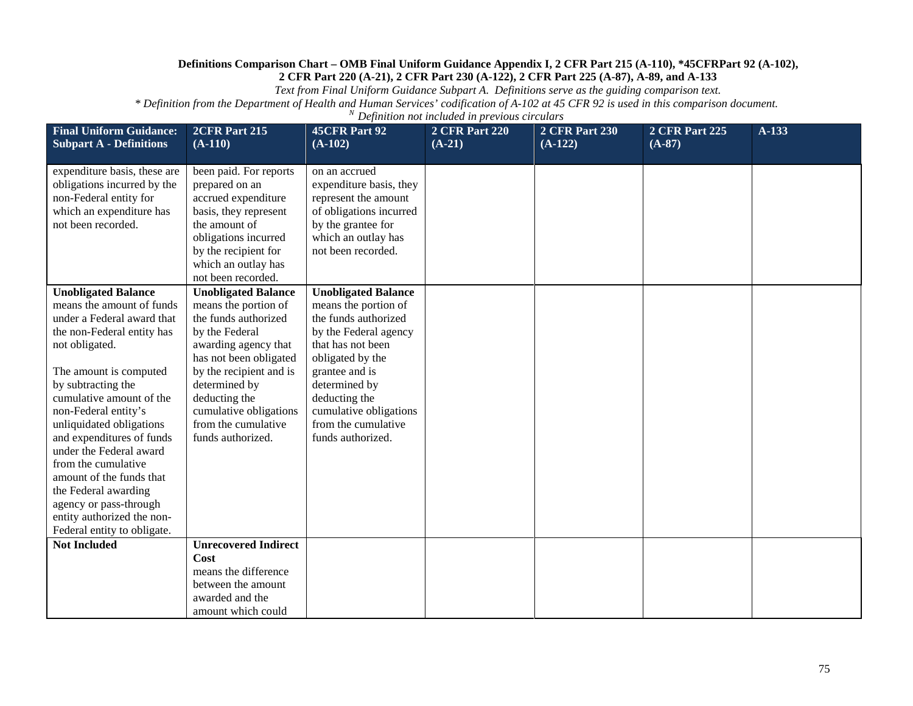**Definitions Comparison Chart – OMB Final Uniform Guidance Appendix I, 2 CFR Part 215 (A-110), *45CFRPart 92 (A-102), 2 CFR Part 220 (A-21), 2 CFR Part 230 (A-122), 2 CFR Part 225 (A-87), A-89, and A-133**

*Text from Final Uniform Guidance Subpart A. Definitions serve as the guiding comparison text.*

*\* Definition from the Department of Health and Human Services' codification of A-102 at 45 CFR 92 is used in this comparison document.*

*[N] Definition not included in previous circulars*

| Final Uniform Guidance: Subpart A - Definitions | 2CFR Part 215 (A-110) | 45CFR Part 92 (A-102) | 2 CFR Part 220 (A-21) | 2 CFR Part 230 (A-122) | 2 CFR Part 225 (A-87) | A-133 |
|---|---|---|---|---|---|---|
| expenditure basis, these are obligations incurred by the non-Federal entity for which an expenditure has not been recorded. | been paid. For reports prepared on an accrued expenditure basis, they represent the amount of obligations incurred by the recipient for which an outlay has not been recorded. | on an accrued expenditure basis, they represent the amount of obligations incurred by the grantee for which an outlay has not been recorded. | | | | |
| **Unobligated Balance** means the amount of funds under a Federal award that the non-Federal entity has not obligated.<br><br>The amount is computed by subtracting the cumulative amount of the non-Federal entity's unliquidated obligations and expenditures of funds under the Federal award from the cumulative amount of the funds that the Federal awarding agency or pass-through entity authorized the non-Federal entity to obligate. | **Unobligated Balance** means the portion of the funds authorized by the Federal awarding agency that has not been obligated by the recipient and is determined by deducting the cumulative obligations from the cumulative funds authorized. | **Unobligated Balance** means the portion of the funds authorized by the Federal agency that has not been obligated by the grantee and is determined by deducting the cumulative obligations from the cumulative funds authorized. | | | | |
| **Not Included** | **Unrecovered Indirect Cost** means the difference between the amount awarded and the amount which could | | | | | |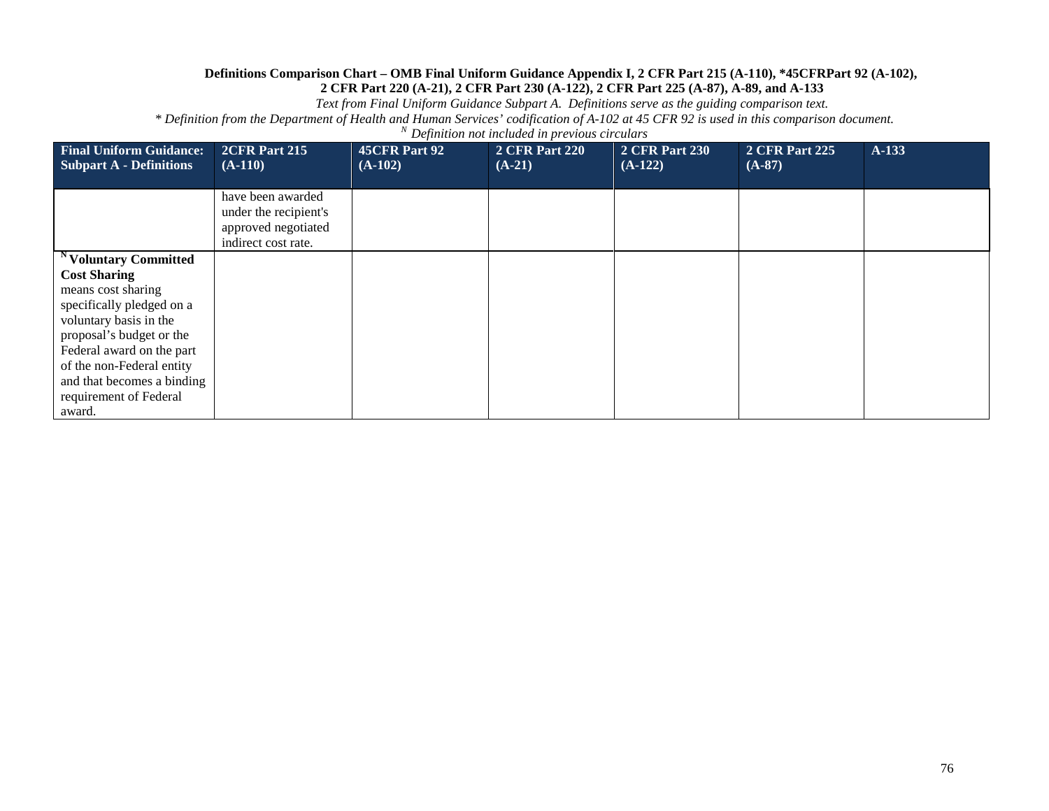**Definitions Comparison Chart – OMB Final Uniform Guidance Appendix I, 2 CFR Part 215 (A-110), *45CFRPart 92 (A-102), 2 CFR Part 220 (A-21), 2 CFR Part 230 (A-122), 2 CFR Part 225 (A-87), A-89, and A-133**

*Text from Final Uniform Guidance Subpart A. Definitions serve as the guiding comparison text.*

*\* Definition from the Department of Health and Human Services' codification of A-102 at 45 CFR 92 is used in this comparison document.*

*[N] Definition not included in previous circulars*

| Final Uniform Guidance: Subpart A - Definitions | 2CFR Part 215 (A-110) | 45CFR Part 92 (A-102) | 2 CFR Part 220 (A-21) | 2 CFR Part 230 (A-122) | 2 CFR Part 225 (A-87) | A-133 |
|---|---|---|---|---|---|---|
| | have been awarded under the recipient's approved negotiated indirect cost rate. | | | | | |
| [N] **Voluntary Committed Cost Sharing** means cost sharing specifically pledged on a voluntary basis in the proposal's budget or the Federal award on the part of the non-Federal entity and that becomes a binding requirement of Federal award. | | | | | | |